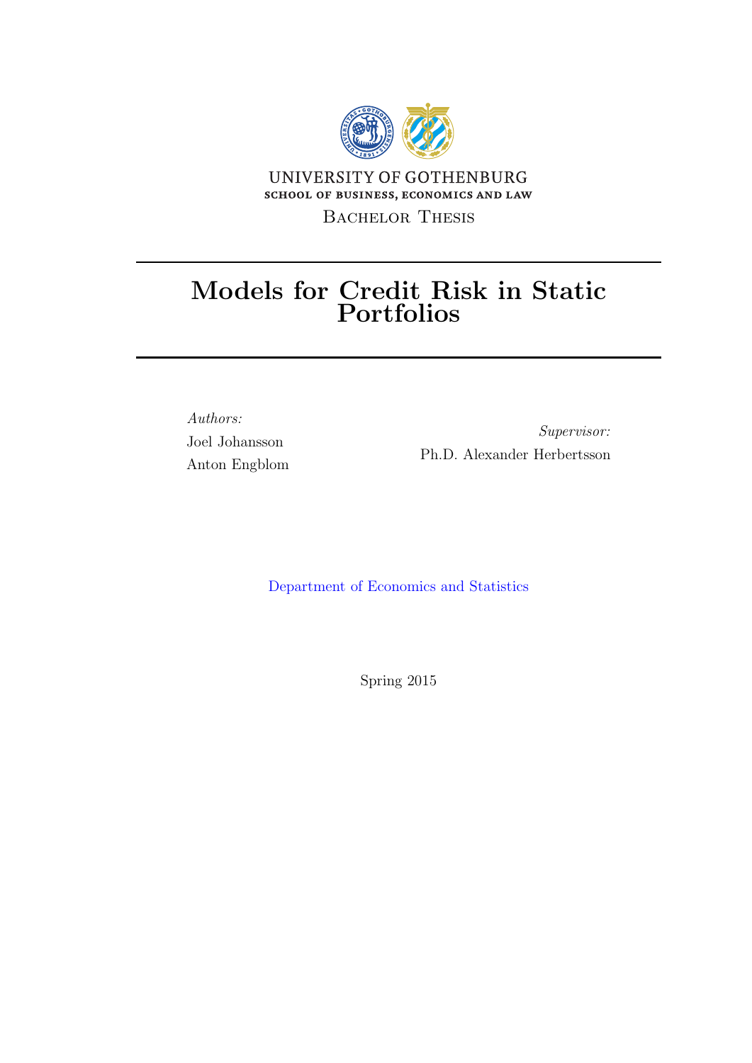UNIVERSITY OF GOTHENBURG

SCHOOL OF BUSINESS, ECONOMICS AND LAW

Bachelor Thesis

# Models for Credit Risk in Static Portfolios

*Authors:*

Joel Johansson

Anton Engblom

*Supervisor:*

Ph.D. Alexander Herbertsson

Department of Economics and Statistics

Spring 2015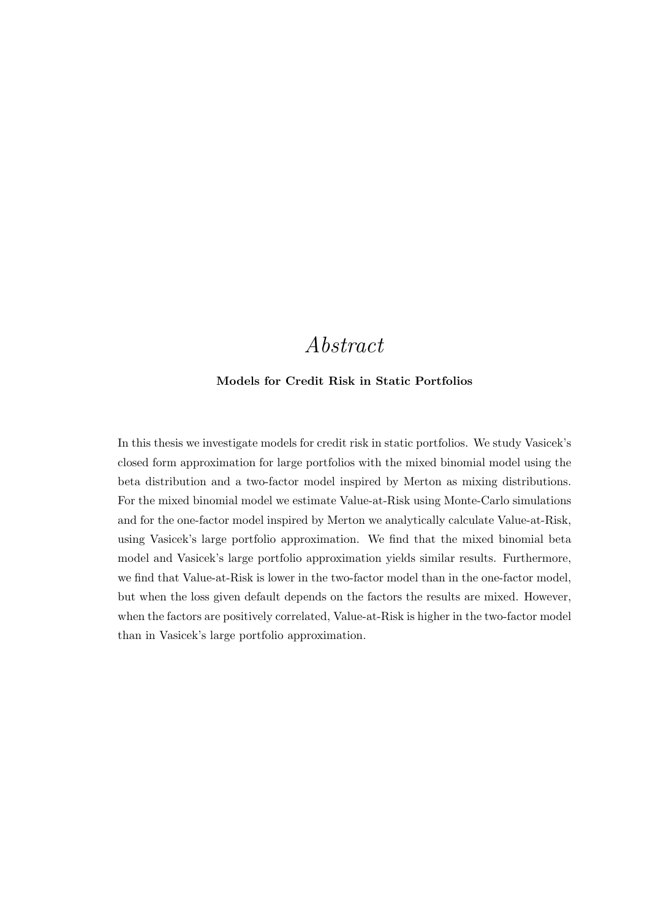# *Abstract*

**Models for Credit Risk in Static Portfolios**

In this thesis we investigate models for credit risk in static portfolios. We study Vasicek's closed form approximation for large portfolios with the mixed binomial model using the beta distribution and a two-factor model inspired by Merton as mixing distributions. For the mixed binomial model we estimate Value-at-Risk using Monte-Carlo simulations and for the one-factor model inspired by Merton we analytically calculate Value-at-Risk, using Vasicek's large portfolio approximation. We find that the mixed binomial beta model and Vasicek's large portfolio approximation yields similar results. Furthermore, we find that Value-at-Risk is lower in the two-factor model than in the one-factor model, but when the loss given default depends on the factors the results are mixed. However, when the factors are positively correlated, Value-at-Risk is higher in the two-factor model than in Vasicek's large portfolio approximation.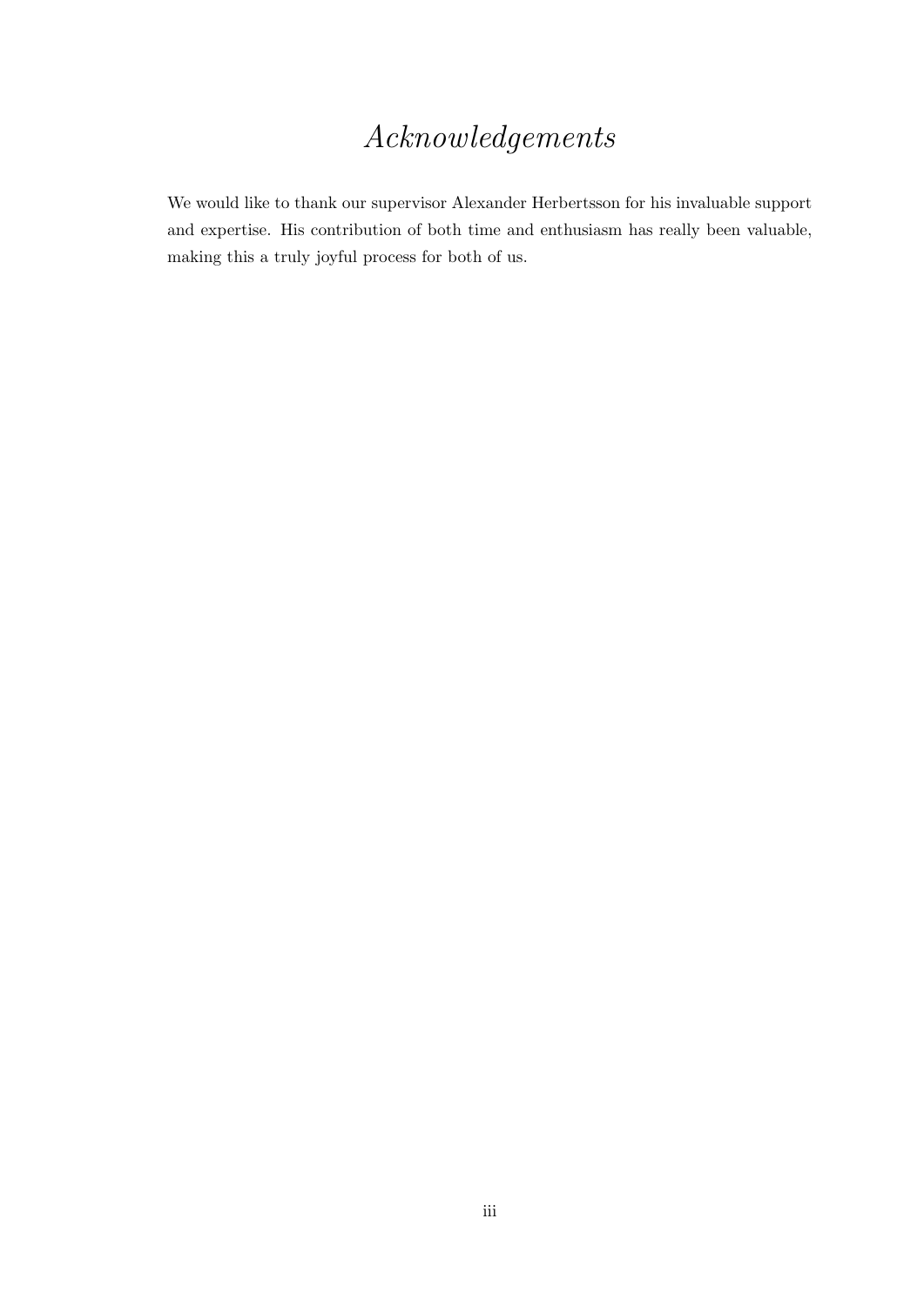# *Acknowledgements*

We would like to thank our supervisor Alexander Herbertsson for his invaluable support and expertise. His contribution of both time and enthusiasm has really been valuable, making this a truly joyful process for both of us.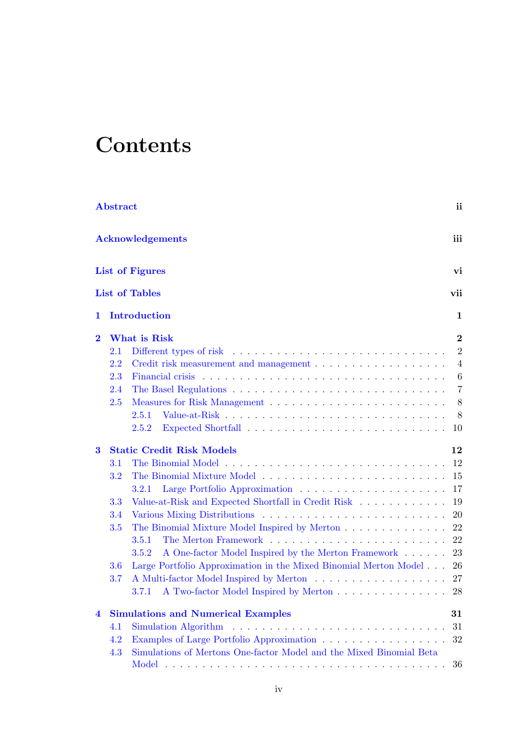# Contents

**Abstract** ii

**Acknowledgements** iii

**List of Figures** vi

**List of Tables** vii

**1 Introduction** 1

**2 What is Risk** 2

- 2.1 Different types of risk . . . 2
- 2.2 Credit risk measurement and management . . . 4
- 2.3 Financial crisis . . . 6
- 2.4 The Basel Regulations . . . 7
- 2.5 Measures for Risk Management . . . 8
  - 2.5.1 Value-at-Risk . . . 8
  - 2.5.2 Expected Shortfall . . . 10

**3 Static Credit Risk Models** 12

- 3.1 The Binomial Model . . . 12
- 3.2 The Binomial Mixture Model . . . 15
  - 3.2.1 Large Portfolio Approximation . . . 17
- 3.3 Value-at-Risk and Expected Shortfall in Credit Risk . . . 19
- 3.4 Various Mixing Distributions . . . 20
- 3.5 The Binomial Mixture Model Inspired by Merton . . . 22
  - 3.5.1 The Merton Framework . . . 22
  - 3.5.2 A One-factor Model Inspired by the Merton Framework . . . 23
- 3.6 Large Portfolio Approximation in the Mixed Binomial Merton Model . . . 26
- 3.7 A Multi-factor Model Inspired by Merton . . . 27
  - 3.7.1 A Two-factor Model Inspired by Merton . . . 28

**4 Simulations and Numerical Examples** 31

- 4.1 Simulation Algorithm . . . 31
- 4.2 Examples of Large Portfolio Approximation . . . 32
- 4.3 Simulations of Mertons One-factor Model and the Mixed Binomial Beta Model . . . 36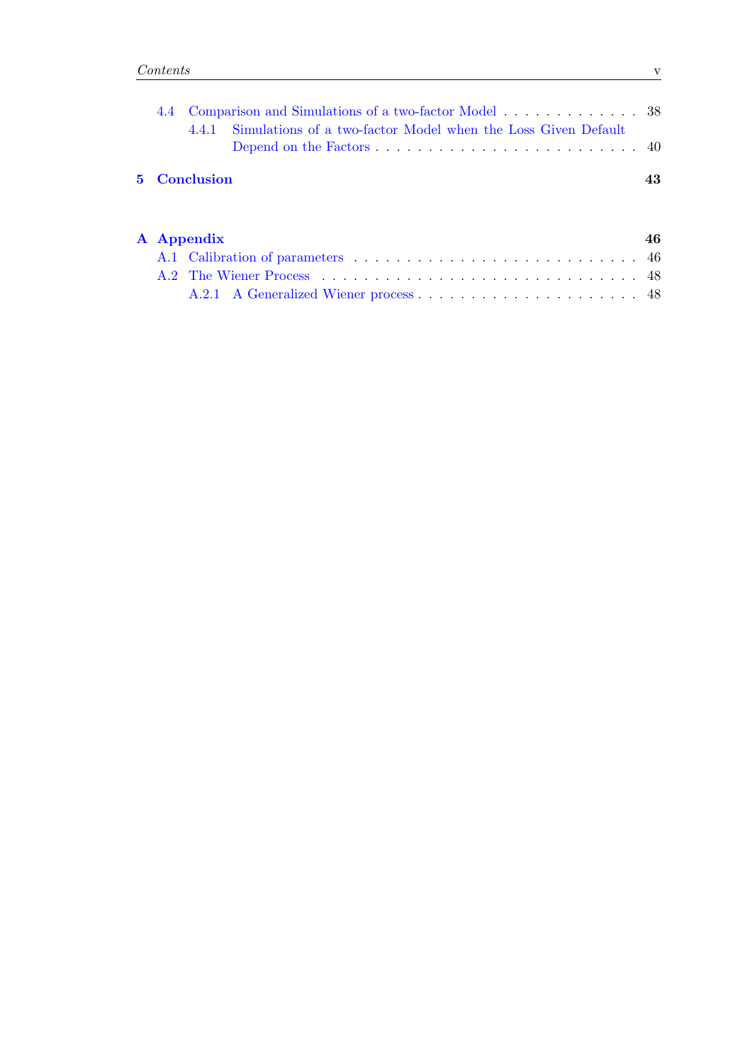4.4 Comparison and Simulations of a two-factor Model . . . . . . . . . . . . . 38

4.4.1 Simulations of a two-factor Model when the Loss Given Default Depend on the Factors . . . . . . . . . . . . . . . . . . . . . . . . . 40

**5 Conclusion** **43**

**A Appendix** **46**

A.1 Calibration of parameters . . . . . . . . . . . . . . . . . . . . . . . . . . . 46

A.2 The Wiener Process . . . . . . . . . . . . . . . . . . . . . . . . . . . . . . 48

A.2.1 A Generalized Wiener process . . . . . . . . . . . . . . . . . . . . . 48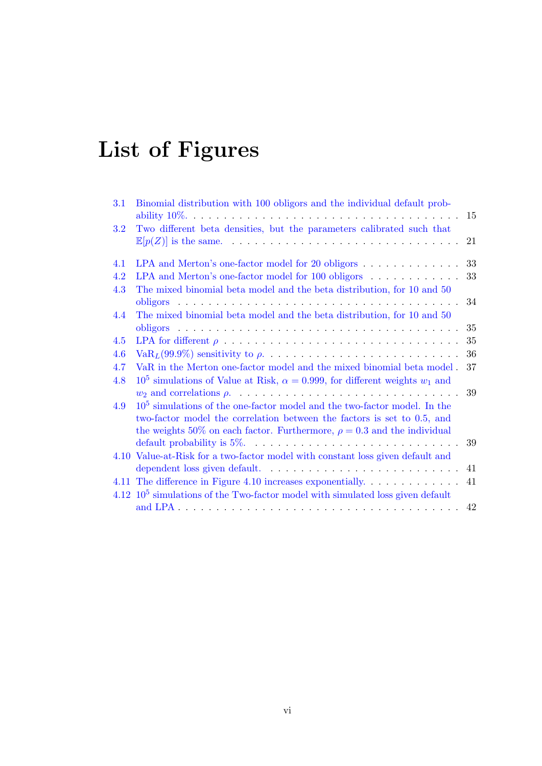# List of Figures

3.1 Binomial distribution with 100 obligors and the individual default probability 10%. . . . . 15

3.2 Two different beta densities, but the parameters calibrated such that $\mathbb{E}[p(Z)]$ is the same. . . . . 21

4.1 LPA and Merton's one-factor model for 20 obligors . . . . . 33

4.2 LPA and Merton's one-factor model for 100 obligors . . . . . 33

4.3 The mixed binomial beta model and the beta distribution, for 10 and 50 obligors . . . . . 34

4.4 The mixed binomial beta model and the beta distribution, for 10 and 50 obligors . . . . . 35

4.5 LPA for different $\rho$ . . . . . 35

4.6 $\mathrm{VaR}_L(99.9\%)$ sensitivity to $\rho$. . . . . . 36

4.7 VaR in the Merton one-factor model and the mixed binomial beta model . 37

4.8 $10^5$ simulations of Value at Risk, $\alpha = 0.999$, for different weights $w_1$ and $w_2$ and correlations $\rho$. . . . . . 39

4.9 $10^5$ simulations of the one-factor model and the two-factor model. In the two-factor model the correlation between the factors is set to 0.5, and the weights 50% on each factor. Furthermore, $\rho = 0.3$ and the individual default probability is 5%. . . . . . 39

4.10 Value-at-Risk for a two-factor model with constant loss given default and dependent loss given default. . . . . . 41

4.11 The difference in Figure 4.10 increases exponentially. . . . . . 41

4.12 $10^5$ simulations of the Two-factor model with simulated loss given default and LPA . . . . . 42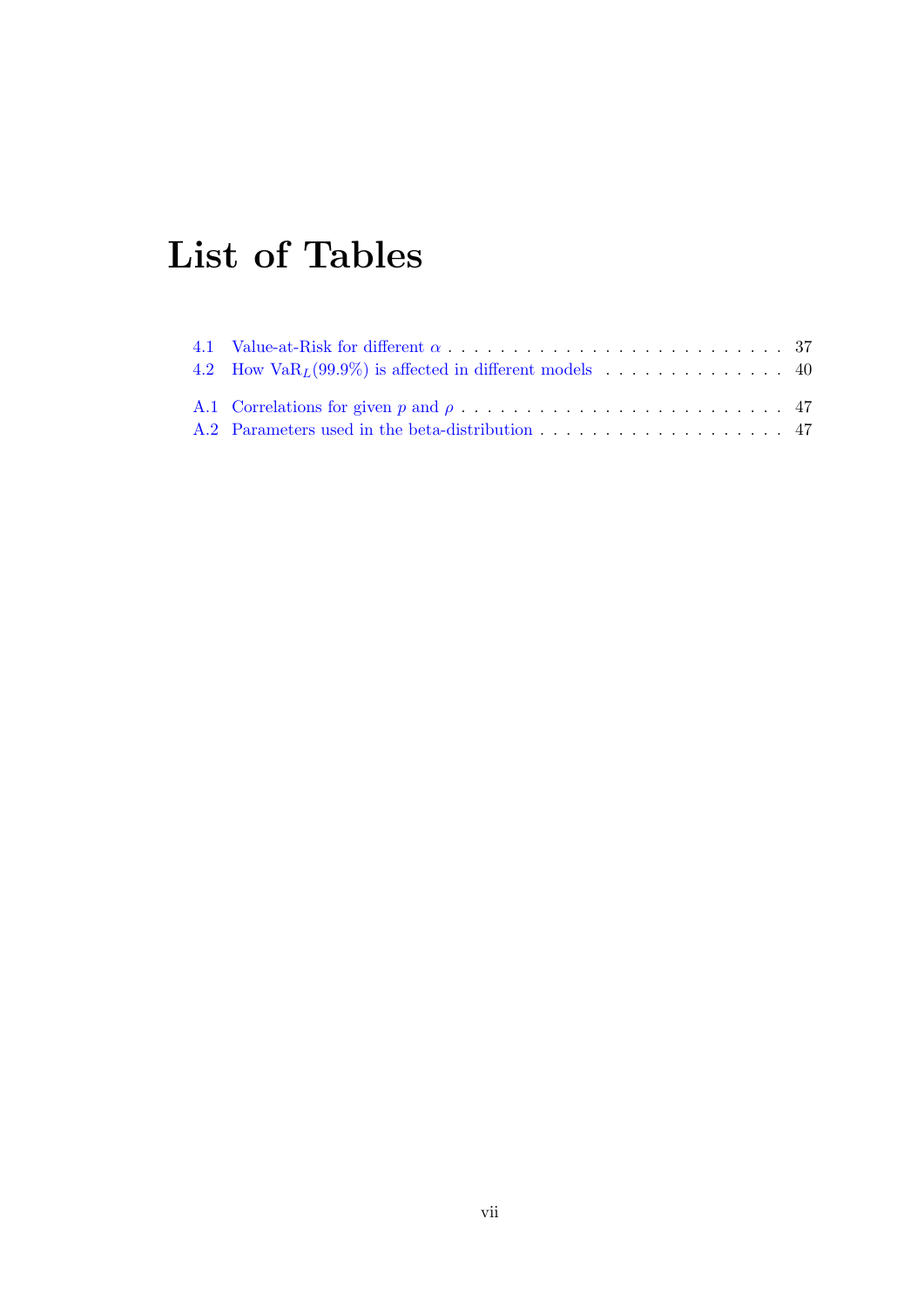# List of Tables

4.1 Value-at-Risk for different $\alpha$ . . . . . . . . . . . . . . . . . . . . . . . . . . 37
4.2 How $\text{VaR}_L(99.9\%)$ is affected in different models . . . . . . . . . . . . . . 40

A.1 Correlations for given $p$ and $\rho$ . . . . . . . . . . . . . . . . . . . . . . . . . 47
A.2 Parameters used in the beta-distribution . . . . . . . . . . . . . . . . . . . . 47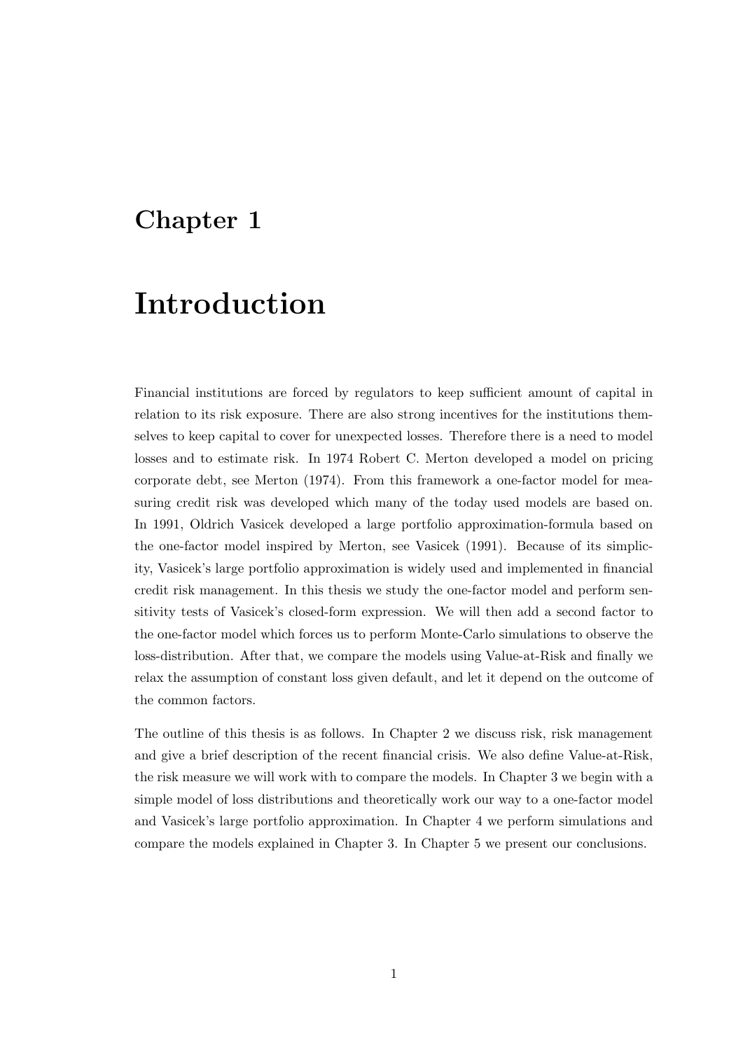# Chapter 1

# Introduction

Financial institutions are forced by regulators to keep sufficient amount of capital in relation to its risk exposure. There are also strong incentives for the institutions themselves to keep capital to cover for unexpected losses. Therefore there is a need to model losses and to estimate risk. In 1974 Robert C. Merton developed a model on pricing corporate debt, see Merton (1974). From this framework a one-factor model for measuring credit risk was developed which many of the today used models are based on. In 1991, Oldrich Vasicek developed a large portfolio approximation-formula based on the one-factor model inspired by Merton, see Vasicek (1991). Because of its simplicity, Vasicek's large portfolio approximation is widely used and implemented in financial credit risk management. In this thesis we study the one-factor model and perform sensitivity tests of Vasicek's closed-form expression. We will then add a second factor to the one-factor model which forces us to perform Monte-Carlo simulations to observe the loss-distribution. After that, we compare the models using Value-at-Risk and finally we relax the assumption of constant loss given default, and let it depend on the outcome of the common factors.

The outline of this thesis is as follows. In Chapter 2 we discuss risk, risk management and give a brief description of the recent financial crisis. We also define Value-at-Risk, the risk measure we will work with to compare the models. In Chapter 3 we begin with a simple model of loss distributions and theoretically work our way to a one-factor model and Vasicek's large portfolio approximation. In Chapter 4 we perform simulations and compare the models explained in Chapter 3. In Chapter 5 we present our conclusions.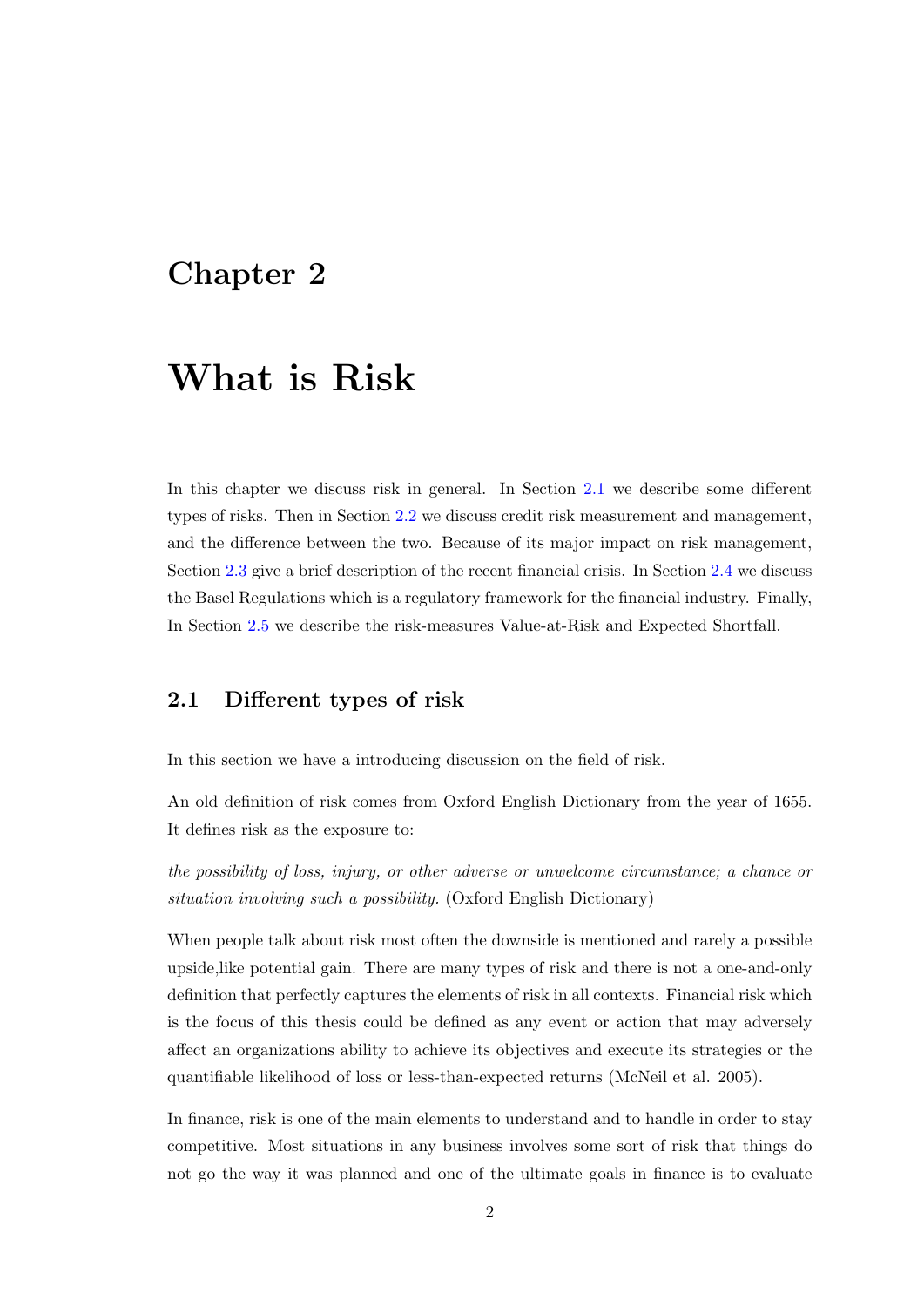# Chapter 2

# What is Risk

In this chapter we discuss risk in general. In Section 2.1 we describe some different types of risks. Then in Section 2.2 we discuss credit risk measurement and management, and the difference between the two. Because of its major impact on risk management, Section 2.3 give a brief description of the recent financial crisis. In Section 2.4 we discuss the Basel Regulations which is a regulatory framework for the financial industry. Finally, In Section 2.5 we describe the risk-measures Value-at-Risk and Expected Shortfall.

## 2.1 Different types of risk

In this section we have a introducing discussion on the field of risk.

An old definition of risk comes from Oxford English Dictionary from the year of 1655. It defines risk as the exposure to:

*the possibility of loss, injury, or other adverse or unwelcome circumstance; a chance or situation involving such a possibility.* (Oxford English Dictionary)

When people talk about risk most often the downside is mentioned and rarely a possible upside,like potential gain. There are many types of risk and there is not a one-and-only definition that perfectly captures the elements of risk in all contexts. Financial risk which is the focus of this thesis could be defined as any event or action that may adversely affect an organizations ability to achieve its objectives and execute its strategies or the quantifiable likelihood of loss or less-than-expected returns (McNeil et al. 2005).

In finance, risk is one of the main elements to understand and to handle in order to stay competitive. Most situations in any business involves some sort of risk that things do not go the way it was planned and one of the ultimate goals in finance is to evaluate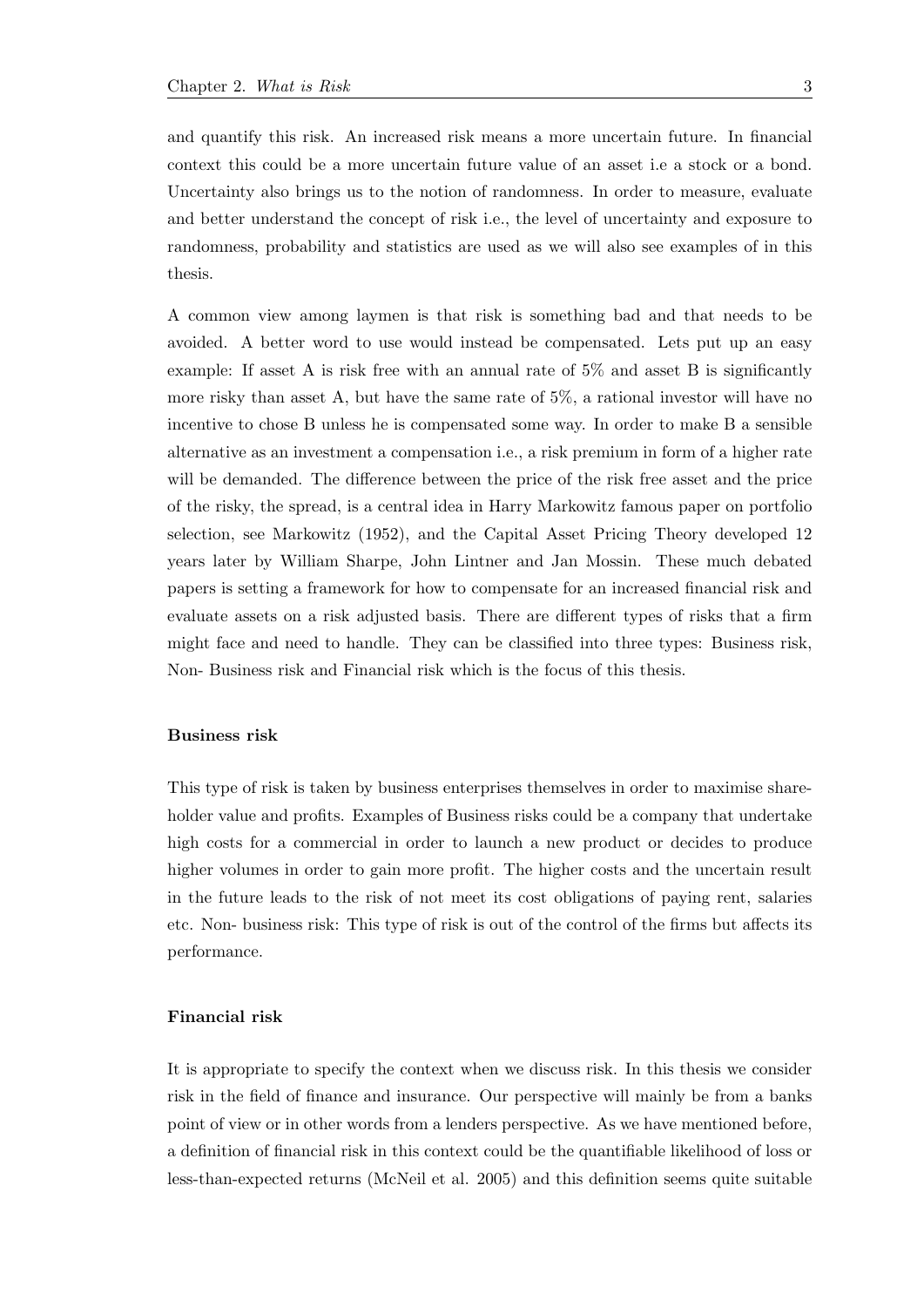and quantify this risk. An increased risk means a more uncertain future. In financial context this could be a more uncertain future value of an asset i.e a stock or a bond. Uncertainty also brings us to the notion of randomness. In order to measure, evaluate and better understand the concept of risk i.e., the level of uncertainty and exposure to randomness, probability and statistics are used as we will also see examples of in this thesis.

A common view among laymen is that risk is something bad and that needs to be avoided. A better word to use would instead be compensated. Lets put up an easy example: If asset A is risk free with an annual rate of 5% and asset B is significantly more risky than asset A, but have the same rate of 5%, a rational investor will have no incentive to chose B unless he is compensated some way. In order to make B a sensible alternative as an investment a compensation i.e., a risk premium in form of a higher rate will be demanded. The difference between the price of the risk free asset and the price of the risky, the spread, is a central idea in Harry Markowitz famous paper on portfolio selection, see Markowitz (1952), and the Capital Asset Pricing Theory developed 12 years later by William Sharpe, John Lintner and Jan Mossin. These much debated papers is setting a framework for how to compensate for an increased financial risk and evaluate assets on a risk adjusted basis. There are different types of risks that a firm might face and need to handle. They can be classified into three types: Business risk, Non- Business risk and Financial risk which is the focus of this thesis.

#### Business risk

This type of risk is taken by business enterprises themselves in order to maximise shareholder value and profits. Examples of Business risks could be a company that undertake high costs for a commercial in order to launch a new product or decides to produce higher volumes in order to gain more profit. The higher costs and the uncertain result in the future leads to the risk of not meet its cost obligations of paying rent, salaries etc. Non- business risk: This type of risk is out of the control of the firms but affects its performance.

#### Financial risk

It is appropriate to specify the context when we discuss risk. In this thesis we consider risk in the field of finance and insurance. Our perspective will mainly be from a banks point of view or in other words from a lenders perspective. As we have mentioned before, a definition of financial risk in this context could be the quantifiable likelihood of loss or less-than-expected returns (McNeil et al. 2005) and this definition seems quite suitable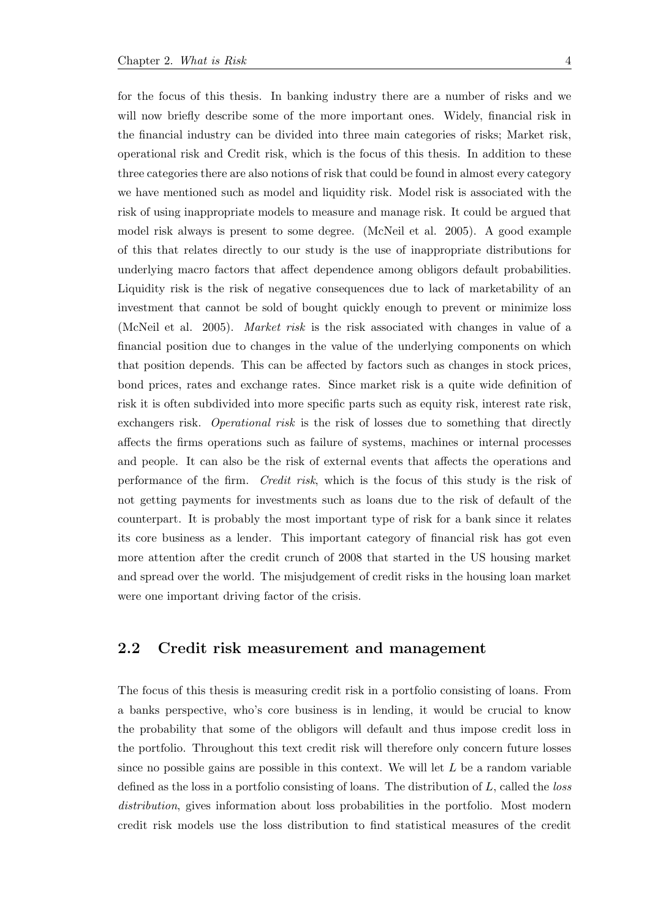for the focus of this thesis. In banking industry there are a number of risks and we will now briefly describe some of the more important ones. Widely, financial risk in the financial industry can be divided into three main categories of risks; Market risk, operational risk and Credit risk, which is the focus of this thesis. In addition to these three categories there are also notions of risk that could be found in almost every category we have mentioned such as model and liquidity risk. Model risk is associated with the risk of using inappropriate models to measure and manage risk. It could be argued that model risk always is present to some degree. (McNeil et al. 2005). A good example of this that relates directly to our study is the use of inappropriate distributions for underlying macro factors that affect dependence among obligors default probabilities. Liquidity risk is the risk of negative consequences due to lack of marketability of an investment that cannot be sold of bought quickly enough to prevent or minimize loss (McNeil et al. 2005). *Market risk* is the risk associated with changes in value of a financial position due to changes in the value of the underlying components on which that position depends. This can be affected by factors such as changes in stock prices, bond prices, rates and exchange rates. Since market risk is a quite wide definition of risk it is often subdivided into more specific parts such as equity risk, interest rate risk, exchangers risk. *Operational risk* is the risk of losses due to something that directly affects the firms operations such as failure of systems, machines or internal processes and people. It can also be the risk of external events that affects the operations and performance of the firm. *Credit risk*, which is the focus of this study is the risk of not getting payments for investments such as loans due to the risk of default of the counterpart. It is probably the most important type of risk for a bank since it relates its core business as a lender. This important category of financial risk has got even more attention after the credit crunch of 2008 that started in the US housing market and spread over the world. The misjudgement of credit risks in the housing loan market were one important driving factor of the crisis.

## 2.2 Credit risk measurement and management

The focus of this thesis is measuring credit risk in a portfolio consisting of loans. From a banks perspective, who's core business is in lending, it would be crucial to know the probability that some of the obligors will default and thus impose credit loss in the portfolio. Throughout this text credit risk will therefore only concern future losses since no possible gains are possible in this context. We will let $L$ be a random variable defined as the loss in a portfolio consisting of loans. The distribution of $L$, called the *loss distribution*, gives information about loss probabilities in the portfolio. Most modern credit risk models use the loss distribution to find statistical measures of the credit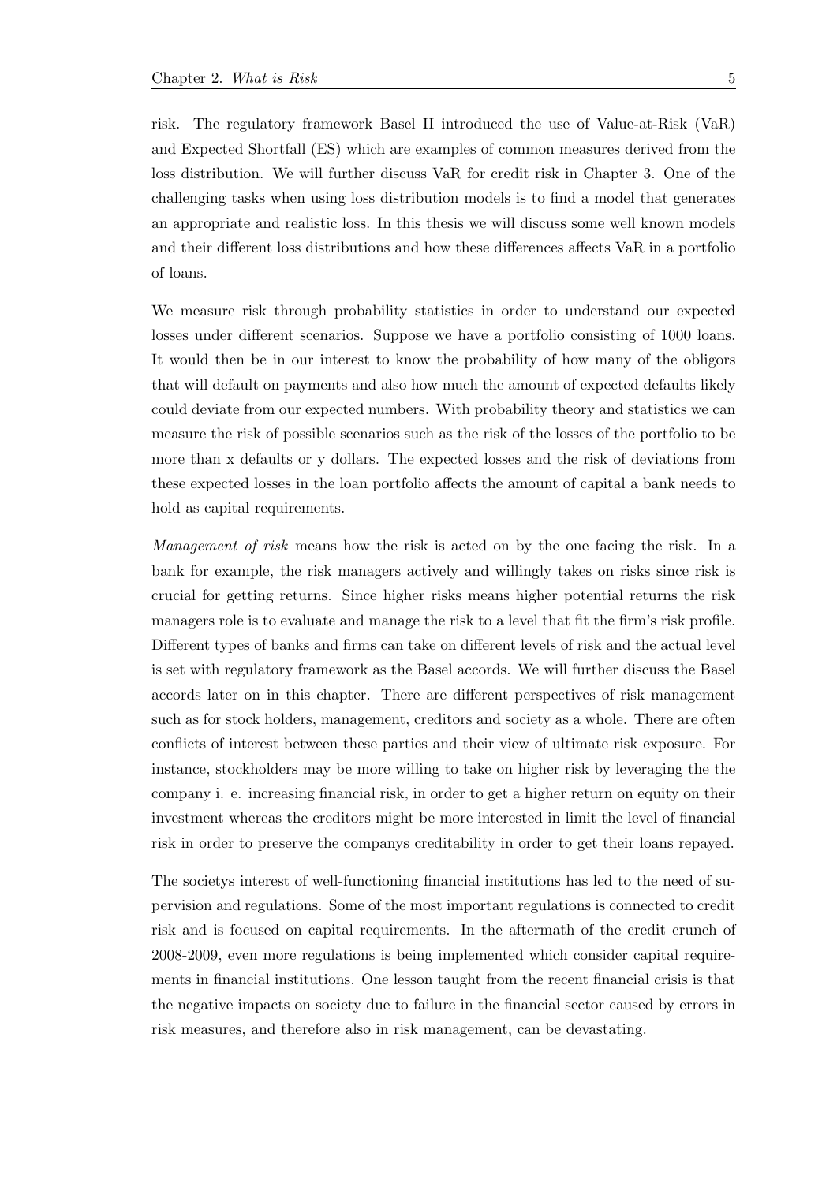risk. The regulatory framework Basel II introduced the use of Value-at-Risk (VaR) and Expected Shortfall (ES) which are examples of common measures derived from the loss distribution. We will further discuss VaR for credit risk in Chapter 3. One of the challenging tasks when using loss distribution models is to find a model that generates an appropriate and realistic loss. In this thesis we will discuss some well known models and their different loss distributions and how these differences affects VaR in a portfolio of loans.

We measure risk through probability statistics in order to understand our expected losses under different scenarios. Suppose we have a portfolio consisting of 1000 loans. It would then be in our interest to know the probability of how many of the obligors that will default on payments and also how much the amount of expected defaults likely could deviate from our expected numbers. With probability theory and statistics we can measure the risk of possible scenarios such as the risk of the losses of the portfolio to be more than x defaults or y dollars. The expected losses and the risk of deviations from these expected losses in the loan portfolio affects the amount of capital a bank needs to hold as capital requirements.

*Management of risk* means how the risk is acted on by the one facing the risk. In a bank for example, the risk managers actively and willingly takes on risks since risk is crucial for getting returns. Since higher risks means higher potential returns the risk managers role is to evaluate and manage the risk to a level that fit the firm's risk profile. Different types of banks and firms can take on different levels of risk and the actual level is set with regulatory framework as the Basel accords. We will further discuss the Basel accords later on in this chapter. There are different perspectives of risk management such as for stock holders, management, creditors and society as a whole. There are often conflicts of interest between these parties and their view of ultimate risk exposure. For instance, stockholders may be more willing to take on higher risk by leveraging the the company i. e. increasing financial risk, in order to get a higher return on equity on their investment whereas the creditors might be more interested in limit the level of financial risk in order to preserve the companys creditability in order to get their loans repayed.

The societys interest of well-functioning financial institutions has led to the need of supervision and regulations. Some of the most important regulations is connected to credit risk and is focused on capital requirements. In the aftermath of the credit crunch of 2008-2009, even more regulations is being implemented which consider capital requirements in financial institutions. One lesson taught from the recent financial crisis is that the negative impacts on society due to failure in the financial sector caused by errors in risk measures, and therefore also in risk management, can be devastating.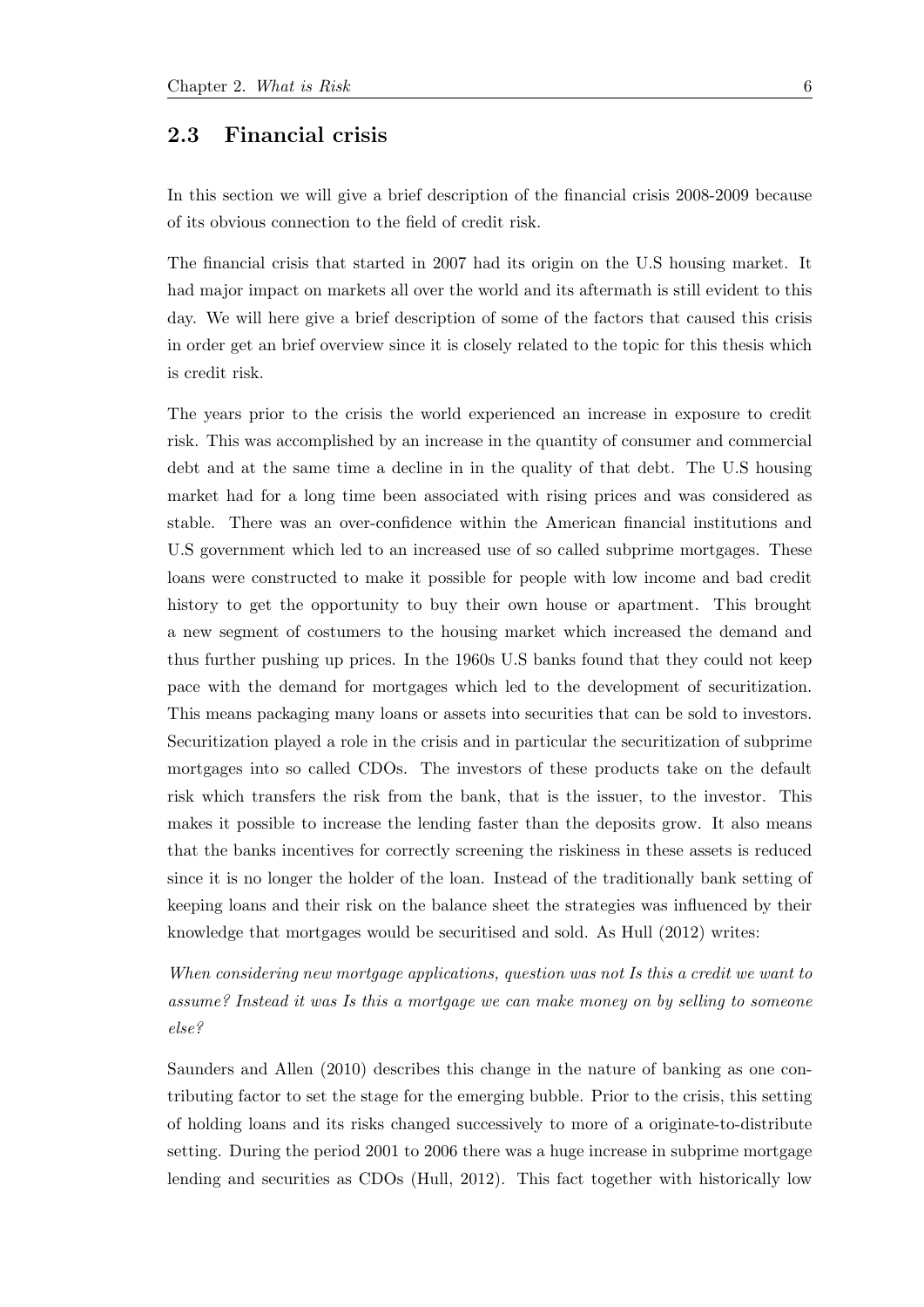## 2.3 Financial crisis

In this section we will give a brief description of the financial crisis 2008-2009 because of its obvious connection to the field of credit risk.

The financial crisis that started in 2007 had its origin on the U.S housing market. It had major impact on markets all over the world and its aftermath is still evident to this day. We will here give a brief description of some of the factors that caused this crisis in order get an brief overview since it is closely related to the topic for this thesis which is credit risk.

The years prior to the crisis the world experienced an increase in exposure to credit risk. This was accomplished by an increase in the quantity of consumer and commercial debt and at the same time a decline in in the quality of that debt. The U.S housing market had for a long time been associated with rising prices and was considered as stable. There was an over-confidence within the American financial institutions and U.S government which led to an increased use of so called subprime mortgages. These loans were constructed to make it possible for people with low income and bad credit history to get the opportunity to buy their own house or apartment. This brought a new segment of costumers to the housing market which increased the demand and thus further pushing up prices. In the 1960s U.S banks found that they could not keep pace with the demand for mortgages which led to the development of securitization. This means packaging many loans or assets into securities that can be sold to investors. Securitization played a role in the crisis and in particular the securitization of subprime mortgages into so called CDOs. The investors of these products take on the default risk which transfers the risk from the bank, that is the issuer, to the investor. This makes it possible to increase the lending faster than the deposits grow. It also means that the banks incentives for correctly screening the riskiness in these assets is reduced since it is no longer the holder of the loan. Instead of the traditionally bank setting of keeping loans and their risk on the balance sheet the strategies was influenced by their knowledge that mortgages would be securitised and sold. As Hull (2012) writes:

*When considering new mortgage applications, question was not Is this a credit we want to assume? Instead it was Is this a mortgage we can make money on by selling to someone else?*

Saunders and Allen (2010) describes this change in the nature of banking as one contributing factor to set the stage for the emerging bubble. Prior to the crisis, this setting of holding loans and its risks changed successively to more of a originate-to-distribute setting. During the period 2001 to 2006 there was a huge increase in subprime mortgage lending and securities as CDOs (Hull, 2012). This fact together with historically low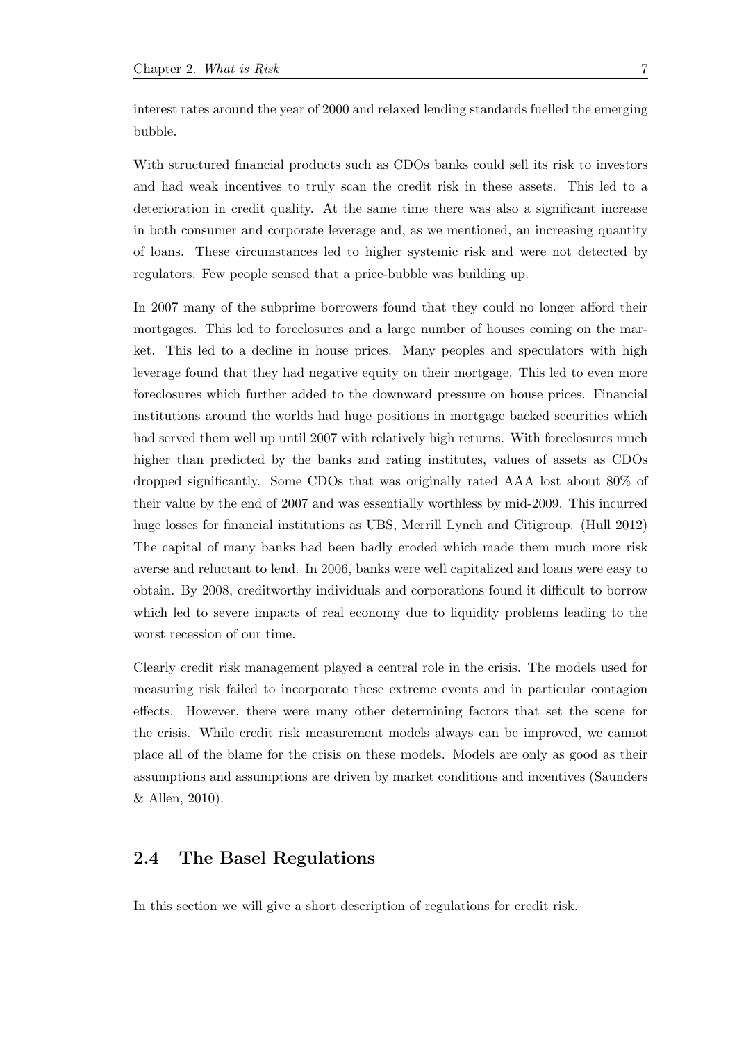interest rates around the year of 2000 and relaxed lending standards fuelled the emerging bubble.

With structured financial products such as CDOs banks could sell its risk to investors and had weak incentives to truly scan the credit risk in these assets. This led to a deterioration in credit quality. At the same time there was also a significant increase in both consumer and corporate leverage and, as we mentioned, an increasing quantity of loans. These circumstances led to higher systemic risk and were not detected by regulators. Few people sensed that a price-bubble was building up.

In 2007 many of the subprime borrowers found that they could no longer afford their mortgages. This led to foreclosures and a large number of houses coming on the market. This led to a decline in house prices. Many peoples and speculators with high leverage found that they had negative equity on their mortgage. This led to even more foreclosures which further added to the downward pressure on house prices. Financial institutions around the worlds had huge positions in mortgage backed securities which had served them well up until 2007 with relatively high returns. With foreclosures much higher than predicted by the banks and rating institutes, values of assets as CDOs dropped significantly. Some CDOs that was originally rated AAA lost about 80% of their value by the end of 2007 and was essentially worthless by mid-2009. This incurred huge losses for financial institutions as UBS, Merrill Lynch and Citigroup. (Hull 2012) The capital of many banks had been badly eroded which made them much more risk averse and reluctant to lend. In 2006, banks were well capitalized and loans were easy to obtain. By 2008, creditworthy individuals and corporations found it difficult to borrow which led to severe impacts of real economy due to liquidity problems leading to the worst recession of our time.

Clearly credit risk management played a central role in the crisis. The models used for measuring risk failed to incorporate these extreme events and in particular contagion effects. However, there were many other determining factors that set the scene for the crisis. While credit risk measurement models always can be improved, we cannot place all of the blame for the crisis on these models. Models are only as good as their assumptions and assumptions are driven by market conditions and incentives (Saunders & Allen, 2010).

## 2.4 The Basel Regulations

In this section we will give a short description of regulations for credit risk.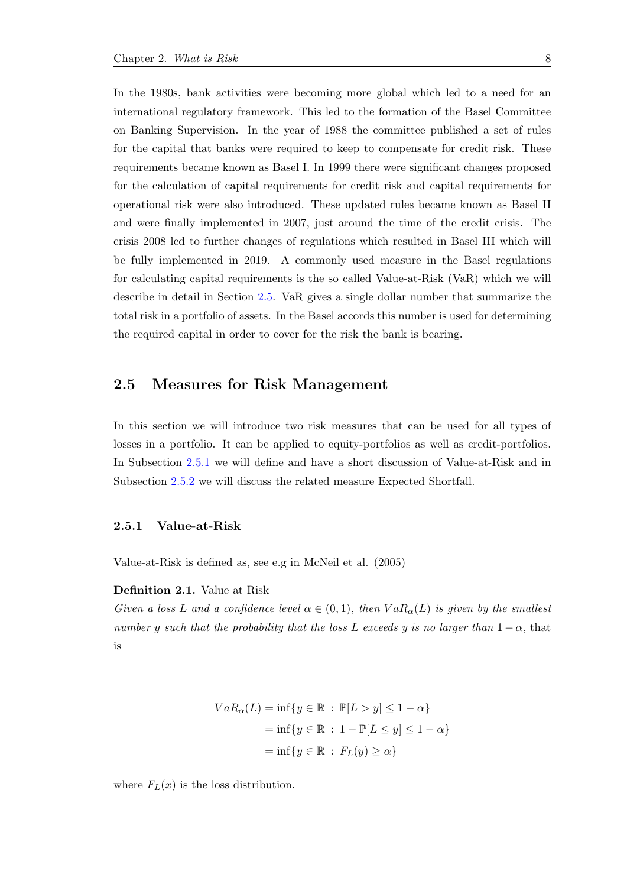In the 1980s, bank activities were becoming more global which led to a need for an international regulatory framework. This led to the formation of the Basel Committee on Banking Supervision. In the year of 1988 the committee published a set of rules for the capital that banks were required to keep to compensate for credit risk. These requirements became known as Basel I. In 1999 there were significant changes proposed for the calculation of capital requirements for credit risk and capital requirements for operational risk were also introduced. These updated rules became known as Basel II and were finally implemented in 2007, just around the time of the credit crisis. The crisis 2008 led to further changes of regulations which resulted in Basel III which will be fully implemented in 2019. A commonly used measure in the Basel regulations for calculating capital requirements is the so called Value-at-Risk (VaR) which we will describe in detail in Section 2.5. VaR gives a single dollar number that summarize the total risk in a portfolio of assets. In the Basel accords this number is used for determining the required capital in order to cover for the risk the bank is bearing.

## 2.5 Measures for Risk Management

In this section we will introduce two risk measures that can be used for all types of losses in a portfolio. It can be applied to equity-portfolios as well as credit-portfolios. In Subsection 2.5.1 we will define and have a short discussion of Value-at-Risk and in Subsection 2.5.2 we will discuss the related measure Expected Shortfall.

### 2.5.1 Value-at-Risk

Value-at-Risk is defined as, see e.g in McNeil et al. (2005)

**Definition 2.1.** Value at Risk
*Given a loss $L$ and a confidence level $\alpha \in (0, 1)$, then $VaR_\alpha(L)$ is given by the smallest number $y$ such that the probability that the loss $L$ exceeds $y$ is no larger than $1 - \alpha$,* that is

$$
\begin{aligned}
VaR_\alpha(L) &= \inf\{y \in \mathbb{R} : \mathbb{P}[L > y] \leq 1 - \alpha\} \\
&= \inf\{y \in \mathbb{R} : 1 - \mathbb{P}[L \leq y] \leq 1 - \alpha\} \\
&= \inf\{y \in \mathbb{R} : F_L(y) \geq \alpha\}
\end{aligned}
$$

where $F_L(x)$ is the loss distribution.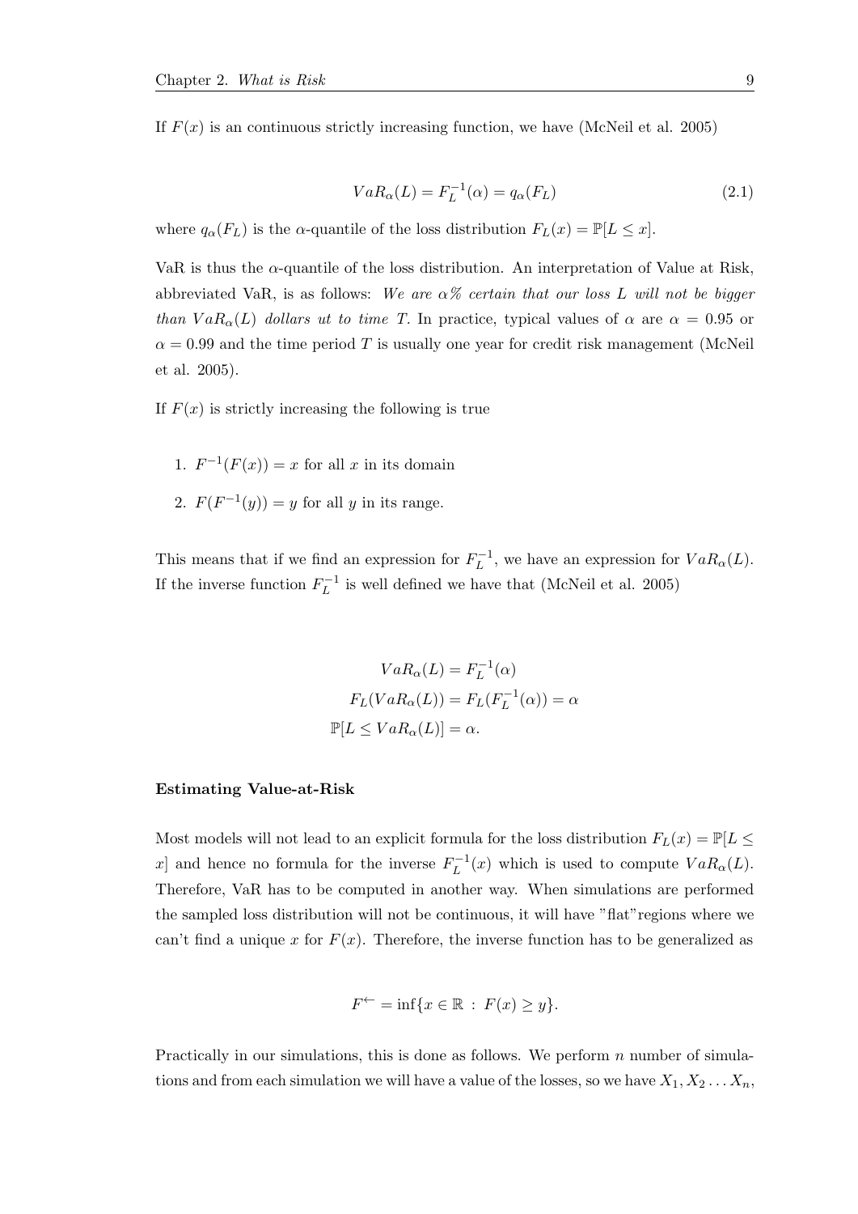If $F(x)$ is an continuous strictly increasing function, we have (McNeil et al. 2005)

$$VaR_\alpha(L) = F_L^{-1}(\alpha) = q_\alpha(F_L) \tag{2.1}$$

where $q_\alpha(F_L)$ is the $\alpha$-quantile of the loss distribution $F_L(x) = \mathbb{P}[L \leq x]$.

VaR is thus the $\alpha$-quantile of the loss distribution. An interpretation of Value at Risk, abbreviated VaR, is as follows: *We are $\alpha$% certain that our loss $L$ will not be bigger than $VaR_\alpha(L)$ dollars ut to time $T$.* In practice, typical values of $\alpha$ are $\alpha = 0.95$ or $\alpha = 0.99$ and the time period $T$ is usually one year for credit risk management (McNeil et al. 2005).

If $F(x)$ is strictly increasing the following is true

1. $F^{-1}(F(x)) = x$ for all $x$ in its domain
2. $F(F^{-1}(y)) = y$ for all $y$ in its range.

This means that if we find an expression for $F_L^{-1}$, we have an expression for $VaR_\alpha(L)$. If the inverse function $F_L^{-1}$ is well defined we have that (McNeil et al. 2005)

$$\begin{aligned}
VaR_\alpha(L) &= F_L^{-1}(\alpha) \\
F_L(VaR_\alpha(L)) &= F_L(F_L^{-1}(\alpha)) = \alpha \\
\mathbb{P}[L \leq VaR_\alpha(L)] &= \alpha.
\end{aligned}$$

**Estimating Value-at-Risk**

Most models will not lead to an explicit formula for the loss distribution $F_L(x) = \mathbb{P}[L \leq x]$ and hence no formula for the inverse $F_L^{-1}(x)$ which is used to compute $VaR_\alpha(L)$. Therefore, VaR has to be computed in another way. When simulations are performed the sampled loss distribution will not be continuous, it will have "flat"regions where we can't find a unique $x$ for $F(x)$. Therefore, the inverse function has to be generalized as

$$F^{\leftarrow} = \inf\{x \in \mathbb{R} \, : \, F(x) \geq y\}.$$

Practically in our simulations, this is done as follows. We perform $n$ number of simulations and from each simulation we will have a value of the losses, so we have $X_1, X_2 \ldots X_n$,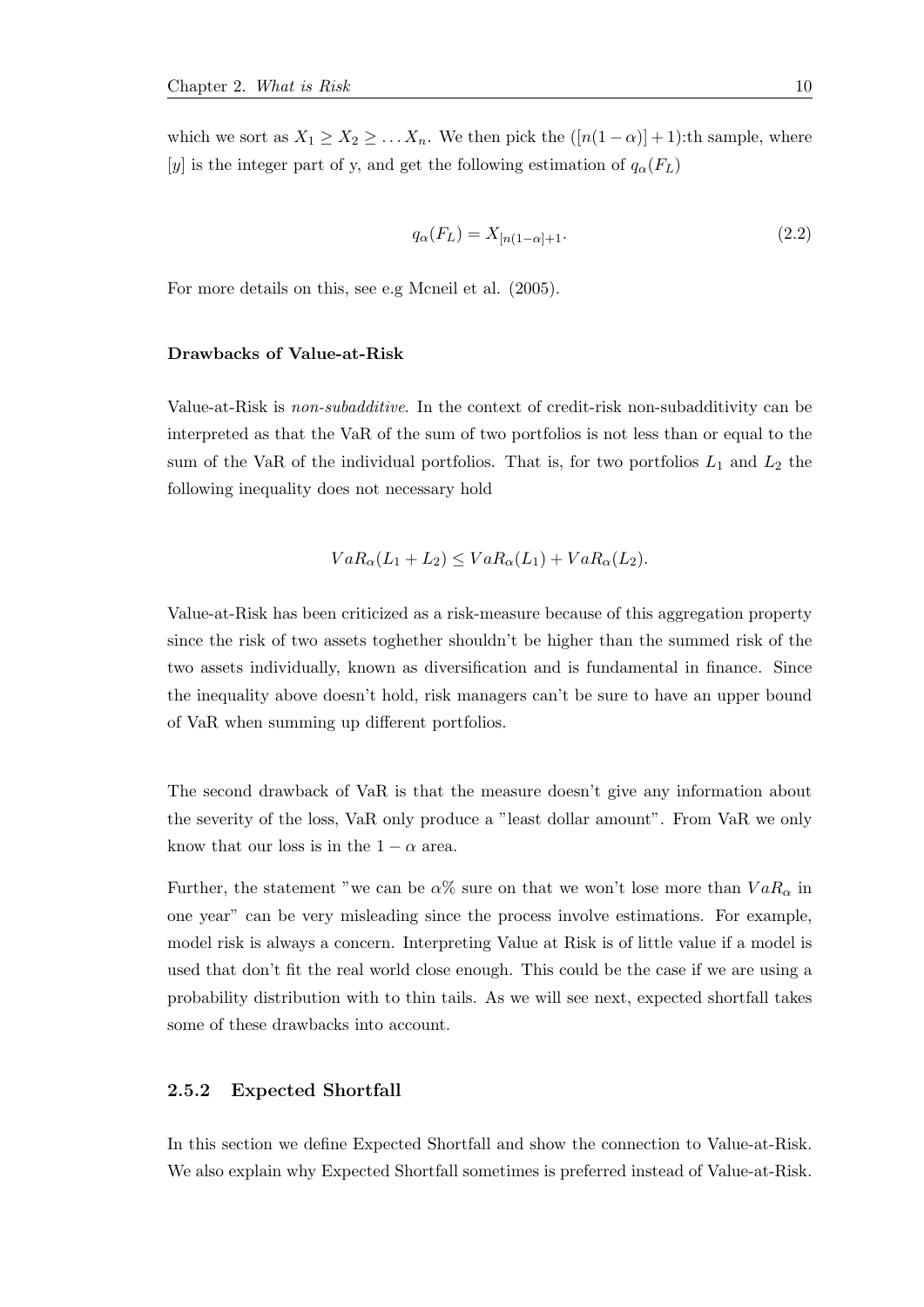which we sort as $X_1 \geq X_2 \geq \dots X_n$. We then pick the $([n(1-\alpha)]+1)$:th sample, where $[y]$ is the integer part of y, and get the following estimation of $q_\alpha(F_L)$

$$q_\alpha(F_L) = X_{[n(1-\alpha]+1}. \tag{2.2}$$

For more details on this, see e.g Mcneil et al. (2005).

#### Drawbacks of Value-at-Risk

Value-at-Risk is *non-subadditive*. In the context of credit-risk non-subadditivity can be interpreted as that the VaR of the sum of two portfolios is not less than or equal to the sum of the VaR of the individual portfolios. That is, for two portfolios $L_1$ and $L_2$ the following inequality does not necessary hold

$$VaR_\alpha(L_1 + L_2) \leq VaR_\alpha(L_1) + VaR_\alpha(L_2).$$

Value-at-Risk has been criticized as a risk-measure because of this aggregation property since the risk of two assets toghether shouldn't be higher than the summed risk of the two assets individually, known as diversification and is fundamental in finance. Since the inequality above doesn't hold, risk managers can't be sure to have an upper bound of VaR when summing up different portfolios.

The second drawback of VaR is that the measure doesn't give any information about the severity of the loss, VaR only produce a "least dollar amount". From VaR we only know that our loss is in the $1-\alpha$ area.

Further, the statement "we can be $\alpha$% sure on that we won't lose more than $VaR_\alpha$ in one year" can be very misleading since the process involve estimations. For example, model risk is always a concern. Interpreting Value at Risk is of little value if a model is used that don't fit the real world close enough. This could be the case if we are using a probability distribution with to thin tails. As we will see next, expected shortfall takes some of these drawbacks into account.

### 2.5.2 Expected Shortfall

In this section we define Expected Shortfall and show the connection to Value-at-Risk. We also explain why Expected Shortfall sometimes is preferred instead of Value-at-Risk.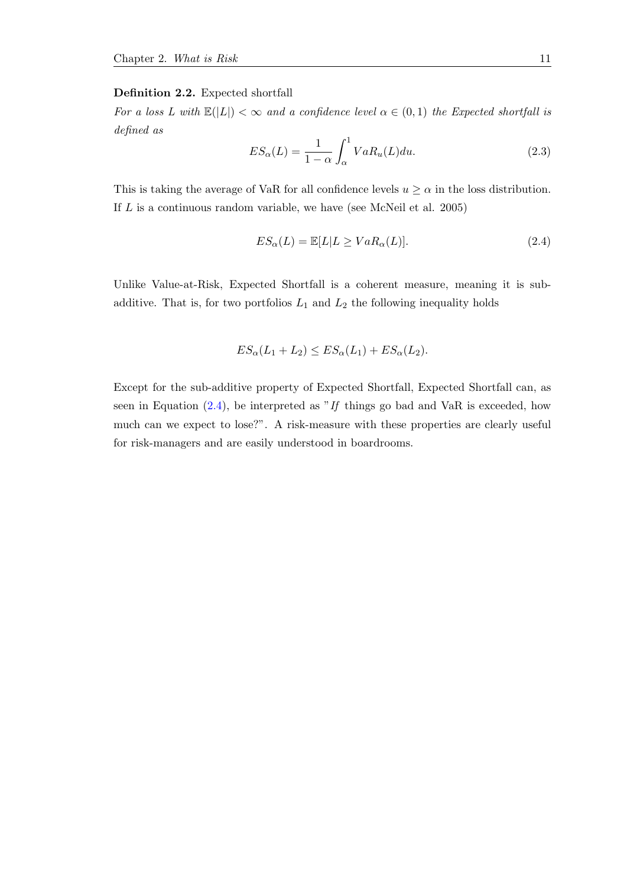**Definition 2.2.** Expected shortfall

*For a loss $L$ with $\mathbb{E}(|L|) < \infty$ and a confidence level $\alpha \in (0,1)$ the Expected shortfall is defined as*

$$ES_\alpha(L) = \frac{1}{1-\alpha} \int_\alpha^1 VaR_u(L) du. \tag{2.3}$$

This is taking the average of VaR for all confidence levels $u \geq \alpha$ in the loss distribution. If $L$ is a continuous random variable, we have (see McNeil et al. 2005)

$$ES_\alpha(L) = \mathbb{E}[L | L \geq VaR_\alpha(L)]. \tag{2.4}$$

Unlike Value-at-Risk, Expected Shortfall is a coherent measure, meaning it is sub-additive. That is, for two portfolios $L_1$ and $L_2$ the following inequality holds

$$ES_\alpha(L_1 + L_2) \leq ES_\alpha(L_1) + ES_\alpha(L_2).$$

Except for the sub-additive property of Expected Shortfall, Expected Shortfall can, as seen in Equation (2.4), be interpreted as "*If* things go bad and VaR is exceeded, how much can we expect to lose?". A risk-measure with these properties are clearly useful for risk-managers and are easily understood in boardrooms.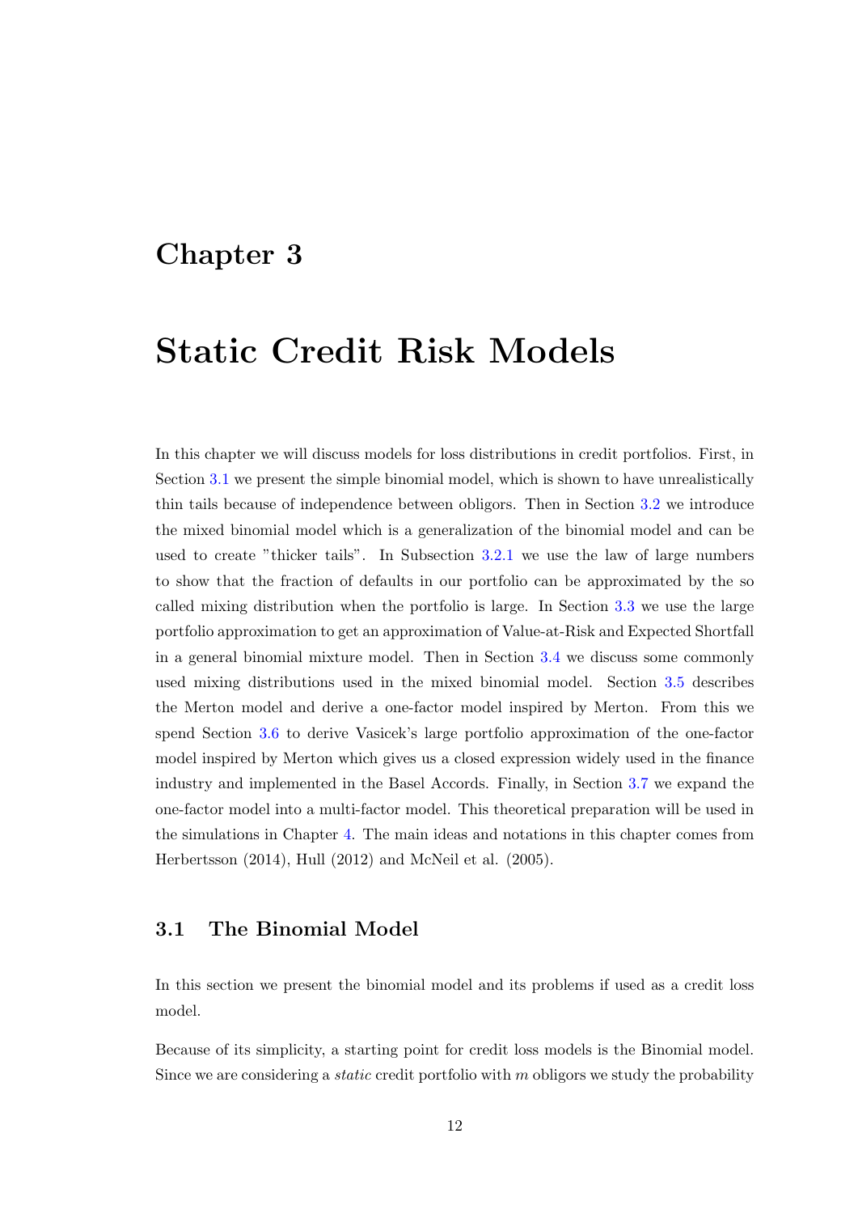# Chapter 3

# Static Credit Risk Models

In this chapter we will discuss models for loss distributions in credit portfolios. First, in Section 3.1 we present the simple binomial model, which is shown to have unrealistically thin tails because of independence between obligors. Then in Section 3.2 we introduce the mixed binomial model which is a generalization of the binomial model and can be used to create "thicker tails". In Subsection 3.2.1 we use the law of large numbers to show that the fraction of defaults in our portfolio can be approximated by the so called mixing distribution when the portfolio is large. In Section 3.3 we use the large portfolio approximation to get an approximation of Value-at-Risk and Expected Shortfall in a general binomial mixture model. Then in Section 3.4 we discuss some commonly used mixing distributions used in the mixed binomial model. Section 3.5 describes the Merton model and derive a one-factor model inspired by Merton. From this we spend Section 3.6 to derive Vasicek's large portfolio approximation of the one-factor model inspired by Merton which gives us a closed expression widely used in the finance industry and implemented in the Basel Accords. Finally, in Section 3.7 we expand the one-factor model into a multi-factor model. This theoretical preparation will be used in the simulations in Chapter 4. The main ideas and notations in this chapter comes from Herbertsson (2014), Hull (2012) and McNeil et al. (2005).

## 3.1 The Binomial Model

In this section we present the binomial model and its problems if used as a credit loss model.

Because of its simplicity, a starting point for credit loss models is the Binomial model. Since we are considering a *static* credit portfolio with $m$ obligors we study the probability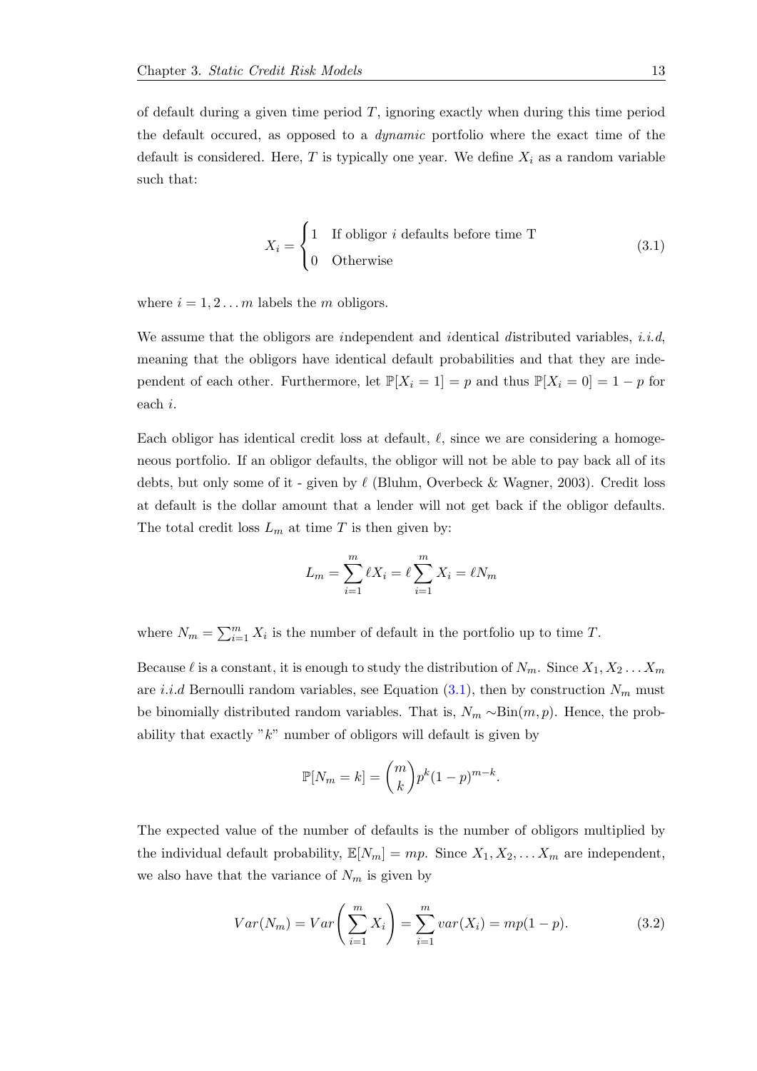of default during a given time period $T$, ignoring exactly when during this time period the default occured, as opposed to a *dynamic* portfolio where the exact time of the default is considered. Here, $T$ is typically one year. We define $X_i$ as a random variable such that:

$$X_i = \begin{cases} 1 & \text{If obligor } i \text{ defaults before time T} \\ 0 & \text{Otherwise} \end{cases} \tag{3.1}$$

where $i = 1, 2 \ldots m$ labels the $m$ obligors.

We assume that the obligors are *i*ndependent and *i*dentical *d*istributed variables, *i.i.d*, meaning that the obligors have identical default probabilities and that they are independent of each other. Furthermore, let $\mathbb{P}[X_i = 1] = p$ and thus $\mathbb{P}[X_i = 0] = 1 - p$ for each $i$.

Each obligor has identical credit loss at default, $\ell$, since we are considering a homogeneous portfolio. If an obligor defaults, the obligor will not be able to pay back all of its debts, but only some of it - given by $\ell$ (Bluhm, Overbeck & Wagner, 2003). Credit loss at default is the dollar amount that a lender will not get back if the obligor defaults. The total credit loss $L_m$ at time $T$ is then given by:

$$L_m = \sum_{i=1}^{m} \ell X_i = \ell \sum_{i=1}^{m} X_i = \ell N_m$$

where $N_m = \sum_{i=1}^{m} X_i$ is the number of default in the portfolio up to time $T$.

Because $\ell$ is a constant, it is enough to study the distribution of $N_m$. Since $X_1, X_2 \ldots X_m$ are *i.i.d* Bernoulli random variables, see Equation (3.1), then by construction $N_m$ must be binomially distributed random variables. That is, $N_m \sim \text{Bin}(m, p)$. Hence, the probability that exactly "$k$" number of obligors will default is given by

$$\mathbb{P}[N_m = k] = \binom{m}{k} p^k (1-p)^{m-k}.$$

The expected value of the number of defaults is the number of obligors multiplied by the individual default probability, $\mathbb{E}[N_m] = mp$. Since $X_1, X_2, \ldots X_m$ are independent, we also have that the variance of $N_m$ is given by

$$Var(N_m) = Var\left(\sum_{i=1}^{m} X_i\right) = \sum_{i=1}^{m} var(X_i) = mp(1-p). \tag{3.2}$$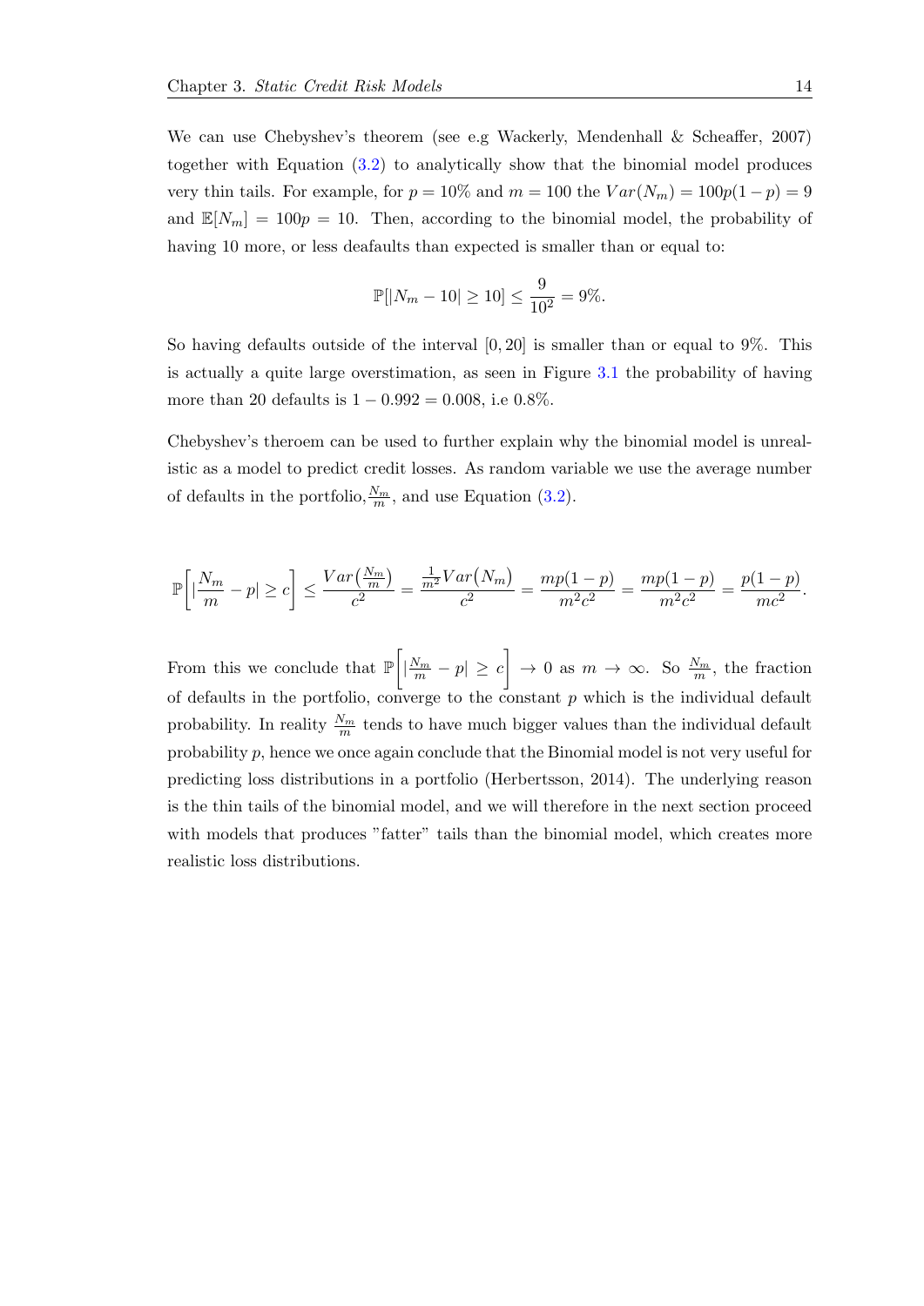We can use Chebyshev's theorem (see e.g Wackerly, Mendenhall & Scheaffer, 2007) together with Equation (3.2) to analytically show that the binomial model produces very thin tails. For example, for $p = 10\%$ and $m = 100$ the $Var(N_m) = 100p(1-p) = 9$ and $\mathbb{E}[N_m] = 100p = 10$. Then, according to the binomial model, the probability of having 10 more, or less deafaults than expected is smaller than or equal to:

$$\mathbb{P}[|N_m - 10| \geq 10] \leq \frac{9}{10^2} = 9\%.$$

So having defaults outside of the interval $[0, 20]$ is smaller than or equal to 9%. This is actually a quite large overstimation, as seen in Figure 3.1 the probability of having more than 20 defaults is $1 - 0.992 = 0.008$, i.e 0.8%.

Chebyshev's theroem can be used to further explain why the binomial model is unrealistic as a model to predict credit losses. As random variable we use the average number of defaults in the portfolio, $\frac{N_m}{m}$, and use Equation (3.2).

$$\mathbb{P}\bigg[|\frac{N_m}{m} - p| \geq c\bigg] \leq \frac{Var\big(\frac{N_m}{m}\big)}{c^2} = \frac{\frac{1}{m^2}Var\big(N_m\big)}{c^2} = \frac{mp(1-p)}{m^2c^2} = \frac{mp(1-p)}{m^2c^2} = \frac{p(1-p)}{mc^2}.$$

From this we conclude that $\mathbb{P}\bigg[|\frac{N_m}{m} - p| \geq c\bigg] \to 0$ as $m \to \infty$. So $\frac{N_m}{m}$, the fraction of defaults in the portfolio, converge to the constant $p$ which is the individual default probability. In reality $\frac{N_m}{m}$ tends to have much bigger values than the individual default probability $p$, hence we once again conclude that the Binomial model is not very useful for predicting loss distributions in a portfolio (Herbertsson, 2014). The underlying reason is the thin tails of the binomial model, and we will therefore in the next section proceed with models that produces "fatter" tails than the binomial model, which creates more realistic loss distributions.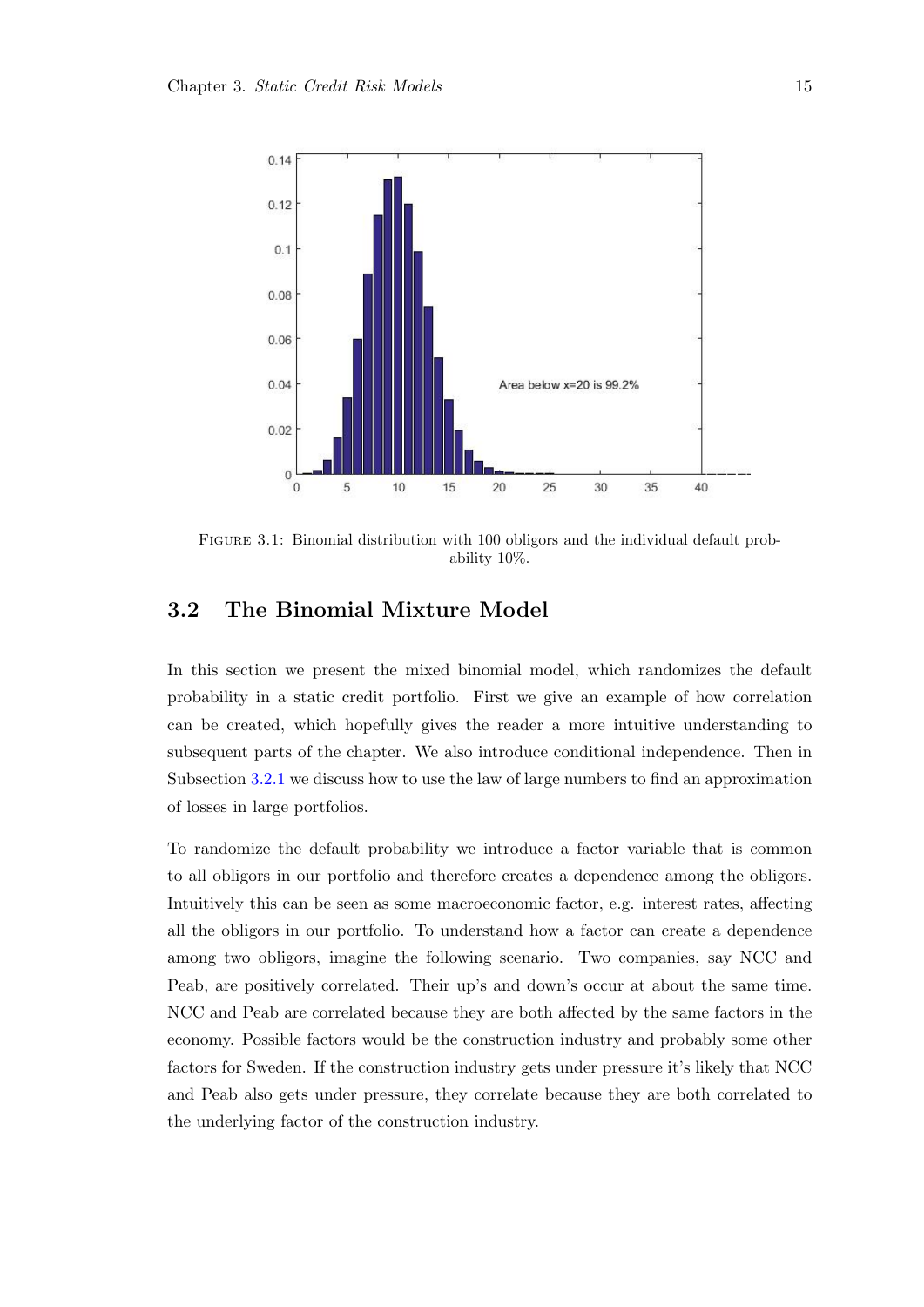Area below x=20 is 99.2%

FIGURE 3.1: Binomial distribution with 100 obligors and the individual default probability 10%.

## 3.2 The Binomial Mixture Model

In this section we present the mixed binomial model, which randomizes the default probability in a static credit portfolio. First we give an example of how correlation can be created, which hopefully gives the reader a more intuitive understanding to subsequent parts of the chapter. We also introduce conditional independence. Then in Subsection 3.2.1 we discuss how to use the law of large numbers to find an approximation of losses in large portfolios.

To randomize the default probability we introduce a factor variable that is common to all obligors in our portfolio and therefore creates a dependence among the obligors. Intuitively this can be seen as some macroeconomic factor, e.g. interest rates, affecting all the obligors in our portfolio. To understand how a factor can create a dependence among two obligors, imagine the following scenario. Two companies, say NCC and Peab, are positively correlated. Their up's and down's occur at about the same time. NCC and Peab are correlated because they are both affected by the same factors in the economy. Possible factors would be the construction industry and probably some other factors for Sweden. If the construction industry gets under pressure it's likely that NCC and Peab also gets under pressure, they correlate because they are both correlated to the underlying factor of the construction industry.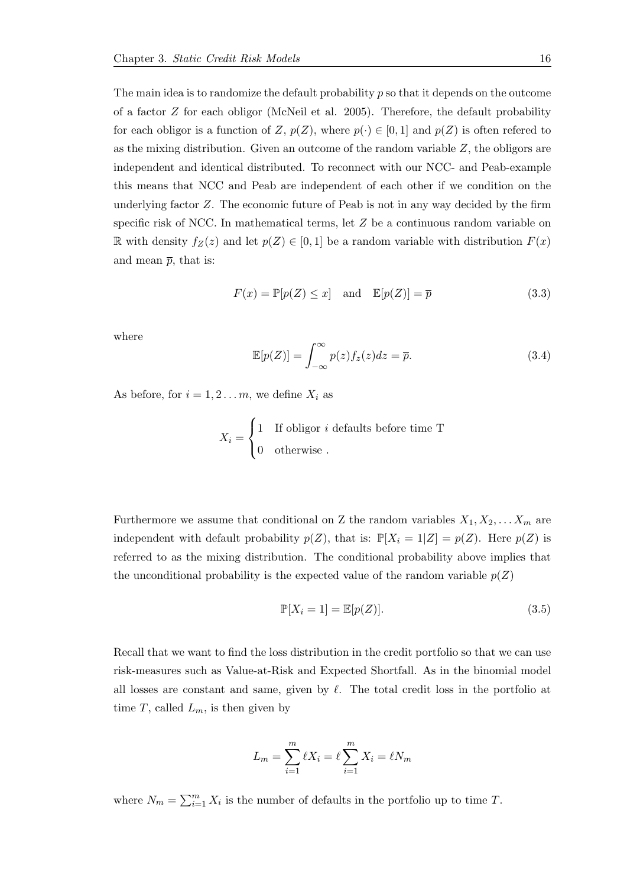The main idea is to randomize the default probability $p$ so that it depends on the outcome of a factor $Z$ for each obligor (McNeil et al. 2005). Therefore, the default probability for each obligor is a function of $Z$, $p(Z)$, where $p(\cdot) \in [0, 1]$ and $p(Z)$ is often refered to as the mixing distribution. Given an outcome of the random variable $Z$, the obligors are independent and identical distributed. To reconnect with our NCC- and Peab-example this means that NCC and Peab are independent of each other if we condition on the underlying factor $Z$. The economic future of Peab is not in any way decided by the firm specific risk of NCC. In mathematical terms, let $Z$ be a continuous random variable on $\mathbb{R}$ with density $f_Z(z)$ and let $p(Z) \in [0, 1]$ be a random variable with distribution $F(x)$ and mean $\overline{p}$, that is:

$$F(x) = \mathbb{P}[p(Z) \leq x] \quad \text{and} \quad \mathbb{E}[p(Z)] = \overline{p} \tag{3.3}$$

where

$$\mathbb{E}[p(Z)] = \int_{-\infty}^{\infty} p(z) f_z(z) dz = \overline{p}. \tag{3.4}$$

As before, for $i = 1, 2 \ldots m$, we define $X_i$ as

$$X_i = \begin{cases} 1 & \text{If obligor } i \text{ defaults before time T} \\ 0 & \text{otherwise .} \end{cases}$$

Furthermore we assume that conditional on Z the random variables $X_1, X_2, \ldots X_m$ are independent with default probability $p(Z)$, that is: $\mathbb{P}[X_i = 1|Z] = p(Z)$. Here $p(Z)$ is referred to as the mixing distribution. The conditional probability above implies that the unconditional probability is the expected value of the random variable $p(Z)$

$$\mathbb{P}[X_i = 1] = \mathbb{E}[p(Z)]. \tag{3.5}$$

Recall that we want to find the loss distribution in the credit portfolio so that we can use risk-measures such as Value-at-Risk and Expected Shortfall. As in the binomial model all losses are constant and same, given by $\ell$. The total credit loss in the portfolio at time $T$, called $L_m$, is then given by

$$L_m = \sum_{i=1}^{m} \ell X_i = \ell \sum_{i=1}^{m} X_i = \ell N_m$$

where $N_m = \sum_{i=1}^{m} X_i$ is the number of defaults in the portfolio up to time $T$.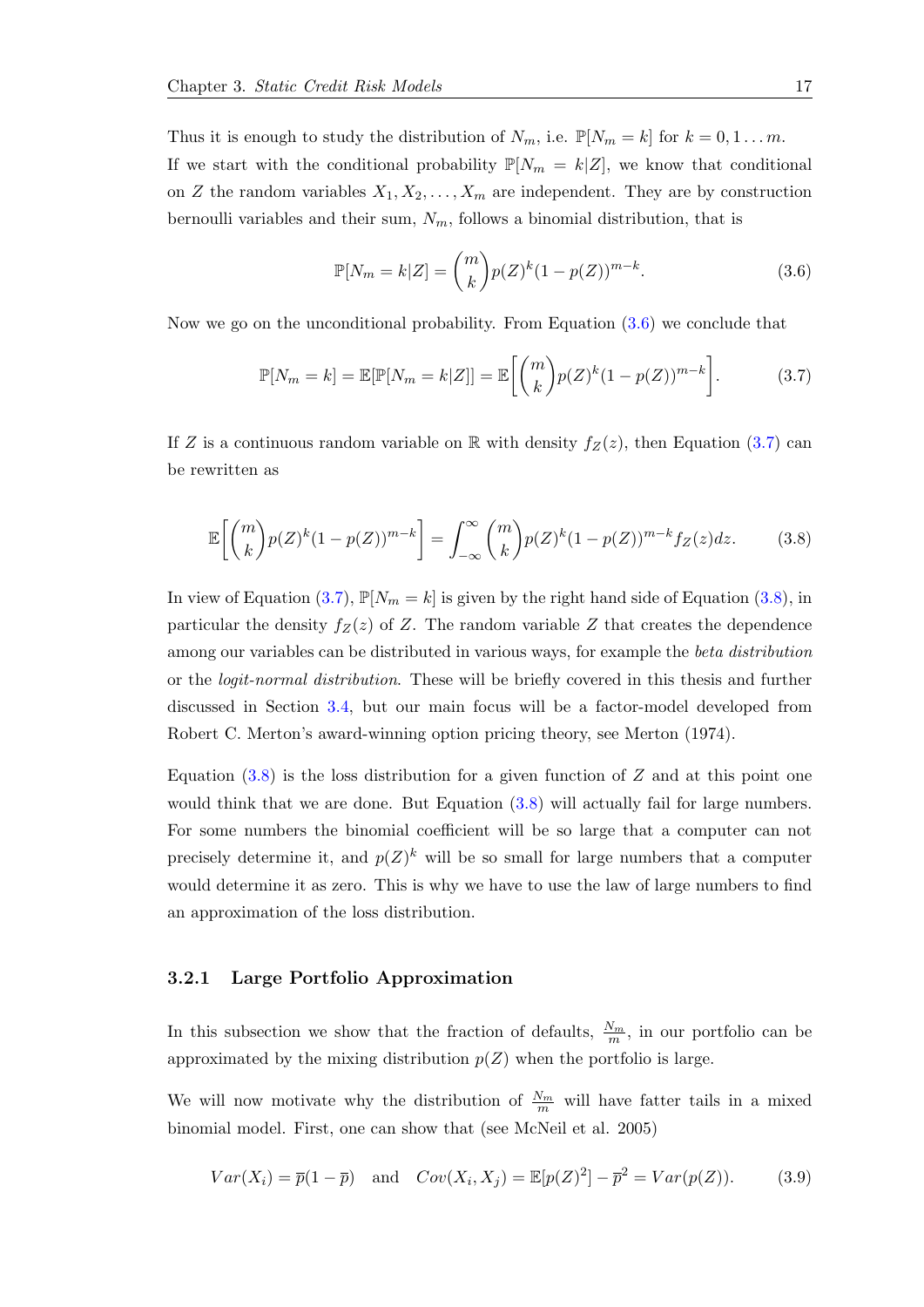Thus it is enough to study the distribution of $N_m$, i.e. $\mathbb{P}[N_m = k]$ for $k = 0, 1 \ldots m$.
If we start with the conditional probability $\mathbb{P}[N_m = k|Z]$, we know that conditional on $Z$ the random variables $X_1, X_2, \ldots, X_m$ are independent. They are by construction bernoulli variables and their sum, $N_m$, follows a binomial distribution, that is

$$\mathbb{P}[N_m = k|Z] = \binom{m}{k} p(Z)^k (1 - p(Z))^{m-k}. \tag{3.6}$$

Now we go on the unconditional probability. From Equation (3.6) we conclude that

$$\mathbb{P}[N_m = k] = \mathbb{E}[\mathbb{P}[N_m = k|Z]] = \mathbb{E}\left[\binom{m}{k} p(Z)^k (1 - p(Z))^{m-k}\right]. \tag{3.7}$$

If $Z$ is a continuous random variable on $\mathbb{R}$ with density $f_Z(z)$, then Equation (3.7) can be rewritten as

$$\mathbb{E}\left[\binom{m}{k} p(Z)^k (1 - p(Z))^{m-k}\right] = \int_{-\infty}^{\infty} \binom{m}{k} p(Z)^k (1 - p(Z))^{m-k} f_Z(z) dz. \tag{3.8}$$

In view of Equation (3.7), $\mathbb{P}[N_m = k]$ is given by the right hand side of Equation (3.8), in particular the density $f_Z(z)$ of $Z$. The random variable $Z$ that creates the dependence among our variables can be distributed in various ways, for example the *beta distribution* or the *logit-normal distribution*. These will be briefly covered in this thesis and further discussed in Section 3.4, but our main focus will be a factor-model developed from Robert C. Merton's award-winning option pricing theory, see Merton (1974).

Equation (3.8) is the loss distribution for a given function of $Z$ and at this point one would think that we are done. But Equation (3.8) will actually fail for large numbers. For some numbers the binomial coefficient will be so large that a computer can not precisely determine it, and $p(Z)^k$ will be so small for large numbers that a computer would determine it as zero. This is why we have to use the law of large numbers to find an approximation of the loss distribution.

### 3.2.1 Large Portfolio Approximation

In this subsection we show that the fraction of defaults, $\frac{N_m}{m}$, in our portfolio can be approximated by the mixing distribution $p(Z)$ when the portfolio is large.

We will now motivate why the distribution of $\frac{N_m}{m}$ will have fatter tails in a mixed binomial model. First, one can show that (see McNeil et al. 2005)

$$Var(X_i) = \overline{p}(1 - \overline{p}) \quad \text{and} \quad Cov(X_i, X_j) = \mathbb{E}[p(Z)^2] - \overline{p}^2 = Var(p(Z)). \tag{3.9}$$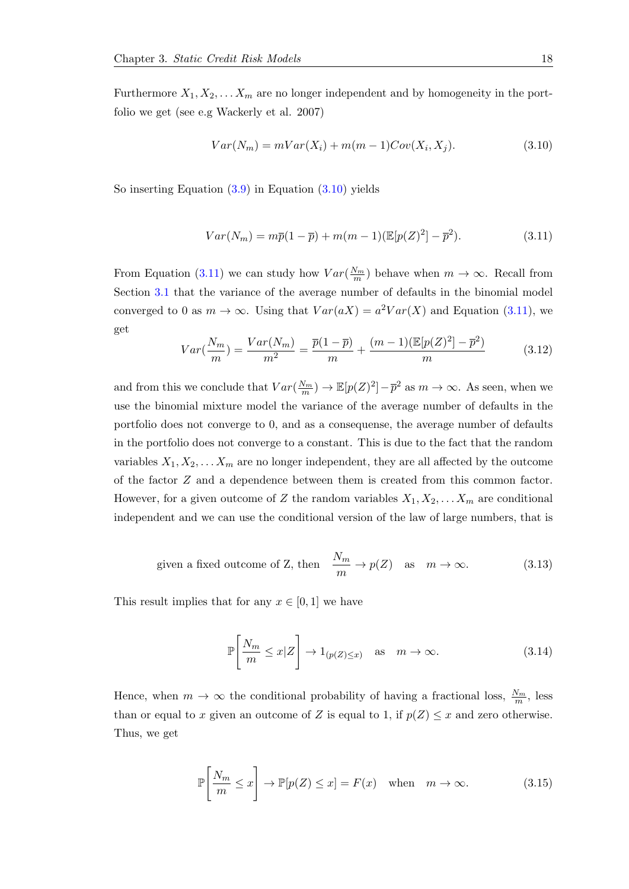Furthermore $X_1, X_2, \ldots X_m$ are no longer independent and by homogeneity in the portfolio we get (see e.g Wackerly et al. 2007)

$$Var(N_m) = mVar(X_i) + m(m-1)Cov(X_i, X_j). \tag{3.10}$$

So inserting Equation (3.9) in Equation (3.10) yields

$$Var(N_m) = m\overline{p}(1-\overline{p}) + m(m-1)(\mathbb{E}[p(Z)^2] - \overline{p}^2). \tag{3.11}$$

From Equation (3.11) we can study how $Var(\frac{N_m}{m})$ behave when $m \to \infty$. Recall from Section 3.1 that the variance of the average number of defaults in the binomial model converged to 0 as $m \to \infty$. Using that $Var(aX) = a^2 Var(X)$ and Equation (3.11), we get

$$Var(\frac{N_m}{m}) = \frac{Var(N_m)}{m^2} = \frac{\overline{p}(1-\overline{p})}{m} + \frac{(m-1)(\mathbb{E}[p(Z)^2] - \overline{p}^2)}{m} \tag{3.12}$$

and from this we conclude that $Var(\frac{N_m}{m}) \to \mathbb{E}[p(Z)^2] - \overline{p}^2$ as $m \to \infty$. As seen, when we use the binomial mixture model the variance of the average number of defaults in the portfolio does not converge to 0, and as a consequense, the average number of defaults in the portfolio does not converge to a constant. This is due to the fact that the random variables $X_1, X_2, \ldots X_m$ are no longer independent, they are all affected by the outcome of the factor $Z$ and a dependence between them is created from this common factor. However, for a given outcome of $Z$ the random variables $X_1, X_2, \ldots X_m$ are conditional independent and we can use the conditional version of the law of large numbers, that is

$$\text{given a fixed outcome of Z, then} \quad \frac{N_m}{m} \to p(Z) \quad \text{as} \quad m \to \infty. \tag{3.13}$$

This result implies that for any $x \in [0,1]$ we have

$$\mathbb{P}\left[\frac{N_m}{m} \leq x | Z\right] \to 1_{(p(Z) \leq x)} \quad \text{as} \quad m \to \infty. \tag{3.14}$$

Hence, when $m \to \infty$ the conditional probability of having a fractional loss, $\frac{N_m}{m}$, less than or equal to $x$ given an outcome of $Z$ is equal to 1, if $p(Z) \leq x$ and zero otherwise. Thus, we get

$$\mathbb{P}\left[\frac{N_m}{m} \leq x\right] \to \mathbb{P}[p(Z) \leq x] = F(x) \quad \text{when} \quad m \to \infty. \tag{3.15}$$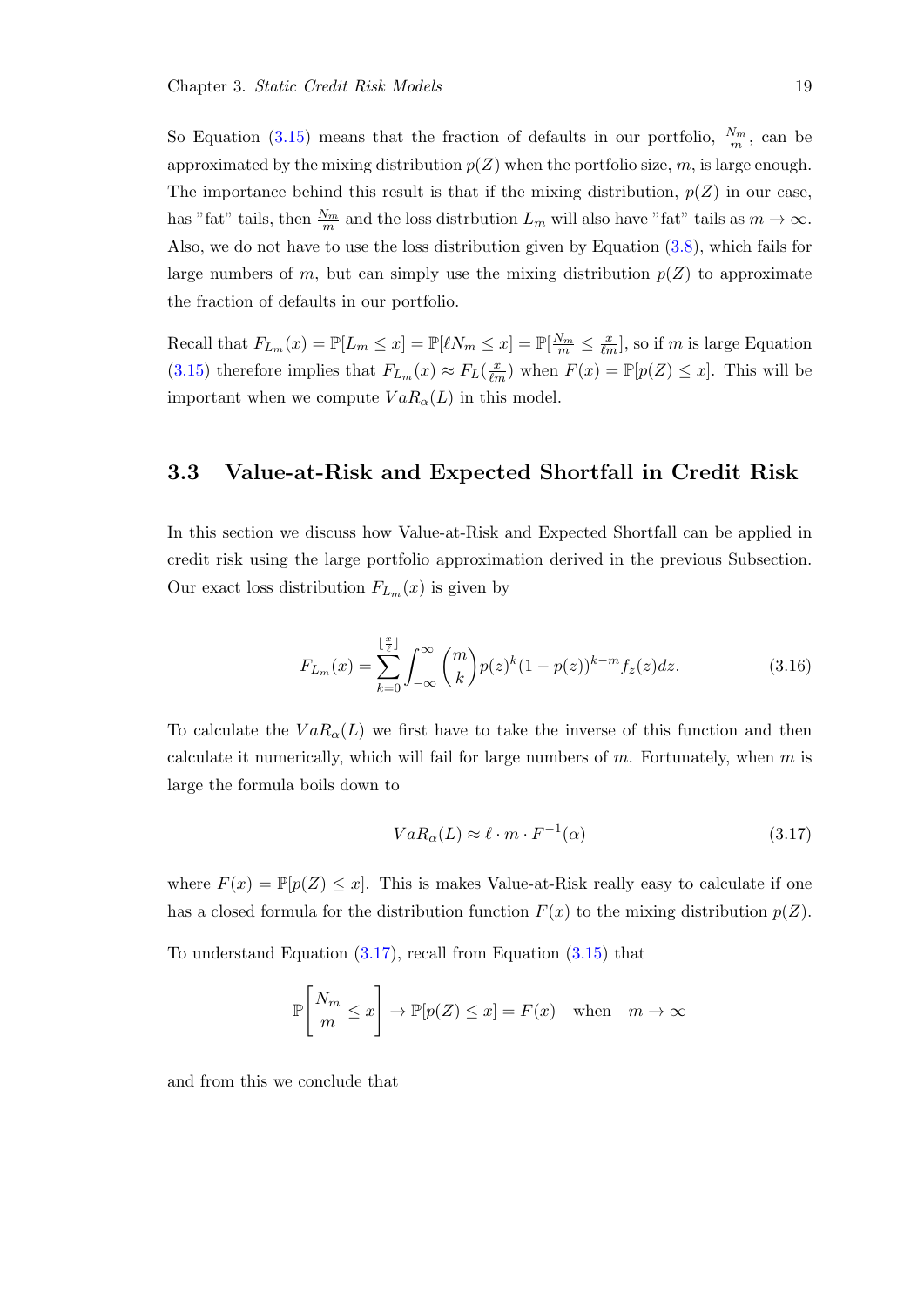So Equation (3.15) means that the fraction of defaults in our portfolio, $\frac{N_m}{m}$, can be approximated by the mixing distribution $p(Z)$ when the portfolio size, $m$, is large enough. The importance behind this result is that if the mixing distribution, $p(Z)$ in our case, has "fat" tails, then $\frac{N_m}{m}$ and the loss distrbution $L_m$ will also have "fat" tails as $m \to \infty$. Also, we do not have to use the loss distribution given by Equation (3.8), which fails for large numbers of $m$, but can simply use the mixing distribution $p(Z)$ to approximate the fraction of defaults in our portfolio.

Recall that $F_{L_m}(x) = \mathbb{P}[L_m \leq x] = \mathbb{P}[\ell N_m \leq x] = \mathbb{P}[\frac{N_m}{m} \leq \frac{x}{\ell m}]$, so if $m$ is large Equation (3.15) therefore implies that $F_{L_m}(x) \approx F_L(\frac{x}{\ell m})$ when $F(x) = \mathbb{P}[p(Z) \leq x]$. This will be important when we compute $VaR_\alpha(L)$ in this model.

## 3.3 Value-at-Risk and Expected Shortfall in Credit Risk

In this section we discuss how Value-at-Risk and Expected Shortfall can be applied in credit risk using the large portfolio approximation derived in the previous Subsection. Our exact loss distribution $F_{L_m}(x)$ is given by

$$F_{L_m}(x) = \sum_{k=0}^{\lfloor \frac{x}{\ell} \rfloor} \int_{-\infty}^{\infty} \binom{m}{k} p(z)^k (1 - p(z))^{k-m} f_z(z) dz. \tag{3.16}$$

To calculate the $VaR_\alpha(L)$ we first have to take the inverse of this function and then calculate it numerically, which will fail for large numbers of $m$. Fortunately, when $m$ is large the formula boils down to

$$VaR_\alpha(L) \approx \ell \cdot m \cdot F^{-1}(\alpha) \tag{3.17}$$

where $F(x) = \mathbb{P}[p(Z) \leq x]$. This is makes Value-at-Risk really easy to calculate if one has a closed formula for the distribution function $F(x)$ to the mixing distribution $p(Z)$.

To understand Equation (3.17), recall from Equation (3.15) that

$$\mathbb{P}\left[\frac{N_m}{m} \leq x\right] \to \mathbb{P}[p(Z) \leq x] = F(x) \quad \text{when} \quad m \to \infty$$

and from this we conclude that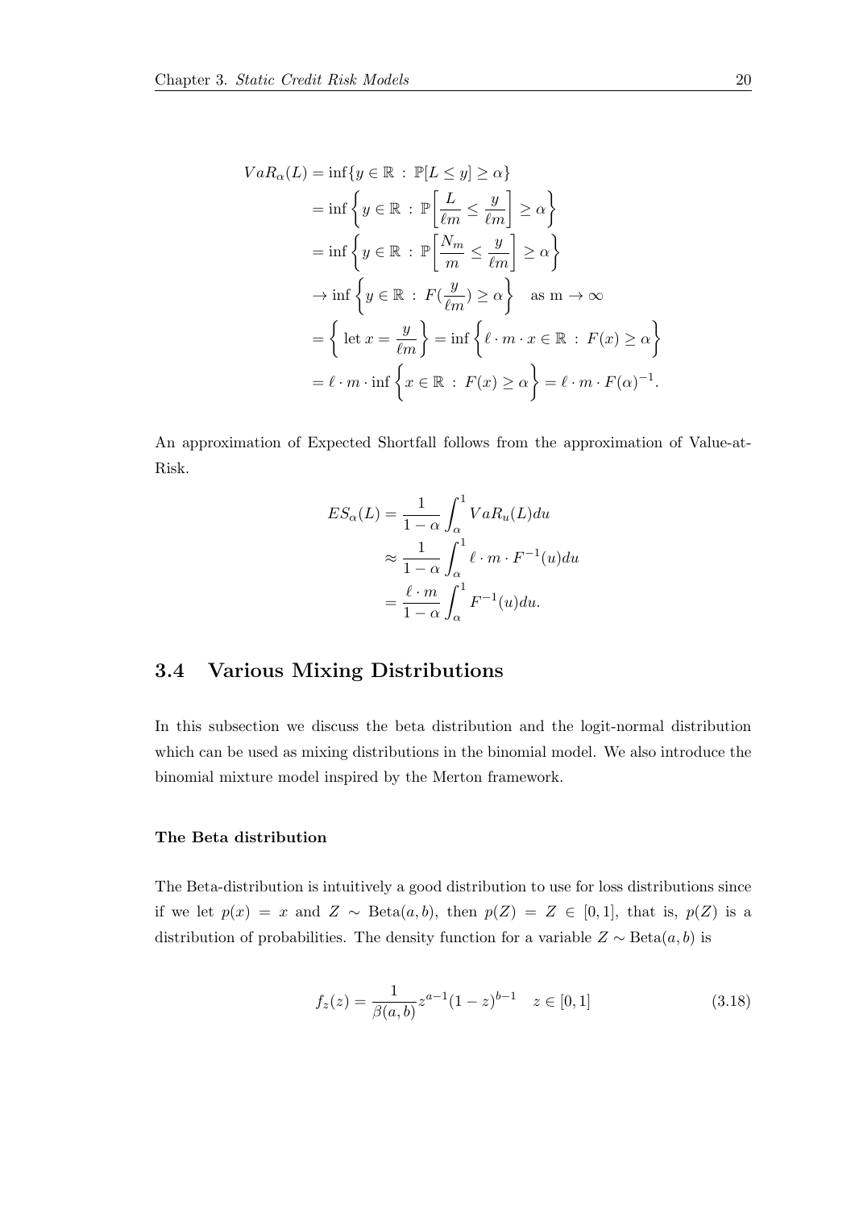$$
\begin{aligned}
VaR_\alpha(L) &= \inf\{y \in \mathbb{R} \,:\, \mathbb{P}[L \le y] \ge \alpha\} \\
&= \inf\left\{y \in \mathbb{R} \,:\, \mathbb{P}\left[\frac{L}{\ell m} \le \frac{y}{\ell m}\right] \ge \alpha\right\} \\
&= \inf\left\{y \in \mathbb{R} \,:\, \mathbb{P}\left[\frac{N_m}{m} \le \frac{y}{\ell m}\right] \ge \alpha\right\} \\
&\to \inf\left\{y \in \mathbb{R} \,:\, F(\frac{y}{\ell m}) \ge \alpha\right\} \quad \text{as m} \to \infty \\
&= \left\{ \text{ let } x = \frac{y}{\ell m} \right\} = \inf\left\{\ell \cdot m \cdot x \in \mathbb{R} \,:\, F(x) \ge \alpha\right\} \\
&= \ell \cdot m \cdot \inf\left\{x \in \mathbb{R} \,:\, F(x) \ge \alpha\right\} = \ell \cdot m \cdot F(\alpha)^{-1}.
\end{aligned}
$$

An approximation of Expected Shortfall follows from the approximation of Value-at-Risk.

$$
\begin{aligned}
ES_\alpha(L) &= \frac{1}{1-\alpha}\int_\alpha^1 VaR_u(L)du \\
&\approx \frac{1}{1-\alpha}\int_\alpha^1 \ell \cdot m \cdot F^{-1}(u)du \\
&= \frac{\ell \cdot m}{1-\alpha}\int_\alpha^1 F^{-1}(u)du.
\end{aligned}
$$

## 3.4 Various Mixing Distributions

In this subsection we discuss the beta distribution and the logit-normal distribution which can be used as mixing distributions in the binomial model. We also introduce the binomial mixture model inspired by the Merton framework.

#### The Beta distribution

The Beta-distribution is intuitively a good distribution to use for loss distributions since if we let $p(x) = x$ and $Z \sim \text{Beta}(a, b)$, then $p(Z) = Z \in [0, 1]$, that is, $p(Z)$ is a distribution of probabilities. The density function for a variable $Z \sim \text{Beta}(a, b)$ is

$$
f_z(z) = \frac{1}{\beta(a,b)} z^{a-1}(1-z)^{b-1} \quad z \in [0,1] \tag{3.18}
$$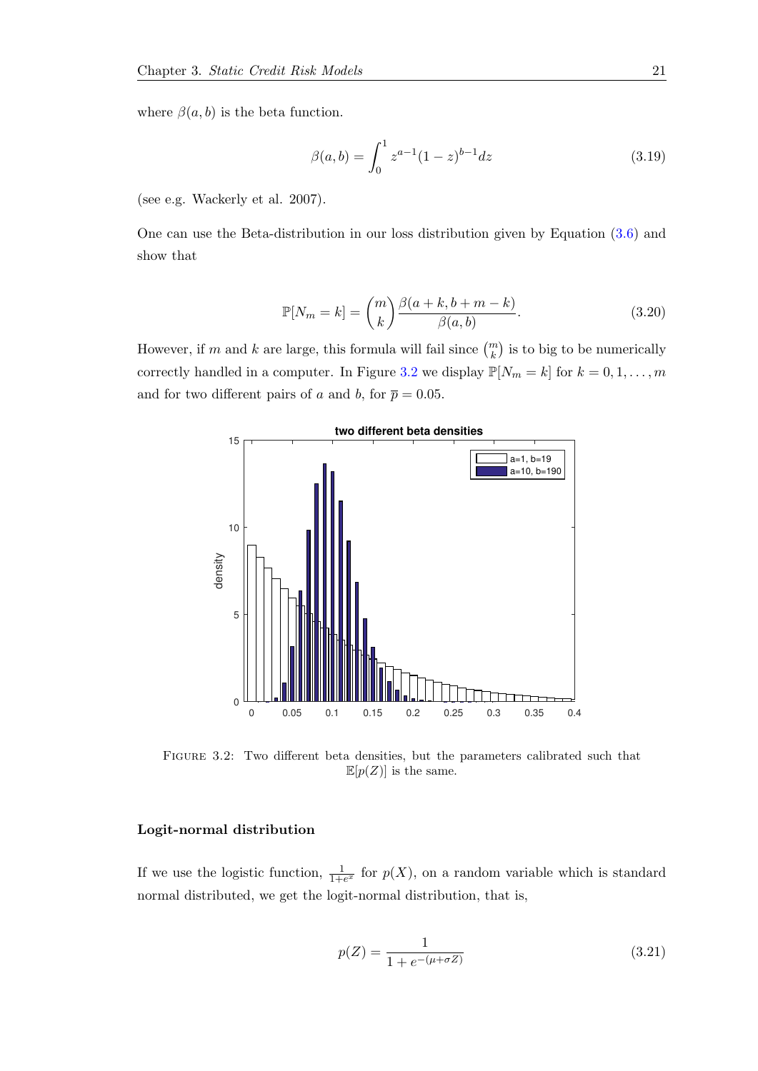where $\beta(a, b)$ is the beta function.

$$\beta(a, b) = \int_0^1 z^{a-1}(1-z)^{b-1}dz \tag{3.19}$$

(see e.g. Wackerly et al. 2007).

One can use the Beta-distribution in our loss distribution given by Equation (3.6) and show that

$$\mathbb{P}[N_m = k] = \binom{m}{k} \frac{\beta(a+k, b+m-k)}{\beta(a, b)}. \tag{3.20}$$

However, if $m$ and $k$ are large, this formula will fail since $\binom{m}{k}$ is to big to be numerically correctly handled in a computer. In Figure 3.2 we display $\mathbb{P}[N_m = k]$ for $k = 0, 1, \ldots, m$ and for two different pairs of $a$ and $b$, for $\overline{p} = 0.05$.

Figure 3.2: Two different beta densities, but the parameters calibrated such that $\mathbb{E}[p(Z)]$ is the same.

#### Logit-normal distribution

If we use the logistic function, $\frac{1}{1+e^x}$ for $p(X)$, on a random variable which is standard normal distributed, we get the logit-normal distribution, that is,

$$p(Z) = \frac{1}{1 + e^{-(\mu + \sigma Z)}} \tag{3.21}$$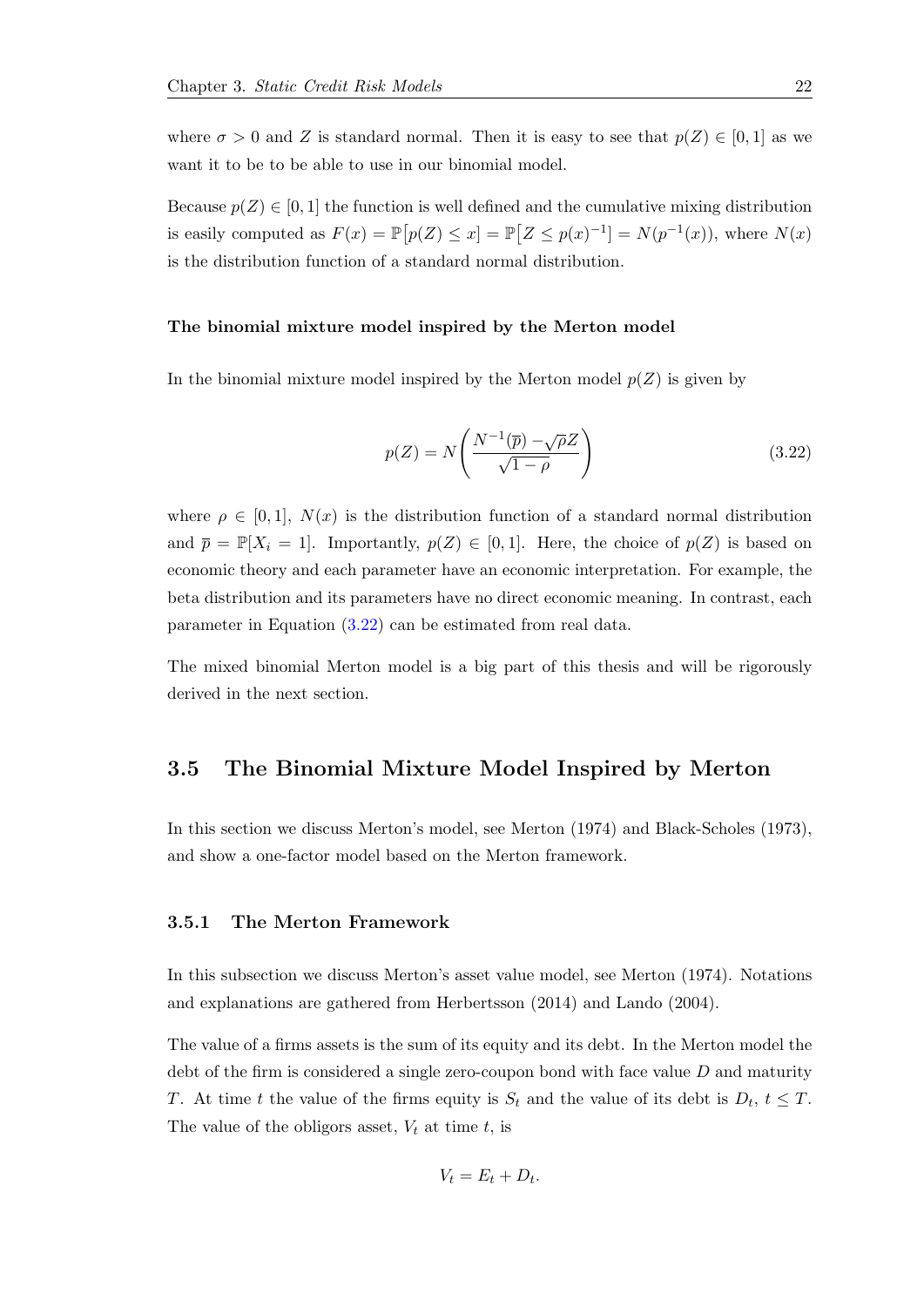where $\sigma > 0$ and $Z$ is standard normal. Then it is easy to see that $p(Z) \in [0, 1]$ as we want it to be to be able to use in our binomial model.

Because $p(Z) \in [0, 1]$ the function is well defined and the cumulative mixing distribution is easily computed as $F(x) = \mathbb{P}\big[p(Z) \leq x\big] = \mathbb{P}\big[Z \leq p(x)^{-1}\big] = N(p^{-1}(x))$, where $N(x)$ is the distribution function of a standard normal distribution.

**The binomial mixture model inspired by the Merton model**

In the binomial mixture model inspired by the Merton model $p(Z)$ is given by

$$p(Z) = N\left(\frac{N^{-1}(\overline{p}) - \sqrt{\rho}Z}{\sqrt{1-\rho}}\right) \tag{3.22}$$

where $\rho \in [0, 1]$, $N(x)$ is the distribution function of a standard normal distribution and $\overline{p} = \mathbb{P}[X_i = 1]$. Importantly, $p(Z) \in [0, 1]$. Here, the choice of $p(Z)$ is based on economic theory and each parameter have an economic interpretation. For example, the beta distribution and its parameters have no direct economic meaning. In contrast, each parameter in Equation (3.22) can be estimated from real data.

The mixed binomial Merton model is a big part of this thesis and will be rigorously derived in the next section.

## 3.5 The Binomial Mixture Model Inspired by Merton

In this section we discuss Merton's model, see Merton (1974) and Black-Scholes (1973), and show a one-factor model based on the Merton framework.

### 3.5.1 The Merton Framework

In this subsection we discuss Merton's asset value model, see Merton (1974). Notations and explanations are gathered from Herbertsson (2014) and Lando (2004).

The value of a firms assets is the sum of its equity and its debt. In the Merton model the debt of the firm is considered a single zero-coupon bond with face value $D$ and maturity $T$. At time $t$ the value of the firms equity is $S_t$ and the value of its debt is $D_t$, $t \leq T$. The value of the obligors asset, $V_t$ at time $t$, is

$$V_t = E_t + D_t.$$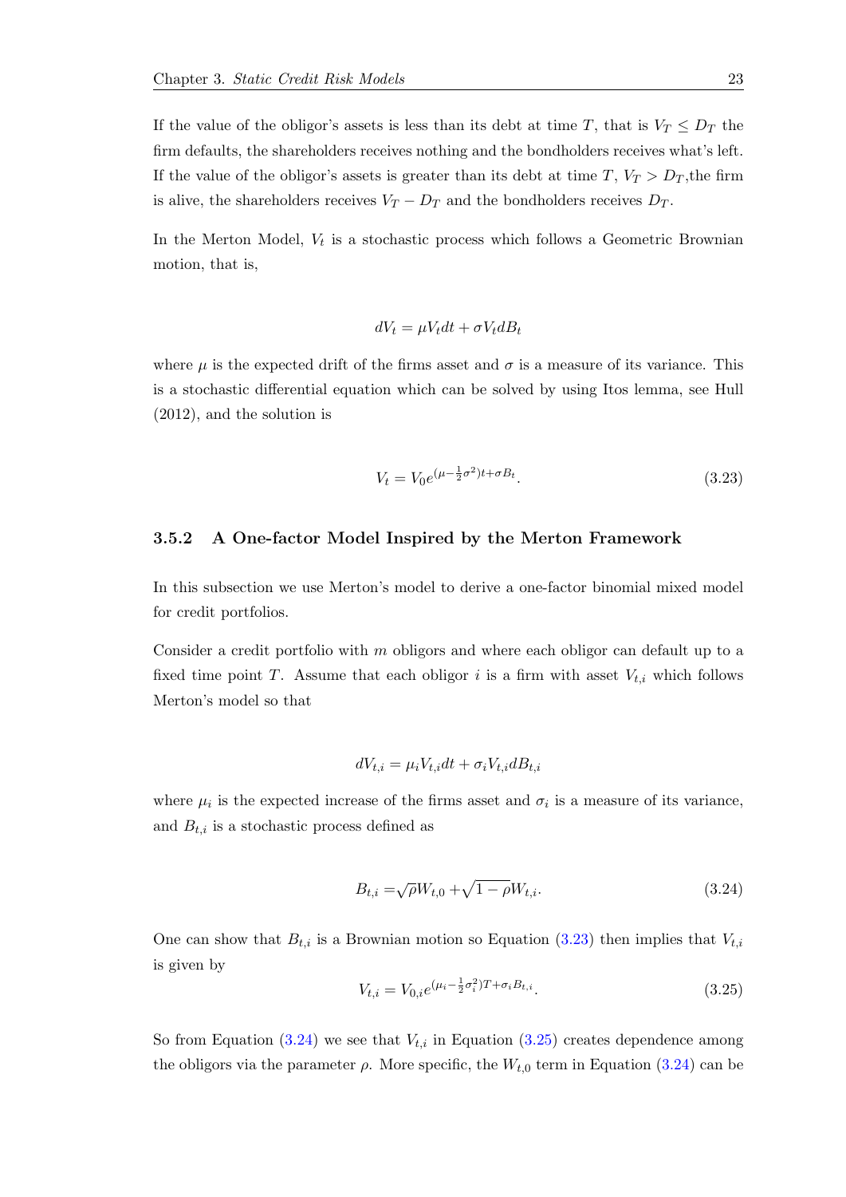If the value of the obligor's assets is less than its debt at time $T$, that is $V_T \leq D_T$ the firm defaults, the shareholders receives nothing and the bondholders receives what's left. If the value of the obligor's assets is greater than its debt at time $T$, $V_T > D_T$,the firm is alive, the shareholders receives $V_T - D_T$ and the bondholders receives $D_T$.

In the Merton Model, $V_t$ is a stochastic process which follows a Geometric Brownian motion, that is,

$$dV_t = \mu V_t dt + \sigma V_t dB_t$$

where $\mu$ is the expected drift of the firms asset and $\sigma$ is a measure of its variance. This is a stochastic differential equation which can be solved by using Itos lemma, see Hull (2012), and the solution is

$$V_t = V_0 e^{(\mu - \frac{1}{2}\sigma^2)t + \sigma B_t}. \tag{3.23}$$

### 3.5.2 A One-factor Model Inspired by the Merton Framework

In this subsection we use Merton's model to derive a one-factor binomial mixed model for credit portfolios.

Consider a credit portfolio with $m$ obligors and where each obligor can default up to a fixed time point $T$. Assume that each obligor $i$ is a firm with asset $V_{t,i}$ which follows Merton's model so that

$$dV_{t,i} = \mu_i V_{t,i} dt + \sigma_i V_{t,i} dB_{t,i}$$

where $\mu_i$ is the expected increase of the firms asset and $\sigma_i$ is a measure of its variance, and $B_{t,i}$ is a stochastic process defined as

$$B_{t,i} = \sqrt{\rho} W_{t,0} + \sqrt{1-\rho} W_{t,i}. \tag{3.24}$$

One can show that $B_{t,i}$ is a Brownian motion so Equation (3.23) then implies that $V_{t,i}$ is given by

$$V_{t,i} = V_{0,i} e^{(\mu_i - \frac{1}{2}\sigma_i^2)T + \sigma_i B_{t,i}}. \tag{3.25}$$

So from Equation (3.24) we see that $V_{t,i}$ in Equation (3.25) creates dependence among the obligors via the parameter $\rho$. More specific, the $W_{t,0}$ term in Equation (3.24) can be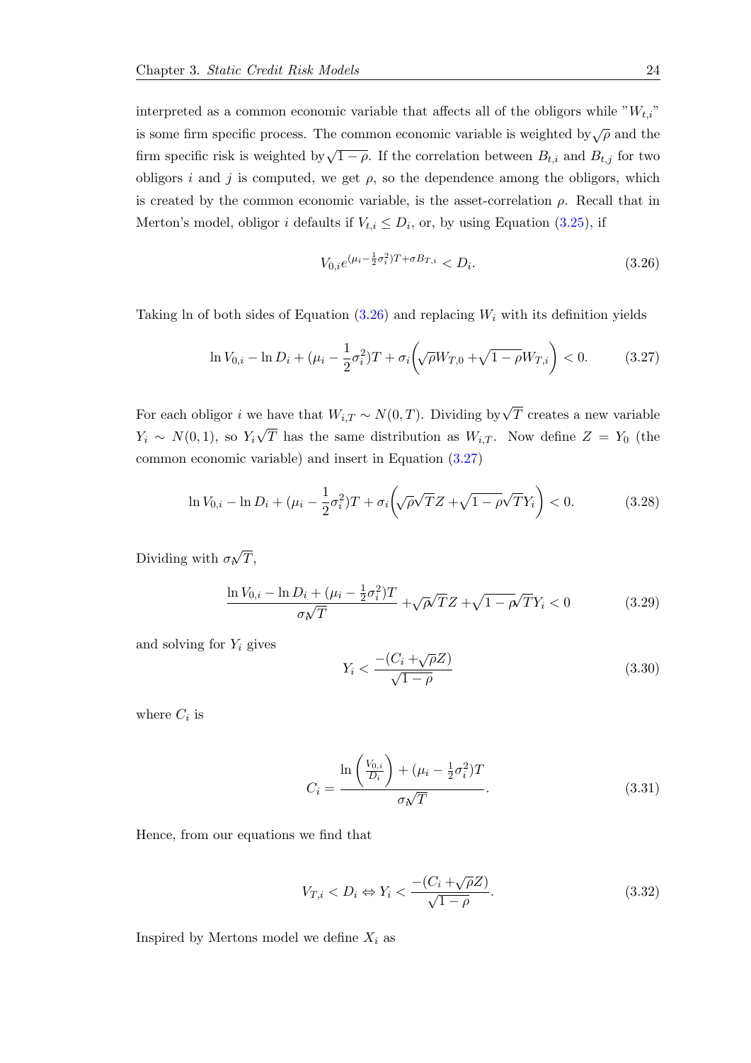interpreted as a common economic variable that affects all of the obligors while "$W_{t,i}$" is some firm specific process. The common economic variable is weighted by $\sqrt{\rho}$ and the firm specific risk is weighted by $\sqrt{1-\rho}$. If the correlation between $B_{t,i}$ and $B_{t,j}$ for two obligors $i$ and $j$ is computed, we get $\rho$, so the dependence among the obligors, which is created by the common economic variable, is the asset-correlation $\rho$. Recall that in Merton's model, obligor $i$ defaults if $V_{t,i} \leq D_i$, or, by using Equation (3.25), if

$$V_{0,i}e^{(\mu_i - \frac{1}{2}\sigma_i^2)T + \sigma B_{T,i}} < D_i. \tag{3.26}$$

Taking ln of both sides of Equation (3.26) and replacing $W_i$ with its definition yields

$$\ln V_{0,i} - \ln D_i + (\mu_i - \frac{1}{2}\sigma_i^2)T + \sigma_i\left(\sqrt{\rho}W_{T,0} + \sqrt{1-\rho}W_{T,i}\right) < 0. \tag{3.27}$$

For each obligor $i$ we have that $W_{i,T} \sim N(0,T)$. Dividing by $\sqrt{T}$ creates a new variable $Y_i \sim N(0,1)$, so $Y_i\sqrt{T}$ has the same distribution as $W_{i,T}$. Now define $Z = Y_0$ (the common economic variable) and insert in Equation (3.27)

$$\ln V_{0,i} - \ln D_i + (\mu_i - \frac{1}{2}\sigma_i^2)T + \sigma_i\left(\sqrt{\rho}\sqrt{T}Z + \sqrt{1-\rho}\sqrt{T}Y_i\right) < 0. \tag{3.28}$$

Dividing with $\sigma_i\sqrt{T}$,

$$\frac{\ln V_{0,i} - \ln D_i + (\mu_i - \frac{1}{2}\sigma_i^2)T}{\sigma_i\sqrt{T}} + \sqrt{\rho}\sqrt{T}Z + \sqrt{1-\rho}\sqrt{T}Y_i < 0 \tag{3.29}$$

and solving for $Y_i$ gives

$$Y_i < \frac{-(C_i + \sqrt{\rho}Z)}{\sqrt{1-\rho}} \tag{3.30}$$

where $C_i$ is

$$C_i = \frac{\ln\left(\frac{V_{0,i}}{D_i}\right) + (\mu_i - \frac{1}{2}\sigma_i^2)T}{\sigma_i\sqrt{T}}. \tag{3.31}$$

Hence, from our equations we find that

$$V_{T,i} < D_i \Leftrightarrow Y_i < \frac{-(C_i + \sqrt{\rho}Z)}{\sqrt{1-\rho}}. \tag{3.32}$$

Inspired by Mertons model we define $X_i$ as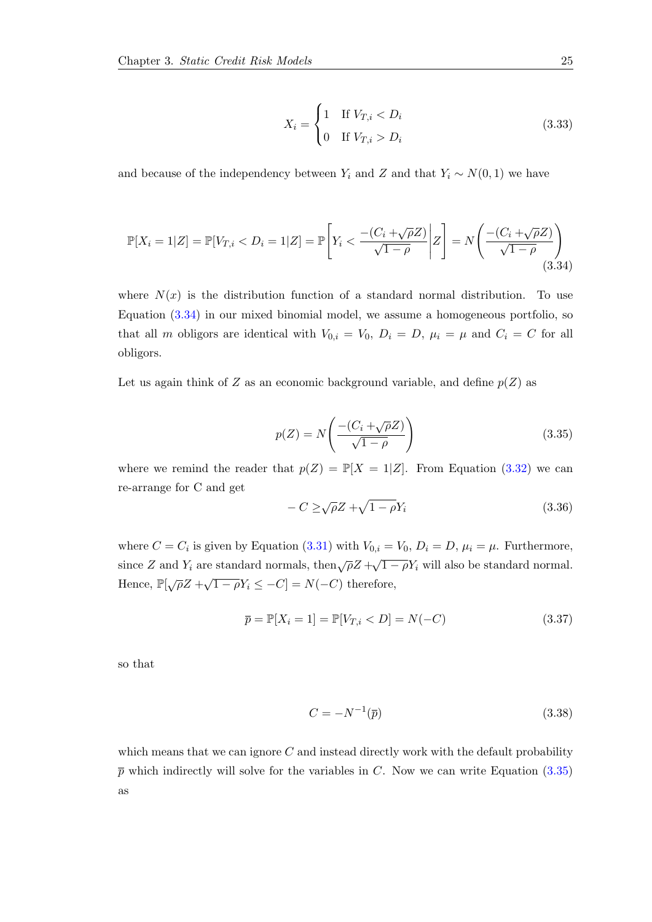$$X_i = \begin{cases} 1 & \text{If } V_{T,i} < D_i \\ 0 & \text{If } V_{T,i} > D_i \end{cases} \tag{3.33}$$

and because of the independency between $Y_i$ and $Z$ and that $Y_i \sim N(0,1)$ we have

$$\mathbb{P}[X_i = 1|Z] = \mathbb{P}[V_{T,i} < D_i = 1|Z] = \mathbb{P}\left[Y_i < \frac{-(C_i + \sqrt{\rho}Z)}{\sqrt{1-\rho}} \middle| Z\right] = N\left(\frac{-(C_i + \sqrt{\rho}Z)}{\sqrt{1-\rho}}\right) \tag{3.34}$$

where $N(x)$ is the distribution function of a standard normal distribution. To use Equation (3.34) in our mixed binomial model, we assume a homogeneous portfolio, so that all $m$ obligors are identical with $V_{0,i} = V_0$, $D_i = D$, $\mu_i = \mu$ and $C_i = C$ for all obligors.

Let us again think of $Z$ as an economic background variable, and define $p(Z)$ as

$$p(Z) = N\left(\frac{-(C_i + \sqrt{\rho}Z)}{\sqrt{1-\rho}}\right) \tag{3.35}$$

where we remind the reader that $p(Z) = \mathbb{P}[X = 1|Z]$. From Equation (3.32) we can re-arrange for C and get

$$-C \geq \sqrt{\rho}Z + \sqrt{1-\rho}Y_i \tag{3.36}$$

where $C = C_i$ is given by Equation (3.31) with $V_{0,i} = V_0$, $D_i = D$, $\mu_i = \mu$. Furthermore, since $Z$ and $Y_i$ are standard normals, then $\sqrt{\rho}Z + \sqrt{1-\rho}Y_i$ will also be standard normal. Hence, $\mathbb{P}[\sqrt{\rho}Z + \sqrt{1-\rho}Y_i \leq -C] = N(-C)$ therefore,

$$\overline{p} = \mathbb{P}[X_i = 1] = \mathbb{P}[V_{T,i} < D] = N(-C) \tag{3.37}$$

so that

$$C = -N^{-1}(\overline{p}) \tag{3.38}$$

which means that we can ignore $C$ and instead directly work with the default probability $\overline{p}$ which indirectly will solve for the variables in $C$. Now we can write Equation (3.35) as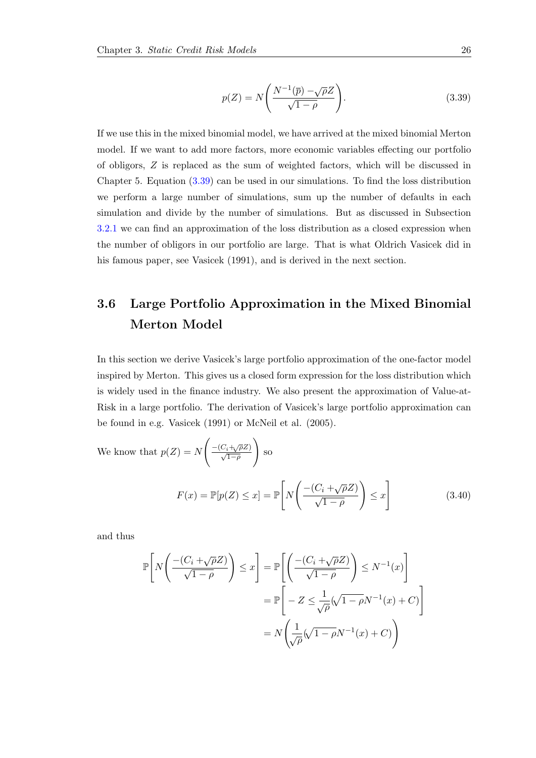$$p(Z) = N\left(\frac{N^{-1}(\overline{p}) - \sqrt{\rho}Z}{\sqrt{1-\rho}}\right). \tag{3.39}$$

If we use this in the mixed binomial model, we have arrived at the mixed binomial Merton model. If we want to add more factors, more economic variables effecting our portfolio of obligors, $Z$ is replaced as the sum of weighted factors, which will be discussed in Chapter 5. Equation (3.39) can be used in our simulations. To find the loss distribution we perform a large number of simulations, sum up the number of defaults in each simulation and divide by the number of simulations. But as discussed in Subsection 3.2.1 we can find an approximation of the loss distribution as a closed expression when the number of obligors in our portfolio are large. That is what Oldrich Vasicek did in his famous paper, see Vasicek (1991), and is derived in the next section.

## 3.6 Large Portfolio Approximation in the Mixed Binomial Merton Model

In this section we derive Vasicek's large portfolio approximation of the one-factor model inspired by Merton. This gives us a closed form expression for the loss distribution which is widely used in the finance industry. We also present the approximation of Value-at-Risk in a large portfolio. The derivation of Vasicek's large portfolio approximation can be found in e.g. Vasicek (1991) or McNeil et al. (2005).

We know that $p(Z) = N\left(\frac{-(C_i+\sqrt{\rho}Z)}{\sqrt{1-\rho}}\right)$ so

$$F(x) = \mathbb{P}[p(Z) \leq x] = \mathbb{P}\left[N\left(\frac{-(C_i+\sqrt{\rho}Z)}{\sqrt{1-\rho}}\right) \leq x\right] \tag{3.40}$$

and thus

$$\begin{aligned}
\mathbb{P}\left[N\left(\frac{-(C_i+\sqrt{\rho}Z)}{\sqrt{1-\rho}}\right) \leq x\right] &= \mathbb{P}\left[\left(\frac{-(C_i+\sqrt{\rho}Z)}{\sqrt{1-\rho}}\right) \leq N^{-1}(x)\right] \\
&= \mathbb{P}\left[-Z \leq \frac{1}{\sqrt{\rho}}(\sqrt{1-\rho}N^{-1}(x) + C)\right] \\
&= N\left(\frac{1}{\sqrt{\rho}}(\sqrt{1-\rho}N^{-1}(x) + C)\right)
\end{aligned}$$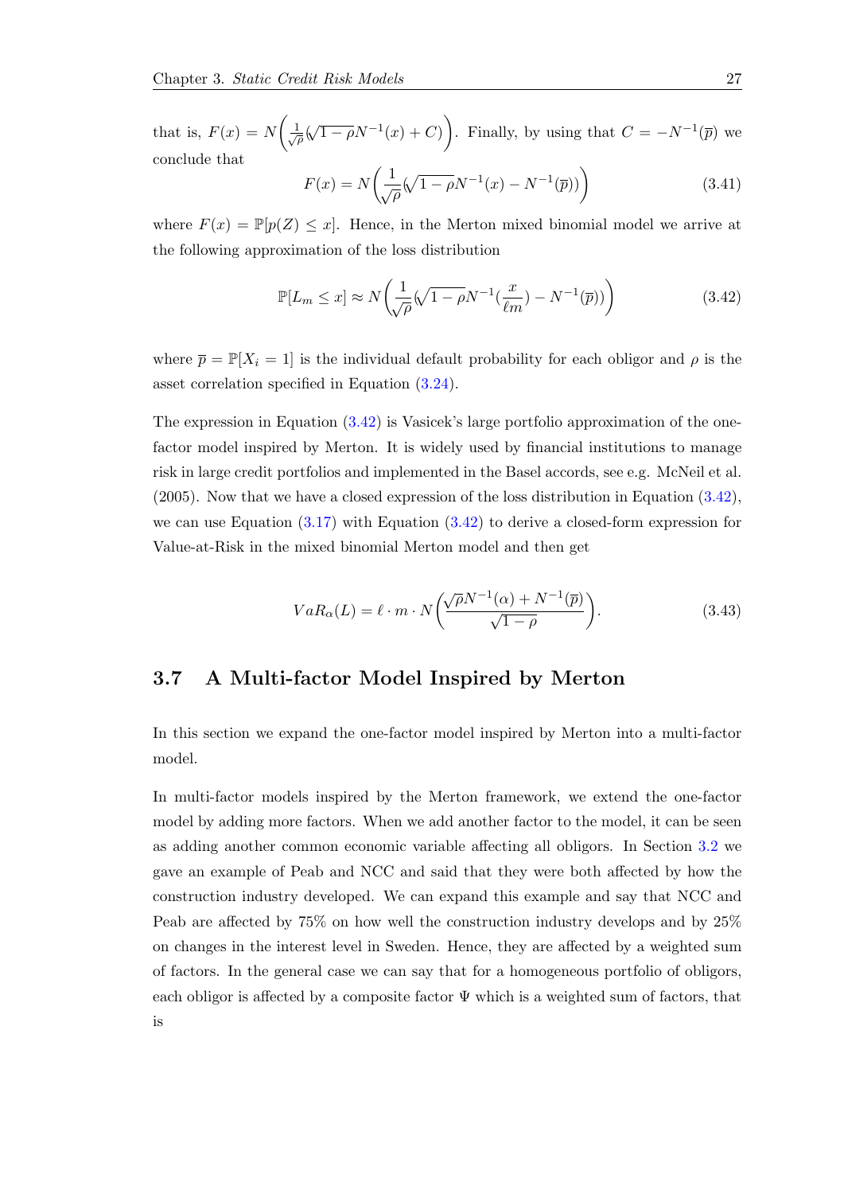that is, $F(x) = N\bigg(\frac{1}{\sqrt{\rho}}(\sqrt{1-\rho}N^{-1}(x) + C)\bigg)$. Finally, by using that $C = -N^{-1}(\overline{p})$ we conclude that

$$F(x) = N\bigg(\frac{1}{\sqrt{\rho}}(\sqrt{1-\rho}N^{-1}(x) - N^{-1}(\overline{p}))\bigg) \tag{3.41}$$

where $F(x) = \mathbb{P}[p(Z) \leq x]$. Hence, in the Merton mixed binomial model we arrive at the following approximation of the loss distribution

$$\mathbb{P}[L_m \leq x] \approx N\bigg(\frac{1}{\sqrt{\rho}}(\sqrt{1-\rho}N^{-1}(\frac{x}{\ell m}) - N^{-1}(\overline{p}))\bigg) \tag{3.42}$$

where $\overline{p} = \mathbb{P}[X_i = 1]$ is the individual default probability for each obligor and $\rho$ is the asset correlation specified in Equation (3.24).

The expression in Equation (3.42) is Vasicek's large portfolio approximation of the one-factor model inspired by Merton. It is widely used by financial institutions to manage risk in large credit portfolios and implemented in the Basel accords, see e.g. McNeil et al. (2005). Now that we have a closed expression of the loss distribution in Equation (3.42), we can use Equation (3.17) with Equation (3.42) to derive a closed-form expression for Value-at-Risk in the mixed binomial Merton model and then get

$$VaR_\alpha(L) = \ell \cdot m \cdot N\bigg(\frac{\sqrt{\rho}N^{-1}(\alpha) + N^{-1}(\overline{p})}{\sqrt{1-\rho}}\bigg). \tag{3.43}$$

## 3.7 A Multi-factor Model Inspired by Merton

In this section we expand the one-factor model inspired by Merton into a multi-factor model.

In multi-factor models inspired by the Merton framework, we extend the one-factor model by adding more factors. When we add another factor to the model, it can be seen as adding another common economic variable affecting all obligors. In Section 3.2 we gave an example of Peab and NCC and said that they were both affected by how the construction industry developed. We can expand this example and say that NCC and Peab are affected by 75% on how well the construction industry develops and by 25% on changes in the interest level in Sweden. Hence, they are affected by a weighted sum of factors. In the general case we can say that for a homogeneous portfolio of obligors, each obligor is affected by a composite factor $\Psi$ which is a weighted sum of factors, that is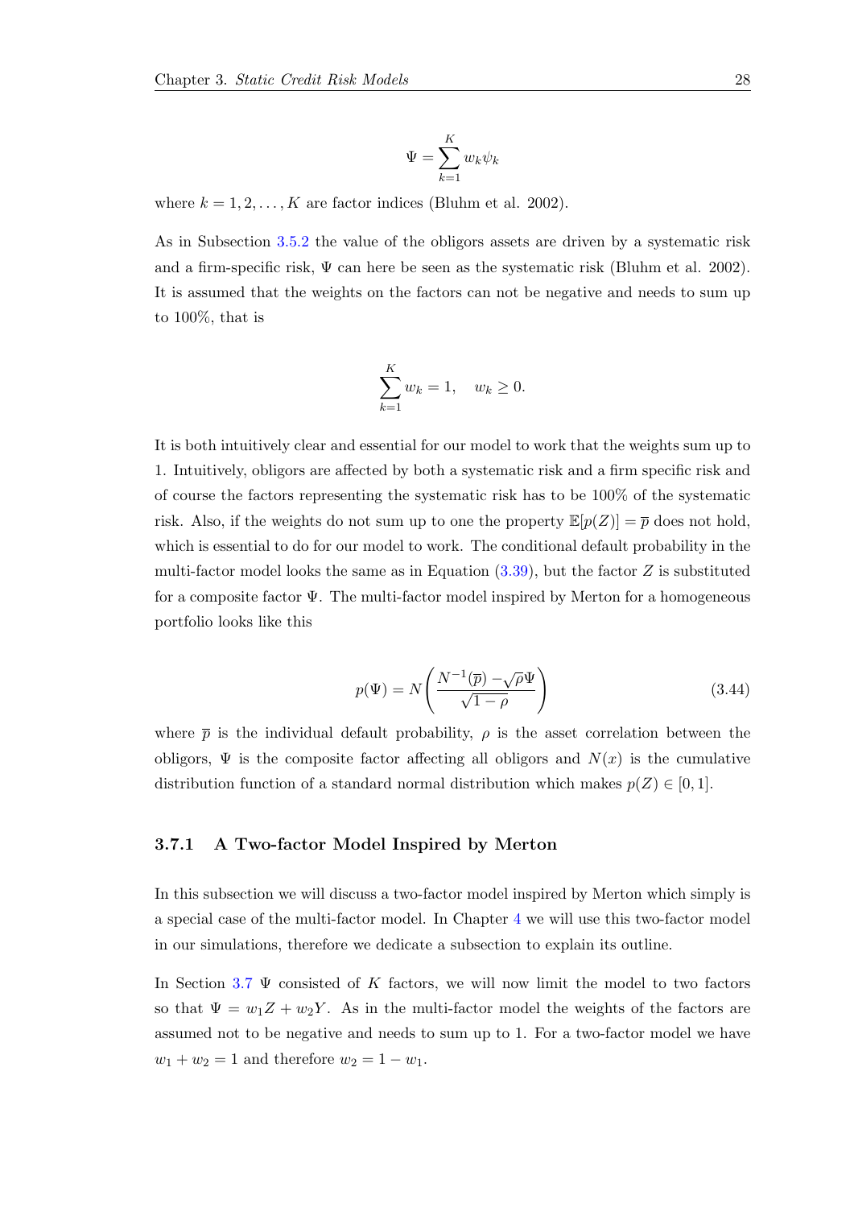$$\Psi = \sum_{k=1}^{K} w_k \psi_k$$

where $k = 1, 2, \ldots, K$ are factor indices (Bluhm et al. 2002).

As in Subsection 3.5.2 the value of the obligors assets are driven by a systematic risk and a firm-specific risk, $\Psi$ can here be seen as the systematic risk (Bluhm et al. 2002). It is assumed that the weights on the factors can not be negative and needs to sum up to 100%, that is

$$\sum_{k=1}^{K} w_k = 1, \quad w_k \geq 0.$$

It is both intuitively clear and essential for our model to work that the weights sum up to 1. Intuitively, obligors are affected by both a systematic risk and a firm specific risk and of course the factors representing the systematic risk has to be 100% of the systematic risk. Also, if the weights do not sum up to one the property $\mathbb{E}[p(Z)] = \overline{p}$ does not hold, which is essential to do for our model to work. The conditional default probability in the multi-factor model looks the same as in Equation (3.39), but the factor $Z$ is substituted for a composite factor $\Psi$. The multi-factor model inspired by Merton for a homogeneous portfolio looks like this

$$p(\Psi) = N\left(\frac{N^{-1}(\overline{p}) - \sqrt{\rho}\Psi}{\sqrt{1-\rho}}\right) \tag{3.44}$$

where $\overline{p}$ is the individual default probability, $\rho$ is the asset correlation between the obligors, $\Psi$ is the composite factor affecting all obligors and $N(x)$ is the cumulative distribution function of a standard normal distribution which makes $p(Z) \in [0, 1]$.

### 3.7.1 A Two-factor Model Inspired by Merton

In this subsection we will discuss a two-factor model inspired by Merton which simply is a special case of the multi-factor model. In Chapter 4 we will use this two-factor model in our simulations, therefore we dedicate a subsection to explain its outline.

In Section 3.7 $\Psi$ consisted of $K$ factors, we will now limit the model to two factors so that $\Psi = w_1 Z + w_2 Y$. As in the multi-factor model the weights of the factors are assumed not to be negative and needs to sum up to 1. For a two-factor model we have $w_1 + w_2 = 1$ and therefore $w_2 = 1 - w_1$.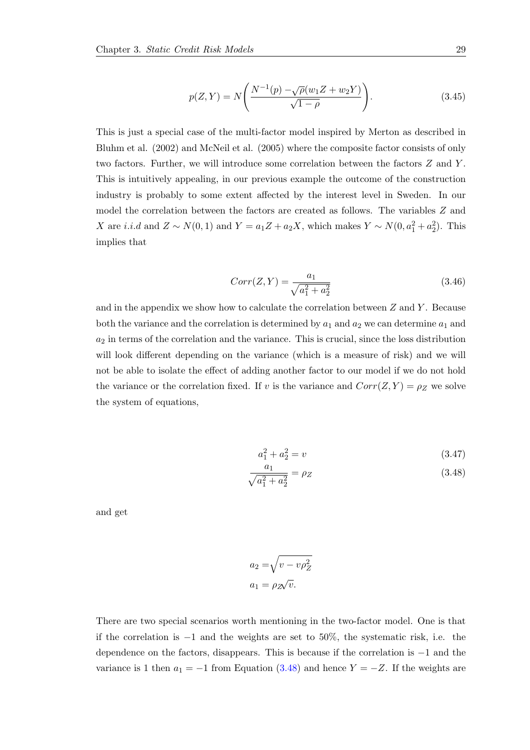$$p(Z,Y) = N\left(\frac{N^{-1}(p) - \sqrt{\rho}(w_1 Z + w_2 Y)}{\sqrt{1-\rho}}\right). \tag{3.45}$$

This is just a special case of the multi-factor model inspired by Merton as described in Bluhm et al. (2002) and McNeil et al. (2005) where the composite factor consists of only two factors. Further, we will introduce some correlation between the factors $Z$ and $Y$. This is intuitively appealing, in our previous example the outcome of the construction industry is probably to some extent affected by the interest level in Sweden. In our model the correlation between the factors are created as follows. The variables $Z$ and $X$ are *i.i.d* and $Z \sim N(0,1)$ and $Y = a_1 Z + a_2 X$, which makes $Y \sim N(0, a_1^2 + a_2^2)$. This implies that

$$Corr(Z,Y) = \frac{a_1}{\sqrt{a_1^2 + a_2^2}} \tag{3.46}$$

and in the appendix we show how to calculate the correlation between $Z$ and $Y$. Because both the variance and the correlation is determined by $a_1$ and $a_2$ we can determine $a_1$ and $a_2$ in terms of the correlation and the variance. This is crucial, since the loss distribution will look different depending on the variance (which is a measure of risk) and we will not be able to isolate the effect of adding another factor to our model if we do not hold the variance or the correlation fixed. If $v$ is the variance and $Corr(Z,Y) = \rho_Z$ we solve the system of equations,

$$a_1^2 + a_2^2 = v \tag{3.47}$$

$$\frac{a_1}{\sqrt{a_1^2 + a_2^2}} = \rho_Z \tag{3.48}$$

and get

$$a_2 = \sqrt{v - v\rho_Z^2}$$
$$a_1 = \rho_Z \sqrt{v}.$$

There are two special scenarios worth mentioning in the two-factor model. One is that if the correlation is $-1$ and the weights are set to 50%, the systematic risk, i.e. the dependence on the factors, disappears. This is because if the correlation is $-1$ and the variance is 1 then $a_1 = -1$ from Equation (3.48) and hence $Y = -Z$. If the weights are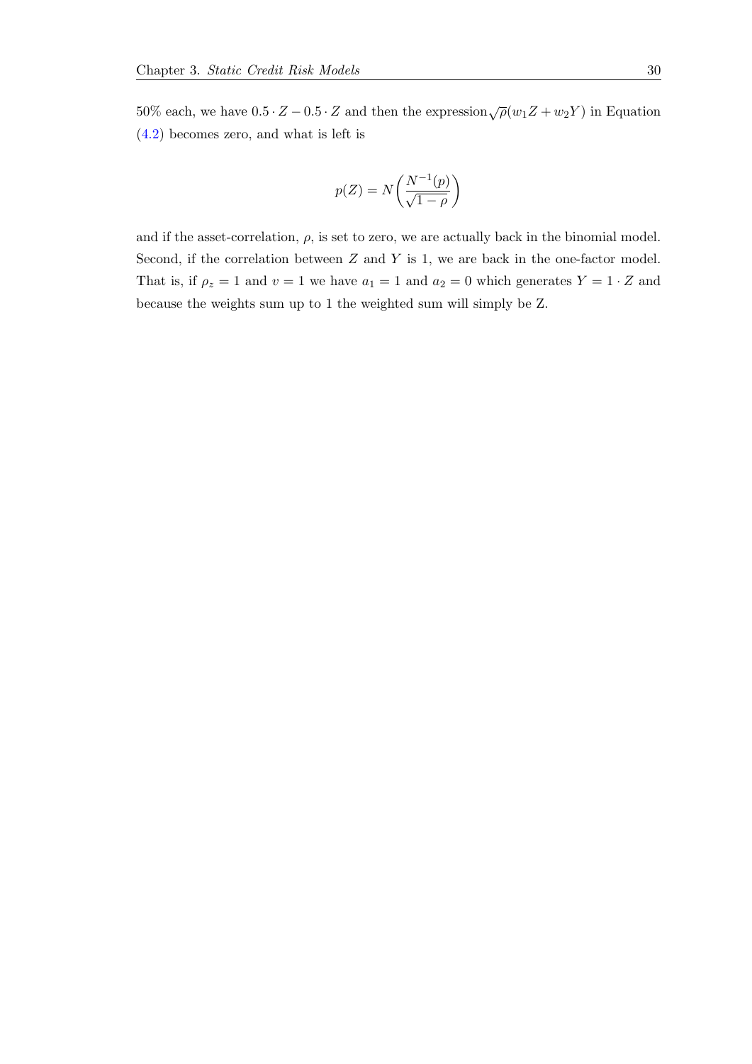50% each, we have $0.5 \cdot Z - 0.5 \cdot Z$ and then the expression $\sqrt{\rho}(w_1 Z + w_2 Y)$ in Equation (4.2) becomes zero, and what is left is

$$p(Z) = N\left(\frac{N^{-1}(p)}{\sqrt{1-\rho}}\right)$$

and if the asset-correlation, $\rho$, is set to zero, we are actually back in the binomial model. Second, if the correlation between $Z$ and $Y$ is 1, we are back in the one-factor model. That is, if $\rho_z = 1$ and $v = 1$ we have $a_1 = 1$ and $a_2 = 0$ which generates $Y = 1 \cdot Z$ and because the weights sum up to 1 the weighted sum will simply be Z.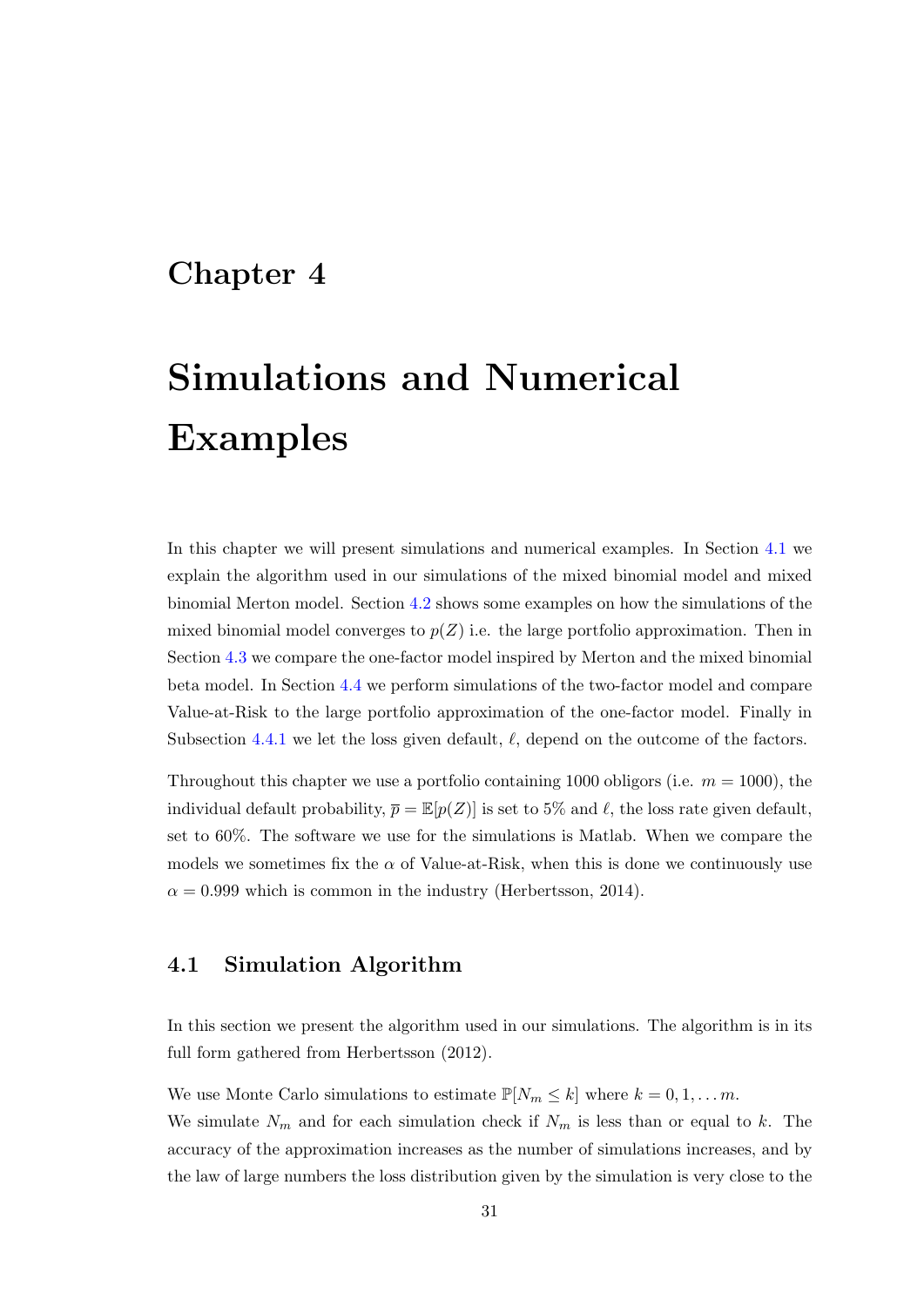# Chapter 4

# Simulations and Numerical Examples

In this chapter we will present simulations and numerical examples. In Section 4.1 we explain the algorithm used in our simulations of the mixed binomial model and mixed binomial Merton model. Section 4.2 shows some examples on how the simulations of the mixed binomial model converges to $p(Z)$ i.e. the large portfolio approximation. Then in Section 4.3 we compare the one-factor model inspired by Merton and the mixed binomial beta model. In Section 4.4 we perform simulations of the two-factor model and compare Value-at-Risk to the large portfolio approximation of the one-factor model. Finally in Subsection 4.4.1 we let the loss given default, $\ell$, depend on the outcome of the factors.

Throughout this chapter we use a portfolio containing 1000 obligors (i.e. $m = 1000$), the individual default probability, $\overline{p} = \mathbb{E}[p(Z)]$ is set to 5% and $\ell$, the loss rate given default, set to 60%. The software we use for the simulations is Matlab. When we compare the models we sometimes fix the $\alpha$ of Value-at-Risk, when this is done we continuously use $\alpha = 0.999$ which is common in the industry (Herbertsson, 2014).

## 4.1 Simulation Algorithm

In this section we present the algorithm used in our simulations. The algorithm is in its full form gathered from Herbertsson (2012).

We use Monte Carlo simulations to estimate $\mathbb{P}[N_m \leq k]$ where $k = 0, 1, \ldots m$.
We simulate $N_m$ and for each simulation check if $N_m$ is less than or equal to $k$. The accuracy of the approximation increases as the number of simulations increases, and by the law of large numbers the loss distribution given by the simulation is very close to the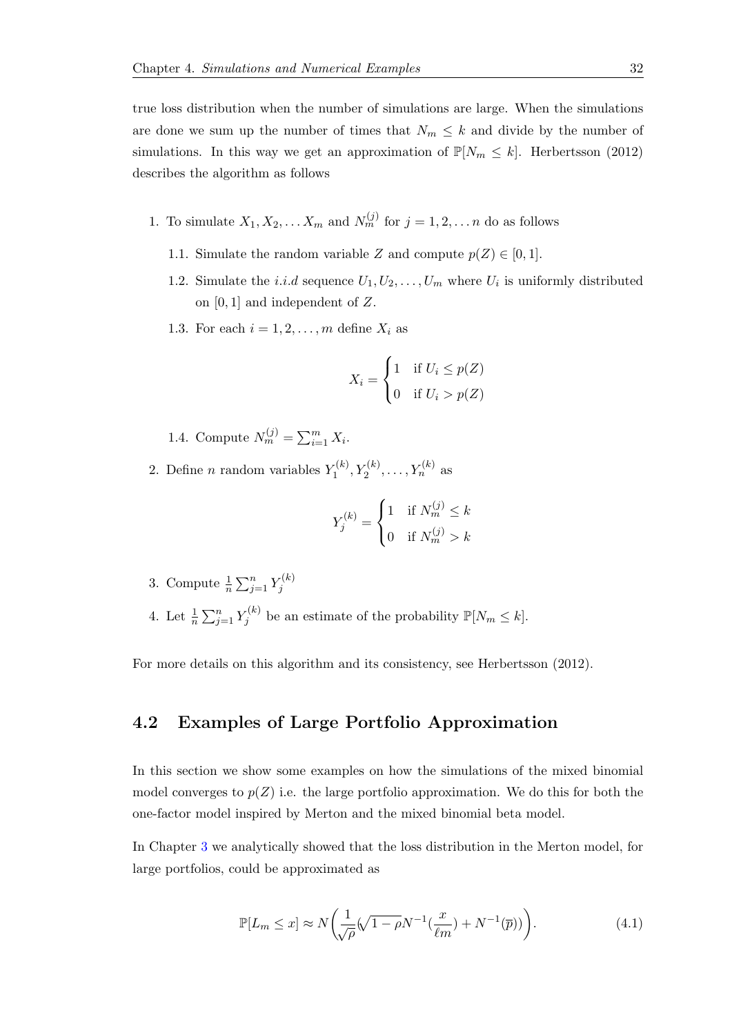true loss distribution when the number of simulations are large. When the simulations are done we sum up the number of times that $N_m \leq k$ and divide by the number of simulations. In this way we get an approximation of $\mathbb{P}[N_m \leq k]$. Herbertsson (2012) describes the algorithm as follows

1. To simulate $X_1, X_2, \ldots X_m$ and $N_m^{(j)}$ for $j = 1, 2, \ldots n$ do as follows
   
   1.1. Simulate the random variable $Z$ and compute $p(Z) \in [0, 1]$.
   
   1.2. Simulate the *i.i.d* sequence $U_1, U_2, \ldots, U_m$ where $U_i$ is uniformly distributed on $[0, 1]$ and independent of $Z$.
   
   1.3. For each $i = 1, 2, \ldots, m$ define $X_i$ as
   
   $$X_i = \begin{cases} 1 & \text{if } U_i \leq p(Z) \\ 0 & \text{if } U_i > p(Z) \end{cases}$$
   
   1.4. Compute $N_m^{(j)} = \sum_{i=1}^{m} X_i$.

2. Define $n$ random variables $Y_1^{(k)}, Y_2^{(k)}, \ldots, Y_n^{(k)}$ as

   $$Y_j^{(k)} = \begin{cases} 1 & \text{if } N_m^{(j)} \leq k \\ 0 & \text{if } N_m^{(j)} > k \end{cases}$$

3. Compute $\frac{1}{n} \sum_{j=1}^{n} Y_j^{(k)}$

4. Let $\frac{1}{n} \sum_{j=1}^{n} Y_j^{(k)}$ be an estimate of the probability $\mathbb{P}[N_m \leq k]$.

For more details on this algorithm and its consistency, see Herbertsson (2012).

## 4.2 Examples of Large Portfolio Approximation

In this section we show some examples on how the simulations of the mixed binomial model converges to $p(Z)$ i.e. the large portfolio approximation. We do this for both the one-factor model inspired by Merton and the mixed binomial beta model.

In Chapter 3 we analytically showed that the loss distribution in the Merton model, for large portfolios, could be approximated as

$$\mathbb{P}[L_m \leq x] \approx N\left(\frac{1}{\sqrt{\rho}}(\sqrt{1-\rho}N^{-1}(\frac{x}{\ell m}) + N^{-1}(\overline{p}))\right). \tag{4.1}$$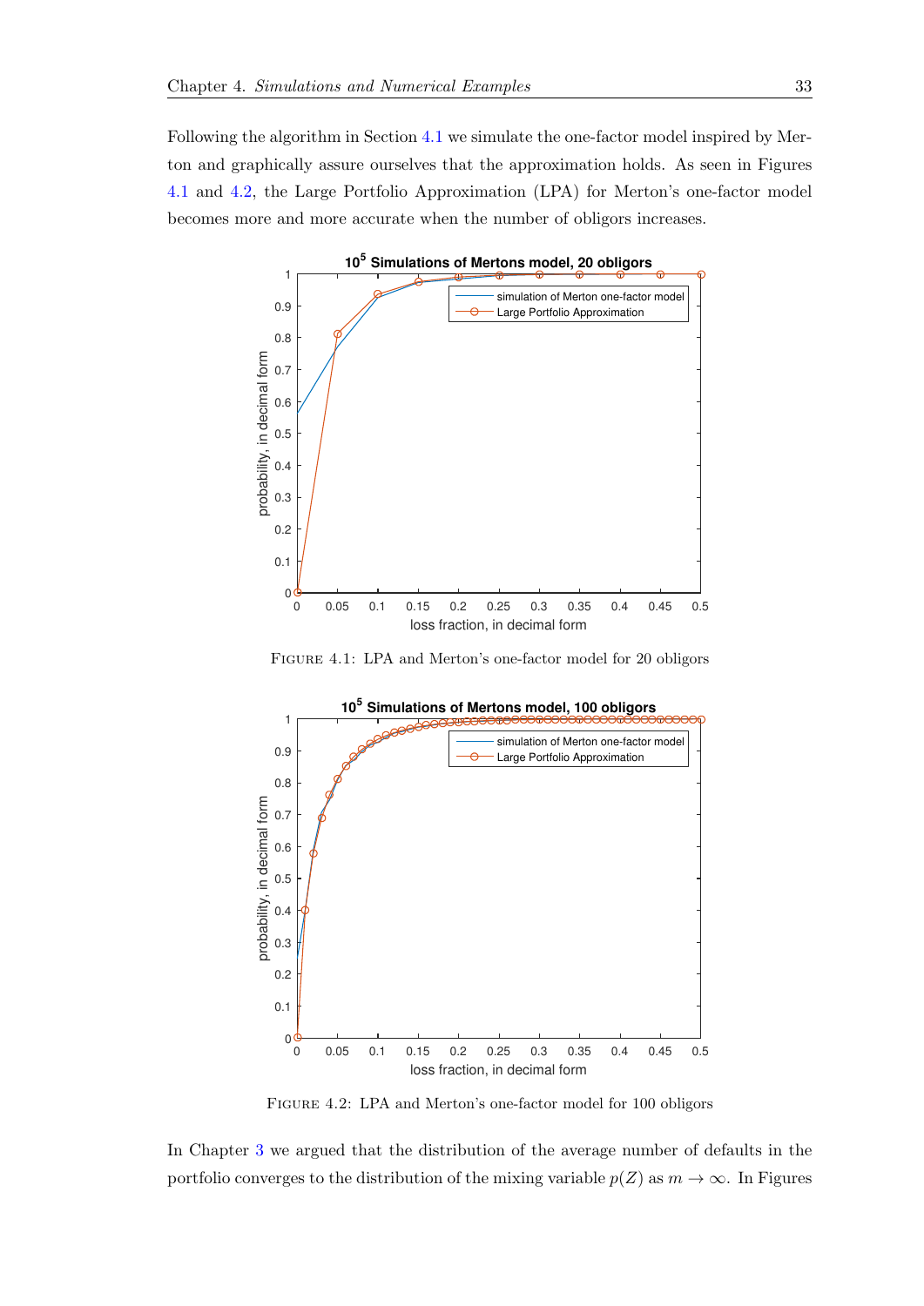Following the algorithm in Section 4.1 we simulate the one-factor model inspired by Merton and graphically assure ourselves that the approximation holds. As seen in Figures 4.1 and 4.2, the Large Portfolio Approximation (LPA) for Merton's one-factor model becomes more and more accurate when the number of obligors increases.

FIGURE 4.1: LPA and Merton's one-factor model for 20 obligors

FIGURE 4.2: LPA and Merton's one-factor model for 100 obligors

In Chapter 3 we argued that the distribution of the average number of defaults in the portfolio converges to the distribution of the mixing variable $p(Z)$ as $m \to \infty$. In Figures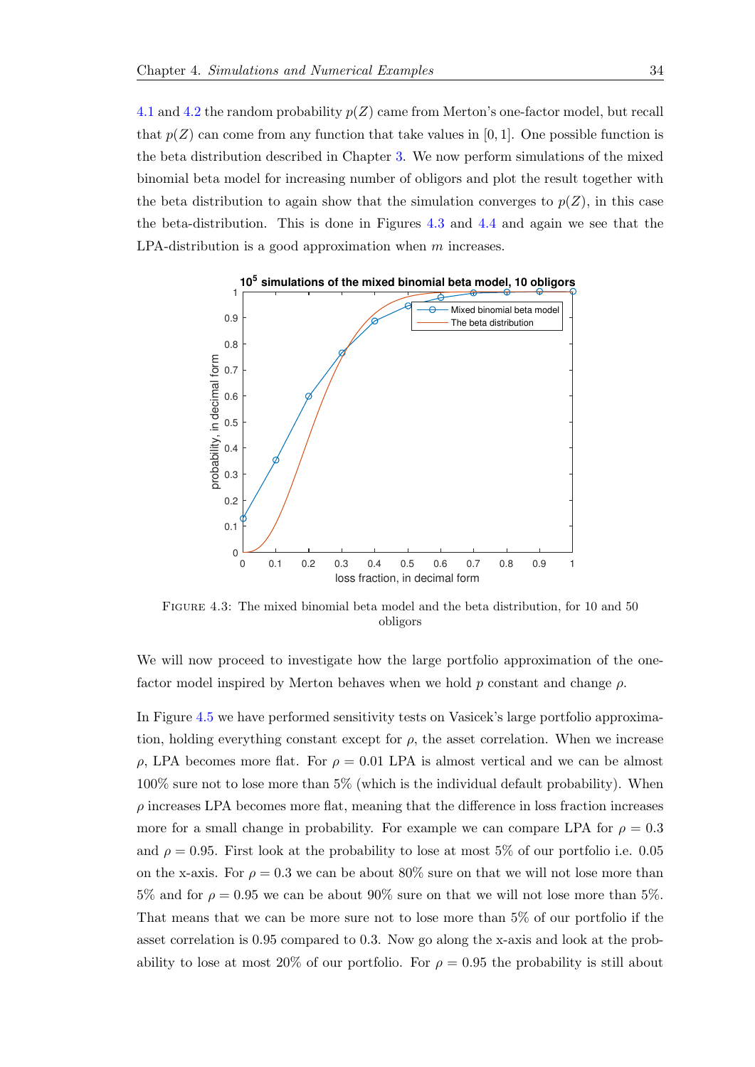4.1 and 4.2 the random probability $p(Z)$ came from Merton's one-factor model, but recall that $p(Z)$ can come from any function that take values in $[0, 1]$. One possible function is the beta distribution described in Chapter 3. We now perform simulations of the mixed binomial beta model for increasing number of obligors and plot the result together with the beta distribution to again show that the simulation converges to $p(Z)$, in this case the beta-distribution. This is done in Figures 4.3 and 4.4 and again we see that the LPA-distribution is a good approximation when $m$ increases.

FIGURE 4.3: The mixed binomial beta model and the beta distribution, for 10 and 50 obligors

We will now proceed to investigate how the large portfolio approximation of the one-factor model inspired by Merton behaves when we hold $p$ constant and change $\rho$.

In Figure 4.5 we have performed sensitivity tests on Vasicek's large portfolio approximation, holding everything constant except for $\rho$, the asset correlation. When we increase $\rho$, LPA becomes more flat. For $\rho = 0.01$ LPA is almost vertical and we can be almost 100% sure not to lose more than 5% (which is the individual default probability). When $\rho$ increases LPA becomes more flat, meaning that the difference in loss fraction increases more for a small change in probability. For example we can compare LPA for $\rho = 0.3$ and $\rho = 0.95$. First look at the probability to lose at most 5% of our portfolio i.e. 0.05 on the x-axis. For $\rho = 0.3$ we can be about 80% sure on that we will not lose more than 5% and for $\rho = 0.95$ we can be about 90% sure on that we will not lose more than 5%. That means that we can be more sure not to lose more than 5% of our portfolio if the asset correlation is 0.95 compared to 0.3. Now go along the x-axis and look at the probability to lose at most 20% of our portfolio. For $\rho = 0.95$ the probability is still about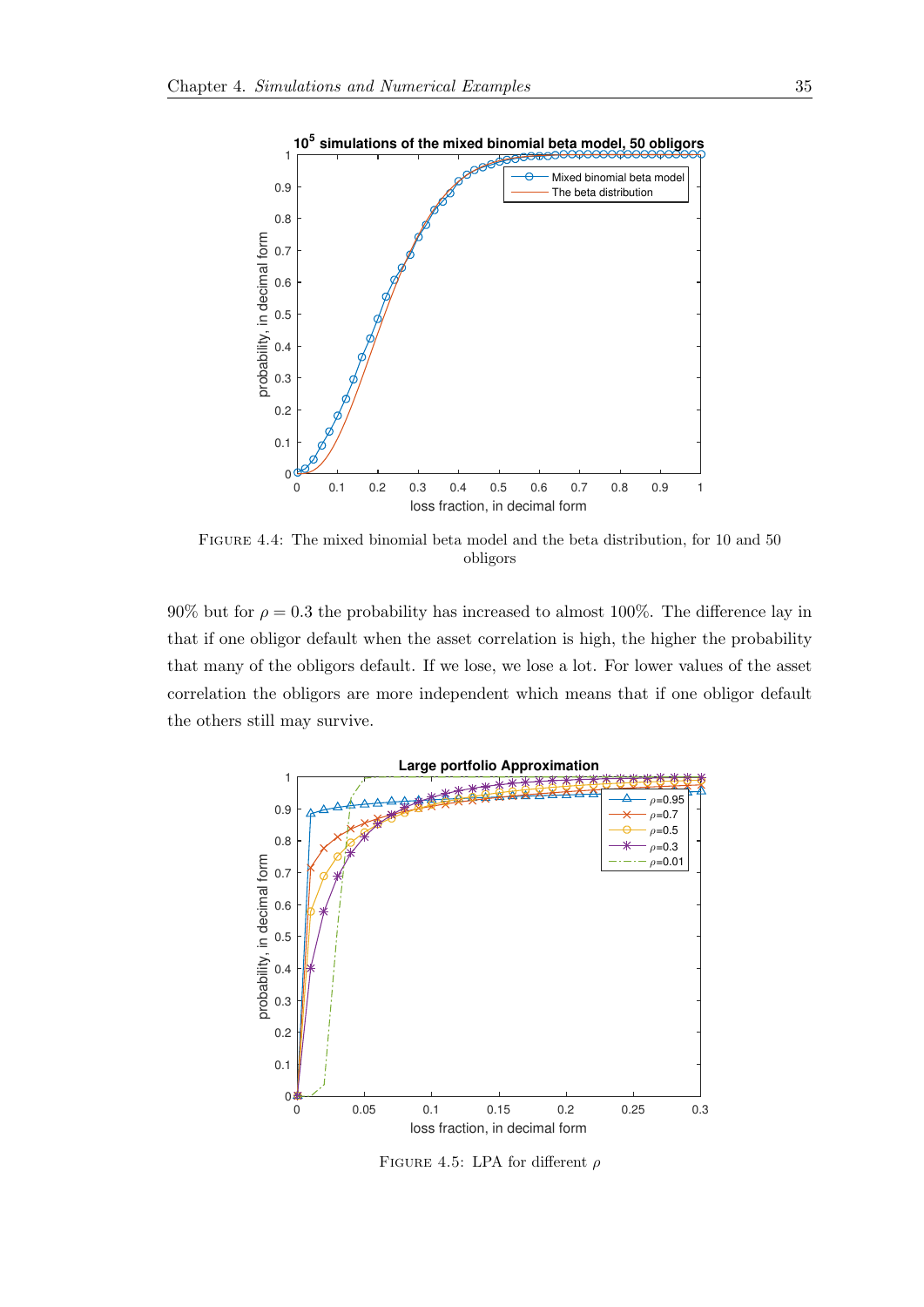FIGURE 4.4: The mixed binomial beta model and the beta distribution, for 10 and 50 obligors

90% but for $\rho = 0.3$ the probability has increased to almost 100%. The difference lay in that if one obligor default when the asset correlation is high, the higher the probability that many of the obligors default. If we lose, we lose a lot. For lower values of the asset correlation the obligors are more independent which means that if one obligor default the others still may survive.

FIGURE 4.5: LPA for different $\rho$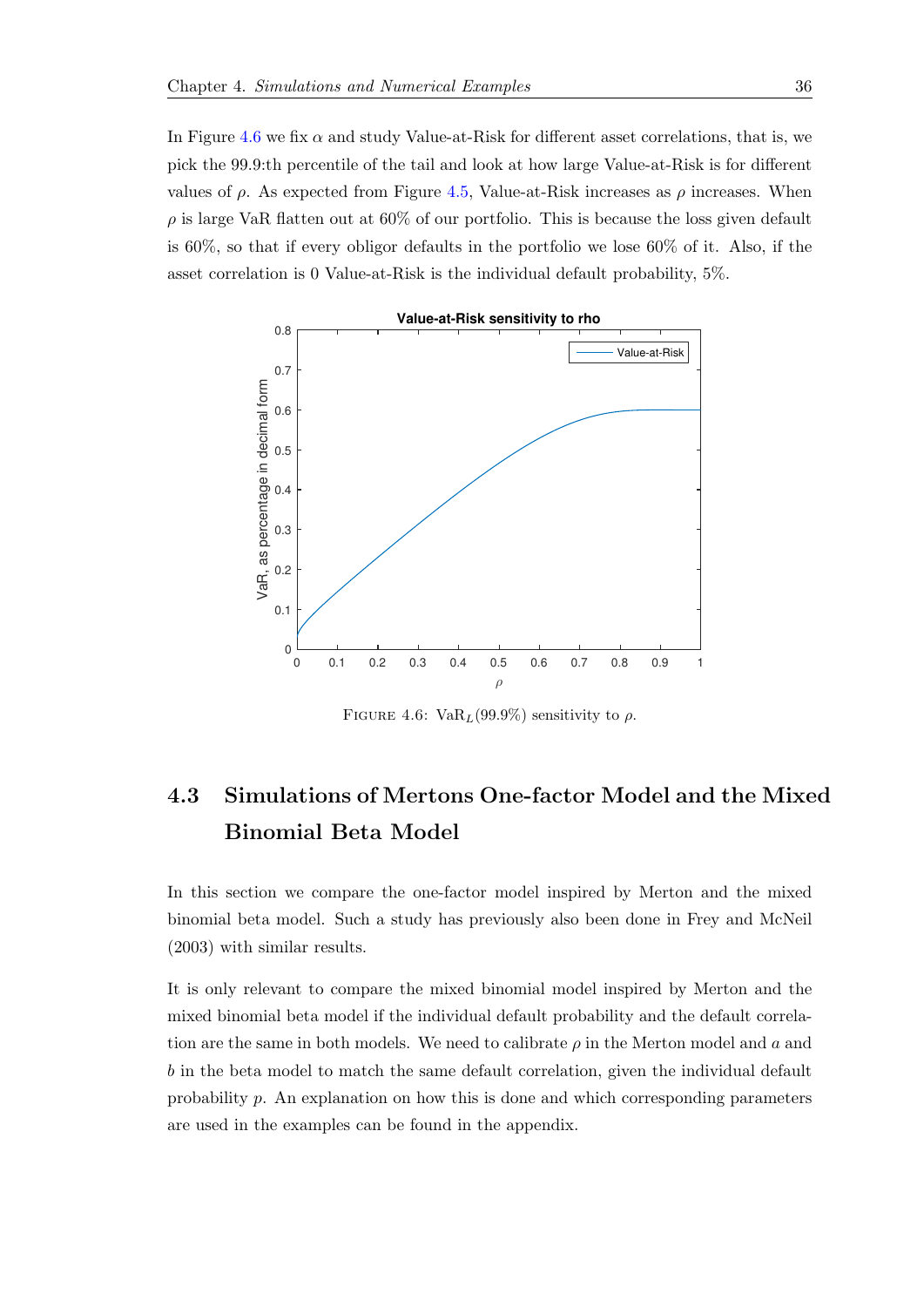In Figure 4.6 we fix $\alpha$ and study Value-at-Risk for different asset correlations, that is, we pick the 99.9:th percentile of the tail and look at how large Value-at-Risk is for different values of $\rho$. As expected from Figure 4.5, Value-at-Risk increases as $\rho$ increases. When $\rho$ is large VaR flatten out at 60% of our portfolio. This is because the loss given default is 60%, so that if every obligor defaults in the portfolio we lose 60% of it. Also, if the asset correlation is 0 Value-at-Risk is the individual default probability, 5%.

FIGURE 4.6: $\text{VaR}_L(99.9\%)$ sensitivity to $\rho$.

## 4.3 Simulations of Mertons One-factor Model and the Mixed Binomial Beta Model

In this section we compare the one-factor model inspired by Merton and the mixed binomial beta model. Such a study has previously also been done in Frey and McNeil (2003) with similar results.

It is only relevant to compare the mixed binomial model inspired by Merton and the mixed binomial beta model if the individual default probability and the default correlation are the same in both models. We need to calibrate $\rho$ in the Merton model and $a$ and $b$ in the beta model to match the same default correlation, given the individual default probability $p$. An explanation on how this is done and which corresponding parameters are used in the examples can be found in the appendix.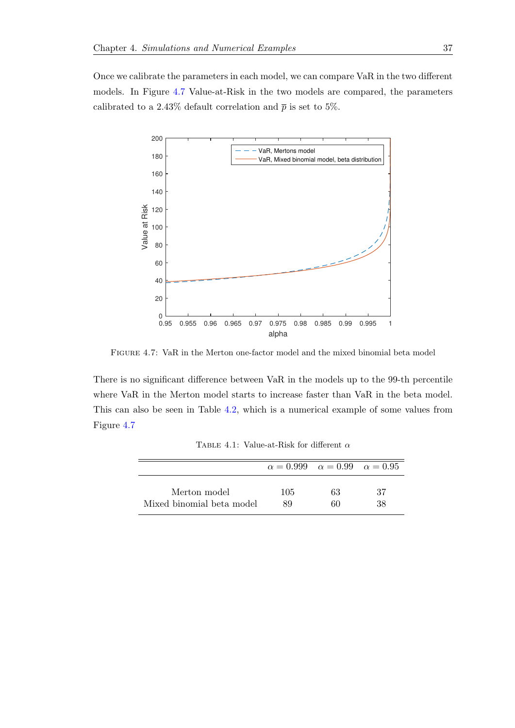Once we calibrate the parameters in each model, we can compare VaR in the two different models. In Figure 4.7 Value-at-Risk in the two models are compared, the parameters calibrated to a 2.43% default correlation and $\overline{p}$ is set to 5%.

FIGURE 4.7: VaR in the Merton one-factor model and the mixed binomial beta model

There is no significant difference between VaR in the models up to the 99-th percentile where VaR in the Merton model starts to increase faster than VaR in the beta model. This can also be seen in Table 4.2, which is a numerical example of some values from Figure 4.7

TABLE 4.1: Value-at-Risk for different $\alpha$

| | $\alpha = 0.999$ | $\alpha = 0.99$ | $\alpha = 0.95$ |
|---|---|---|---|
| Merton model | 105 | 63 | 37 |
| Mixed binomial beta model | 89 | 60 | 38 |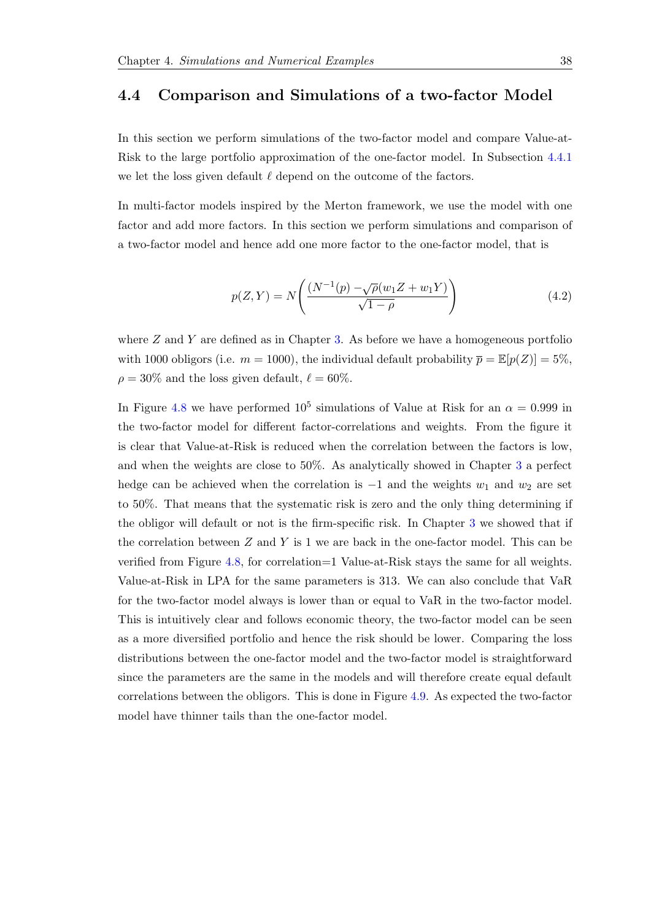## 4.4 Comparison and Simulations of a two-factor Model

In this section we perform simulations of the two-factor model and compare Value-at-Risk to the large portfolio approximation of the one-factor model. In Subsection 4.4.1 we let the loss given default $\ell$ depend on the outcome of the factors.

In multi-factor models inspired by the Merton framework, we use the model with one factor and add more factors. In this section we perform simulations and comparison of a two-factor model and hence add one more factor to the one-factor model, that is

$$p(Z, Y) = N\left(\frac{(N^{-1}(p) - \sqrt{\rho}(w_1 Z + w_1 Y)}{\sqrt{1-\rho}}\right) \tag{4.2}$$

where $Z$ and $Y$ are defined as in Chapter 3. As before we have a homogeneous portfolio with 1000 obligors (i.e. $m = 1000$), the individual default probability $\overline{p} = \mathbb{E}[p(Z)] = 5\%$, $\rho = 30\%$ and the loss given default, $\ell = 60\%$.

In Figure 4.8 we have performed $10^5$ simulations of Value at Risk for an $\alpha = 0.999$ in the two-factor model for different factor-correlations and weights. From the figure it is clear that Value-at-Risk is reduced when the correlation between the factors is low, and when the weights are close to 50%. As analytically showed in Chapter 3 a perfect hedge can be achieved when the correlation is $-1$ and the weights $w_1$ and $w_2$ are set to 50%. That means that the systematic risk is zero and the only thing determining if the obligor will default or not is the firm-specific risk. In Chapter 3 we showed that if the correlation between $Z$ and $Y$ is 1 we are back in the one-factor model. This can be verified from Figure 4.8, for correlation=1 Value-at-Risk stays the same for all weights. Value-at-Risk in LPA for the same parameters is 313. We can also conclude that VaR for the two-factor model always is lower than or equal to VaR in the two-factor model. This is intuitively clear and follows economic theory, the two-factor model can be seen as a more diversified portfolio and hence the risk should be lower. Comparing the loss distributions between the one-factor model and the two-factor model is straightforward since the parameters are the same in the models and will therefore create equal default correlations between the obligors. This is done in Figure 4.9. As expected the two-factor model have thinner tails than the one-factor model.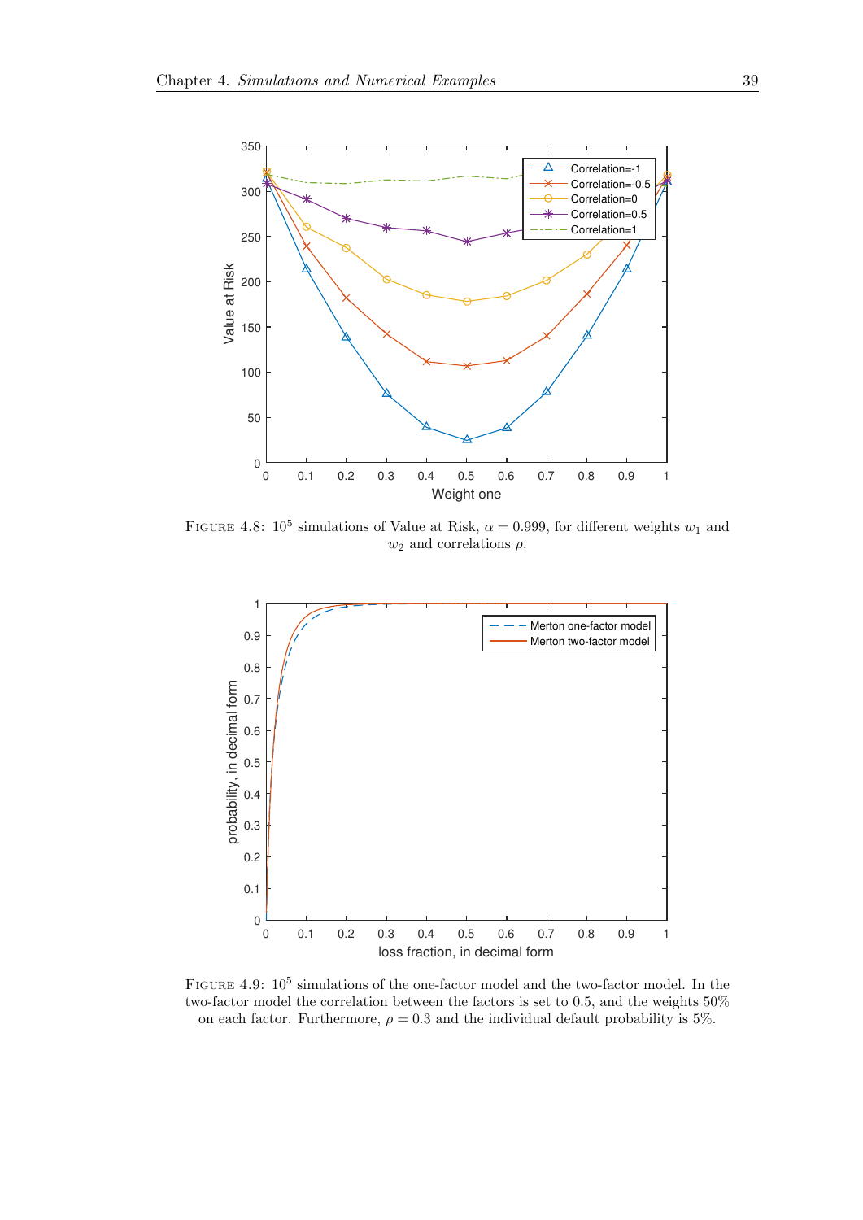FIGURE 4.8: $10^5$ simulations of Value at Risk, $\alpha = 0.999$, for different weights $w_1$ and $w_2$ and correlations $\rho$.

FIGURE 4.9: $10^5$ simulations of the one-factor model and the two-factor model. In the two-factor model the correlation between the factors is set to 0.5, and the weights 50% on each factor. Furthermore, $\rho = 0.3$ and the individual default probability is 5%.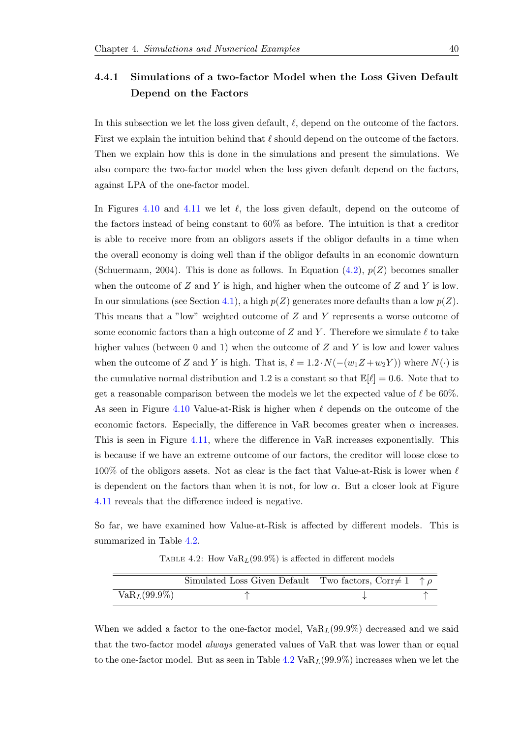### 4.4.1 Simulations of a two-factor Model when the Loss Given Default Depend on the Factors

In this subsection we let the loss given default, $\ell$, depend on the outcome of the factors. First we explain the intuition behind that $\ell$ should depend on the outcome of the factors. Then we explain how this is done in the simulations and present the simulations. We also compare the two-factor model when the loss given default depend on the factors, against LPA of the one-factor model.

In Figures 4.10 and 4.11 we let $\ell$, the loss given default, depend on the outcome of the factors instead of being constant to 60% as before. The intuition is that a creditor is able to receive more from an obligors assets if the obligor defaults in a time when the overall economy is doing well than if the obligor defaults in an economic downturn (Schuermann, 2004). This is done as follows. In Equation (4.2), $p(Z)$ becomes smaller when the outcome of $Z$ and $Y$ is high, and higher when the outcome of $Z$ and $Y$ is low. In our simulations (see Section 4.1), a high $p(Z)$ generates more defaults than a low $p(Z)$. This means that a "low" weighted outcome of $Z$ and $Y$ represents a worse outcome of some economic factors than a high outcome of $Z$ and $Y$. Therefore we simulate $\ell$ to take higher values (between 0 and 1) when the outcome of $Z$ and $Y$ is low and lower values when the outcome of $Z$ and $Y$ is high. That is, $\ell = 1.2 \cdot N(-(w_1 Z + w_2 Y))$ where $N(\cdot)$ is the cumulative normal distribution and 1.2 is a constant so that $\mathbb{E}[\ell] = 0.6$. Note that to get a reasonable comparison between the models we let the expected value of $\ell$ be 60%. As seen in Figure 4.10 Value-at-Risk is higher when $\ell$ depends on the outcome of the economic factors. Especially, the difference in VaR becomes greater when $\alpha$ increases. This is seen in Figure 4.11, where the difference in VaR increases exponentially. This is because if we have an extreme outcome of our factors, the creditor will loose close to 100% of the obligors assets. Not as clear is the fact that Value-at-Risk is lower when $\ell$ is dependent on the factors than when it is not, for low $\alpha$. But a closer look at Figure 4.11 reveals that the difference indeed is negative.

So far, we have examined how Value-at-Risk is affected by different models. This is summarized in Table 4.2.

Table 4.2: How $\mathrm{VaR}_L(99.9\%)$ is affected in different models

| | Simulated Loss Given Default | Two factors, Corr$\neq 1$ | $\uparrow \rho$ |
|---|---|---|---|
| $\mathrm{VaR}_L(99.9\%)$ | $\uparrow$ | $\downarrow$ | $\uparrow$ |

When we added a factor to the one-factor model, $\mathrm{VaR}_L(99.9\%)$ decreased and we said that the two-factor model *always* generated values of VaR that was lower than or equal to the one-factor model. But as seen in Table 4.2 $\mathrm{VaR}_L(99.9\%)$ increases when we let the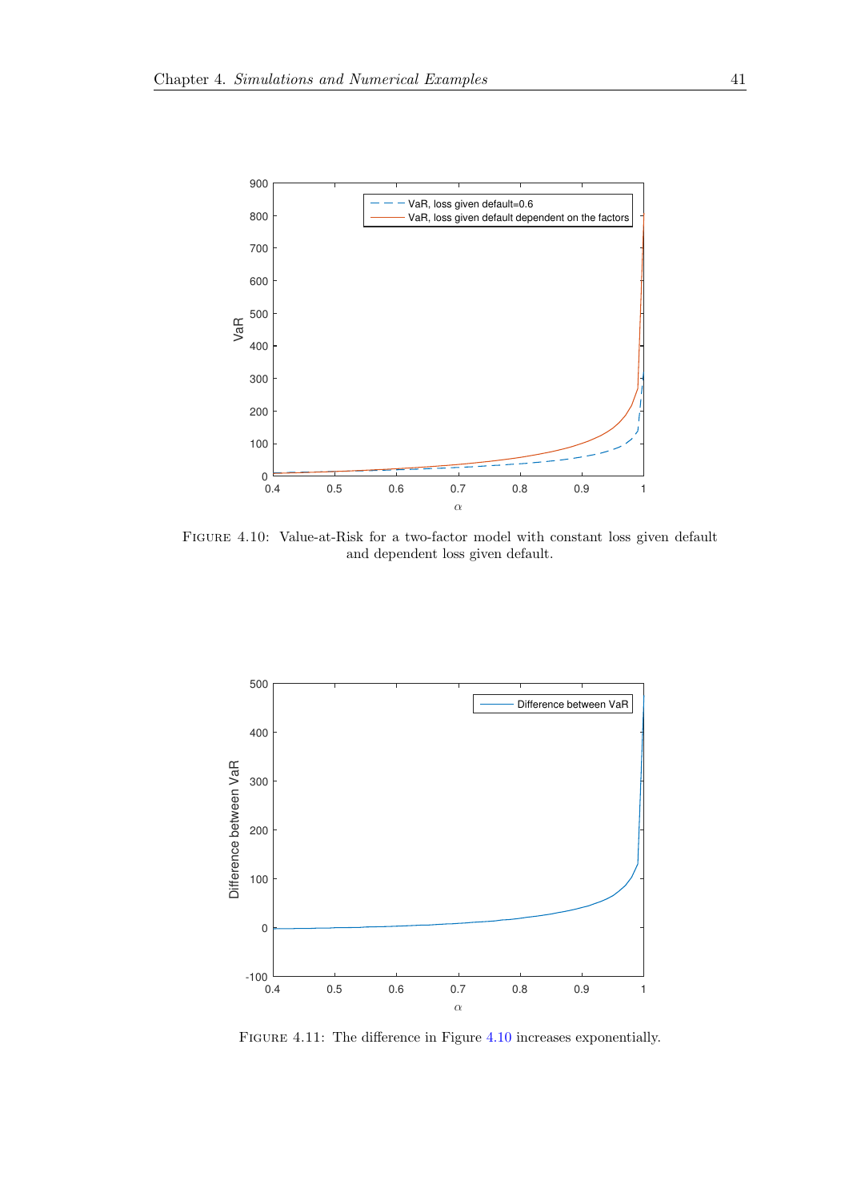Figure 4.10: Value-at-Risk for a two-factor model with constant loss given default and dependent loss given default.

Figure 4.11: The difference in Figure 4.10 increases exponentially.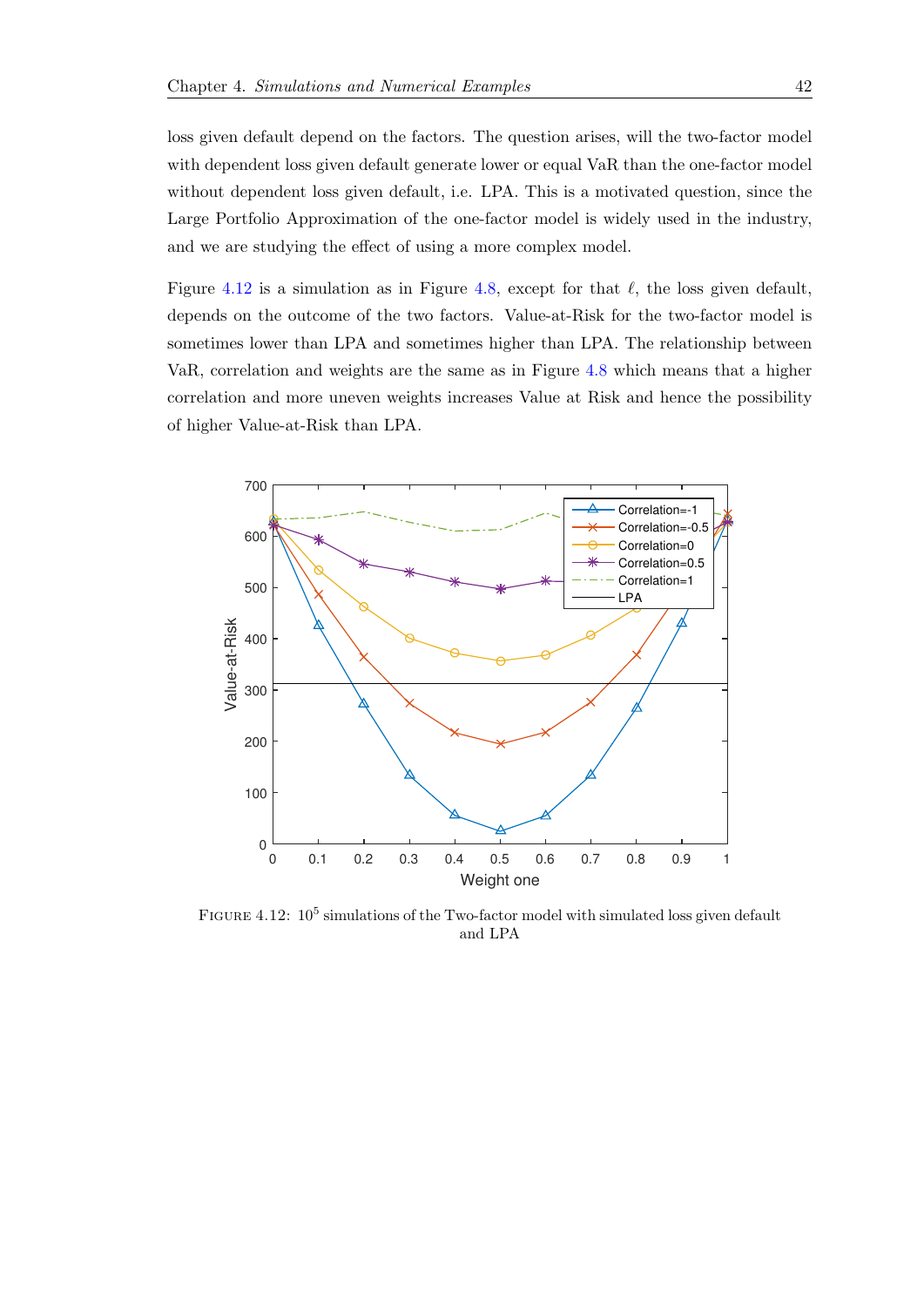loss given default depend on the factors. The question arises, will the two-factor model with dependent loss given default generate lower or equal VaR than the one-factor model without dependent loss given default, i.e. LPA. This is a motivated question, since the Large Portfolio Approximation of the one-factor model is widely used in the industry, and we are studying the effect of using a more complex model.

Figure 4.12 is a simulation as in Figure 4.8, except for that $\ell$, the loss given default, depends on the outcome of the two factors. Value-at-Risk for the two-factor model is sometimes lower than LPA and sometimes higher than LPA. The relationship between VaR, correlation and weights are the same as in Figure 4.8 which means that a higher correlation and more uneven weights increases Value at Risk and hence the possibility of higher Value-at-Risk than LPA.

FIGURE 4.12: $10^5$ simulations of the Two-factor model with simulated loss given default and LPA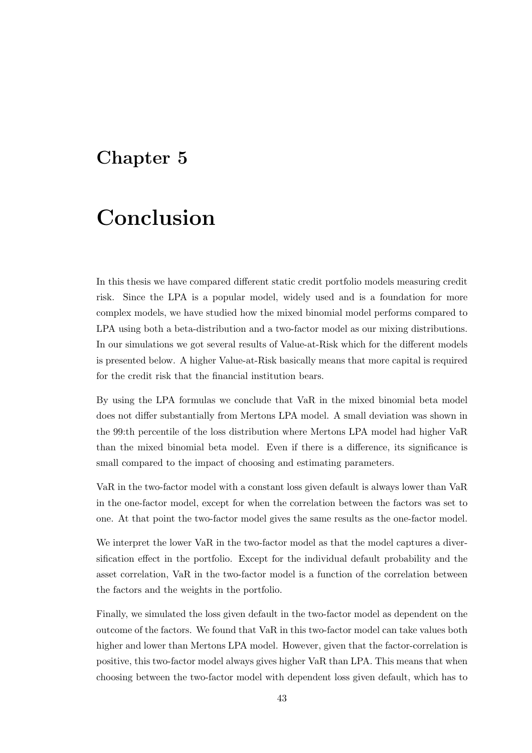# Chapter 5

# Conclusion

In this thesis we have compared different static credit portfolio models measuring credit risk. Since the LPA is a popular model, widely used and is a foundation for more complex models, we have studied how the mixed binomial model performs compared to LPA using both a beta-distribution and a two-factor model as our mixing distributions. In our simulations we got several results of Value-at-Risk which for the different models is presented below. A higher Value-at-Risk basically means that more capital is required for the credit risk that the financial institution bears.

By using the LPA formulas we conclude that VaR in the mixed binomial beta model does not differ substantially from Mertons LPA model. A small deviation was shown in the 99:th percentile of the loss distribution where Mertons LPA model had higher VaR than the mixed binomial beta model. Even if there is a difference, its significance is small compared to the impact of choosing and estimating parameters.

VaR in the two-factor model with a constant loss given default is always lower than VaR in the one-factor model, except for when the correlation between the factors was set to one. At that point the two-factor model gives the same results as the one-factor model.

We interpret the lower VaR in the two-factor model as that the model captures a diversification effect in the portfolio. Except for the individual default probability and the asset correlation, VaR in the two-factor model is a function of the correlation between the factors and the weights in the portfolio.

Finally, we simulated the loss given default in the two-factor model as dependent on the outcome of the factors. We found that VaR in this two-factor model can take values both higher and lower than Mertons LPA model. However, given that the factor-correlation is positive, this two-factor model always gives higher VaR than LPA. This means that when choosing between the two-factor model with dependent loss given default, which has to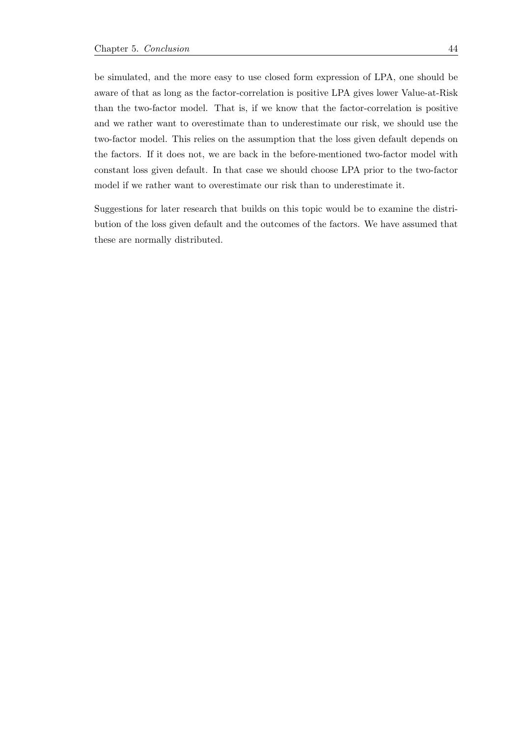be simulated, and the more easy to use closed form expression of LPA, one should be aware of that as long as the factor-correlation is positive LPA gives lower Value-at-Risk than the two-factor model. That is, if we know that the factor-correlation is positive and we rather want to overestimate than to underestimate our risk, we should use the two-factor model. This relies on the assumption that the loss given default depends on the factors. If it does not, we are back in the before-mentioned two-factor model with constant loss given default. In that case we should choose LPA prior to the two-factor model if we rather want to overestimate our risk than to underestimate it.

Suggestions for later research that builds on this topic would be to examine the distribution of the loss given default and the outcomes of the factors. We have assumed that these are normally distributed.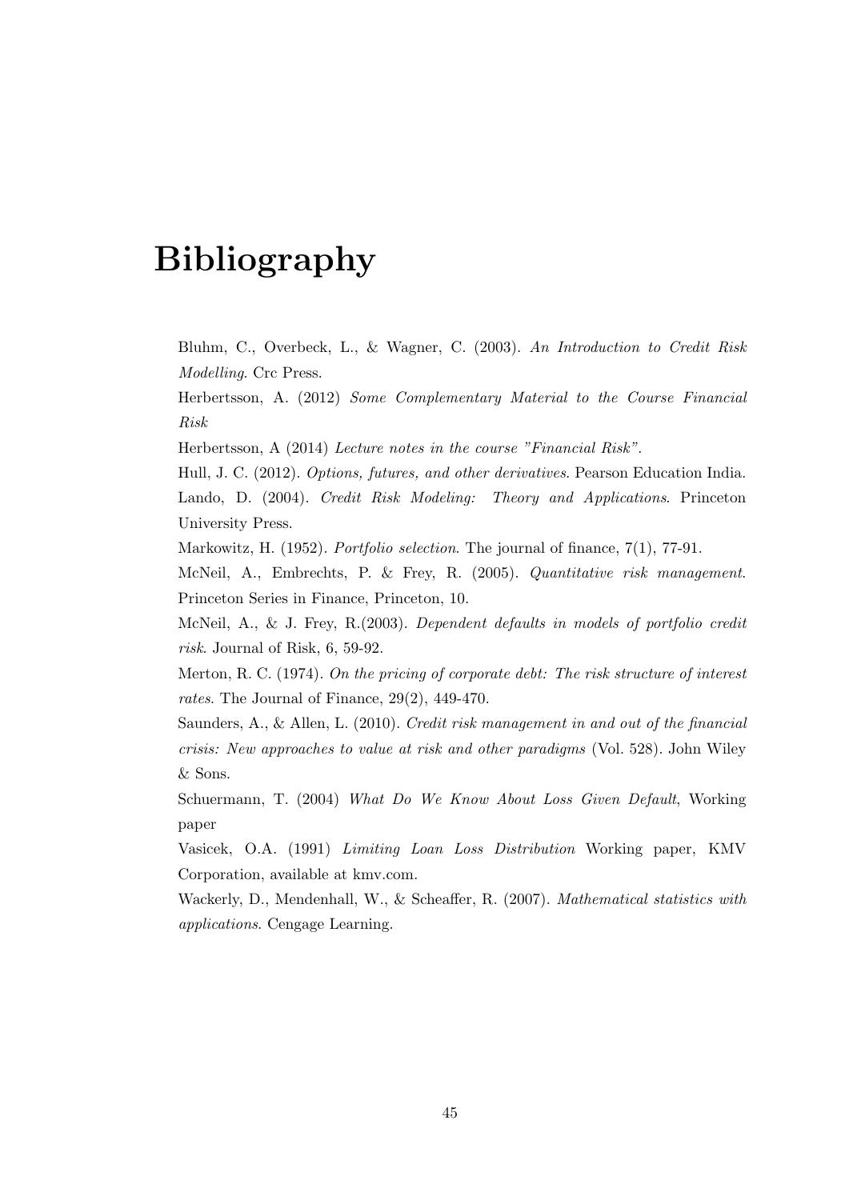# Bibliography

Bluhm, C., Overbeck, L., & Wagner, C. (2003). *An Introduction to Credit Risk Modelling*. Crc Press.

Herbertsson, A. (2012) *Some Complementary Material to the Course Financial Risk*

Herbertsson, A (2014) *Lecture notes in the course "Financial Risk".*

Hull, J. C. (2012). *Options, futures, and other derivatives.* Pearson Education India.

Lando, D. (2004). *Credit Risk Modeling: Theory and Applications*. Princeton University Press.

Markowitz, H. (1952). *Portfolio selection*. The journal of finance, 7(1), 77-91.

McNeil, A., Embrechts, P. & Frey, R. (2005). *Quantitative risk management*. Princeton Series in Finance, Princeton, 10.

McNeil, A., & J. Frey, R.(2003). *Dependent defaults in models of portfolio credit risk*. Journal of Risk, 6, 59-92.

Merton, R. C. (1974). *On the pricing of corporate debt: The risk structure of interest rates*. The Journal of Finance, 29(2), 449-470.

Saunders, A., & Allen, L. (2010). *Credit risk management in and out of the financial crisis: New approaches to value at risk and other paradigms* (Vol. 528). John Wiley & Sons.

Schuermann, T. (2004) *What Do We Know About Loss Given Default*, Working paper

Vasicek, O.A. (1991) *Limiting Loan Loss Distribution* Working paper, KMV Corporation, available at kmv.com.

Wackerly, D., Mendenhall, W., & Scheaffer, R. (2007). *Mathematical statistics with applications*. Cengage Learning.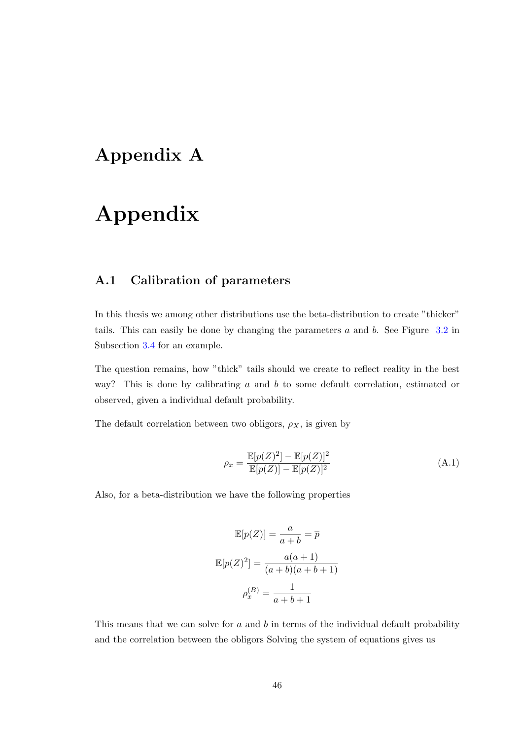# Appendix A

# Appendix

## A.1 Calibration of parameters

In this thesis we among other distributions use the beta-distribution to create "thicker" tails. This can easily be done by changing the parameters $a$ and $b$. See Figure 3.2 in Subsection 3.4 for an example.

The question remains, how "thick" tails should we create to reflect reality in the best way? This is done by calibrating $a$ and $b$ to some default correlation, estimated or observed, given a individual default probability.

The default correlation between two obligors, $\rho_X$, is given by

$$\rho_x = \frac{\mathbb{E}[p(Z)^2] - \mathbb{E}[p(Z)]^2}{\mathbb{E}[p(Z)] - \mathbb{E}[p(Z)]^2} \tag{A.1}$$

Also, for a beta-distribution we have the following properties

$$\mathbb{E}[p(Z)] = \frac{a}{a+b} = \overline{p}$$

$$\mathbb{E}[p(Z)^2] = \frac{a(a+1)}{(a+b)(a+b+1)}$$

$$\rho_x^{(B)} = \frac{1}{a+b+1}$$

This means that we can solve for $a$ and $b$ in terms of the individual default probability and the correlation between the obligors Solving the system of equations gives us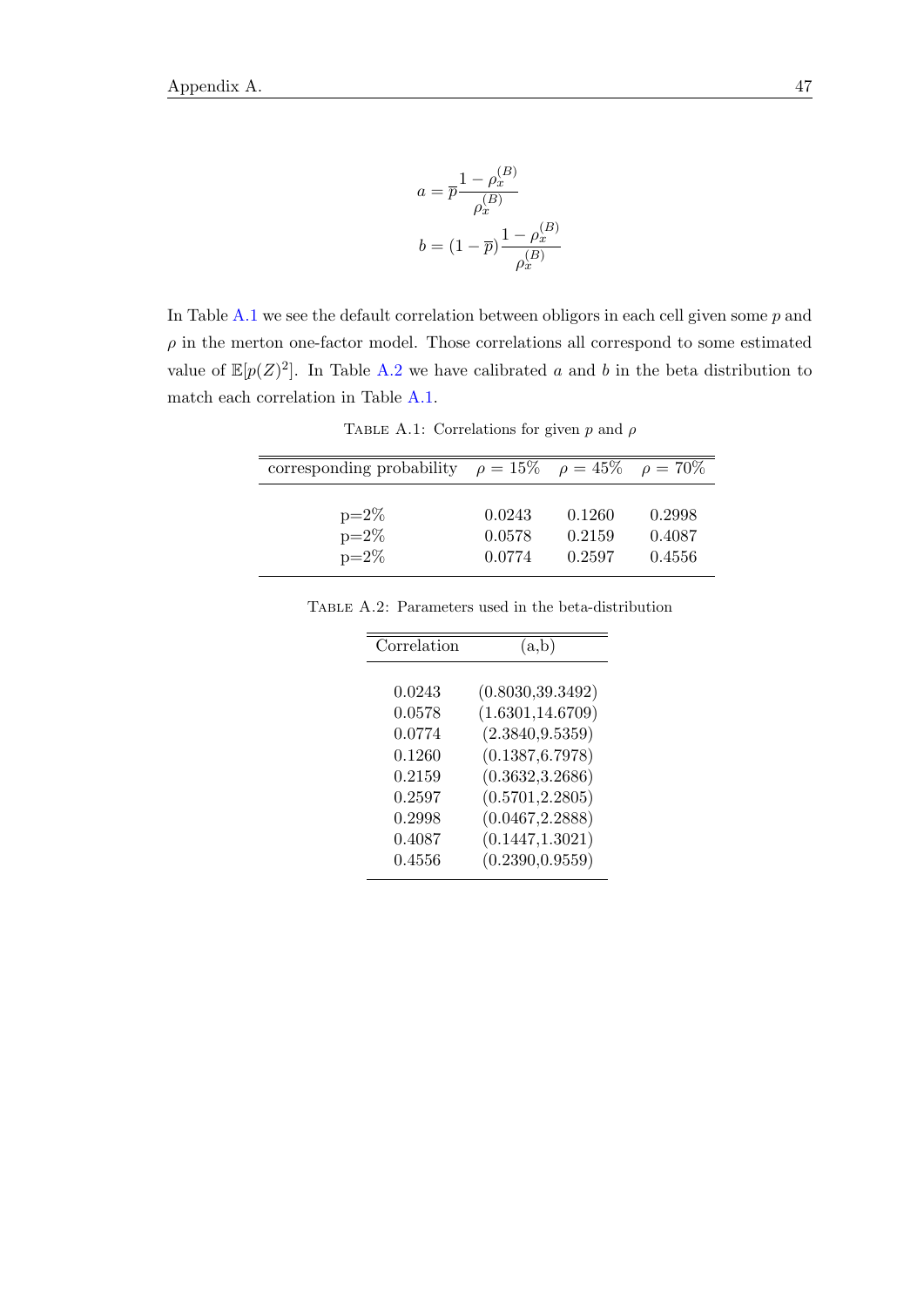$$a = \overline{p}\frac{1-\rho_x^{(B)}}{\rho_x^{(B)}}$$

$$b = (1-\overline{p})\frac{1-\rho_x^{(B)}}{\rho_x^{(B)}}$$

In Table A.1 we see the default correlation between obligors in each cell given some $p$ and $\rho$ in the merton one-factor model. Those correlations all correspond to some estimated value of $\mathbb{E}[p(Z)^2]$. In Table A.2 we have calibrated $a$ and $b$ in the beta distribution to match each correlation in Table A.1.

Table A.1: Correlations for given $p$ and $\rho$

| corresponding probability | $\rho = 15\%$ | $\rho = 45\%$ | $\rho = 70\%$ |
|---|---|---|---|
| p=2% | 0.0243 | 0.1260 | 0.2998 |
| p=2% | 0.0578 | 0.2159 | 0.4087 |
| p=2% | 0.0774 | 0.2597 | 0.4556 |

Table A.2: Parameters used in the beta-distribution

| Correlation | (a,b) |
|---|---|
| 0.0243 | (0.8030,39.3492) |
| 0.0578 | (1.6301,14.6709) |
| 0.0774 | (2.3840,9.5359) |
| 0.1260 | (0.1387,6.7978) |
| 0.2159 | (0.3632,3.2686) |
| 0.2597 | (0.5701,2.2805) |
| 0.2998 | (0.0467,2.2888) |
| 0.4087 | (0.1447,1.3021) |
| 0.4556 | (0.2390,0.9559) |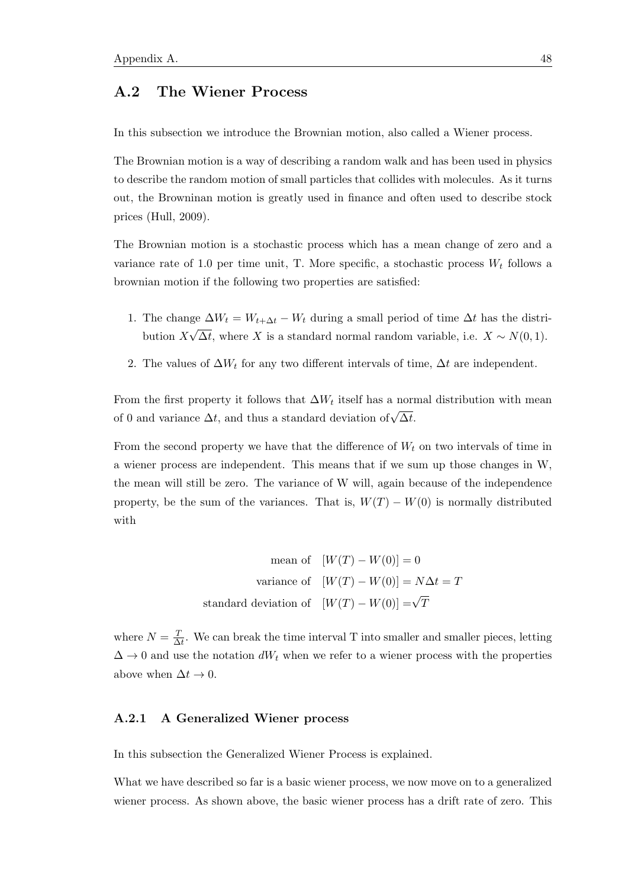## A.2 The Wiener Process

In this subsection we introduce the Brownian motion, also called a Wiener process.

The Brownian motion is a way of describing a random walk and has been used in physics to describe the random motion of small particles that collides with molecules. As it turns out, the Browninan motion is greatly used in finance and often used to describe stock prices (Hull, 2009).

The Brownian motion is a stochastic process which has a mean change of zero and a variance rate of 1.0 per time unit, T. More specific, a stochastic process $W_t$ follows a brownian motion if the following two properties are satisfied:

1. The change $\Delta W_t = W_{t+\Delta t} - W_t$ during a small period of time $\Delta t$ has the distribution $X\sqrt{\Delta t}$, where $X$ is a standard normal random variable, i.e. $X \sim N(0, 1)$.
2. The values of $\Delta W_t$ for any two different intervals of time, $\Delta t$ are independent.

From the first property it follows that $\Delta W_t$ itself has a normal distribution with mean of 0 and variance $\Delta t$, and thus a standard deviation of $\sqrt{\Delta t}$.

From the second property we have that the difference of $W_t$ on two intervals of time in a wiener process are independent. This means that if we sum up those changes in W, the mean will still be zero. The variance of W will, again because of the independence property, be the sum of the variances. That is, $W(T) - W(0)$ is normally distributed with

$$
\begin{aligned}
\text{mean of} \quad & [W(T) - W(0)] = 0 \\
\text{variance of} \quad & [W(T) - W(0)] = N\Delta t = T \\
\text{standard deviation of} \quad & [W(T) - W(0)] = \sqrt{T}
\end{aligned}
$$

where $N = \frac{T}{\Delta t}$. We can break the time interval T into smaller and smaller pieces, letting $\Delta \to 0$ and use the notation $dW_t$ when we refer to a wiener process with the properties above when $\Delta t \to 0$.

### A.2.1 A Generalized Wiener process

In this subsection the Generalized Wiener Process is explained.

What we have described so far is a basic wiener process, we now move on to a generalized wiener process. As shown above, the basic wiener process has a drift rate of zero. This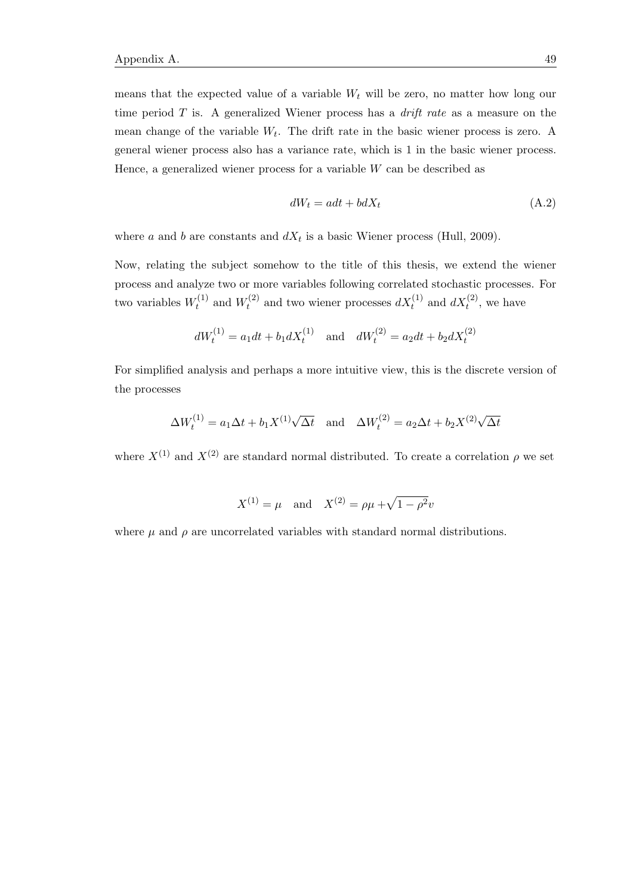means that the expected value of a variable $W_t$ will be zero, no matter how long our time period $T$ is. A generalized Wiener process has a *drift rate* as a measure on the mean change of the variable $W_t$. The drift rate in the basic wiener process is zero. A general wiener process also has a variance rate, which is 1 in the basic wiener process. Hence, a generalized wiener process for a variable $W$ can be described as

$$dW_t = adt + bdX_t \tag{A.2}$$

where $a$ and $b$ are constants and $dX_t$ is a basic Wiener process (Hull, 2009).

Now, relating the subject somehow to the title of this thesis, we extend the wiener process and analyze two or more variables following correlated stochastic processes. For two variables $W_t^{(1)}$ and $W_t^{(2)}$ and two wiener processes $dX_t^{(1)}$ and $dX_t^{(2)}$, we have

$$dW_t^{(1)} = a_1 dt + b_1 dX_t^{(1)} \quad \text{and} \quad dW_t^{(2)} = a_2 dt + b_2 dX_t^{(2)}$$

For simplified analysis and perhaps a more intuitive view, this is the discrete version of the processes

$$\Delta W_t^{(1)} = a_1 \Delta t + b_1 X^{(1)} \sqrt{\Delta t} \quad \text{and} \quad \Delta W_t^{(2)} = a_2 \Delta t + b_2 X^{(2)} \sqrt{\Delta t}$$

where $X^{(1)}$ and $X^{(2)}$ are standard normal distributed. To create a correlation $\rho$ we set

$$X^{(1)} = \mu \quad \text{and} \quad X^{(2)} = \rho\mu + \sqrt{1-\rho^2}\upsilon$$

where $\mu$ and $\rho$ are uncorrelated variables with standard normal distributions.